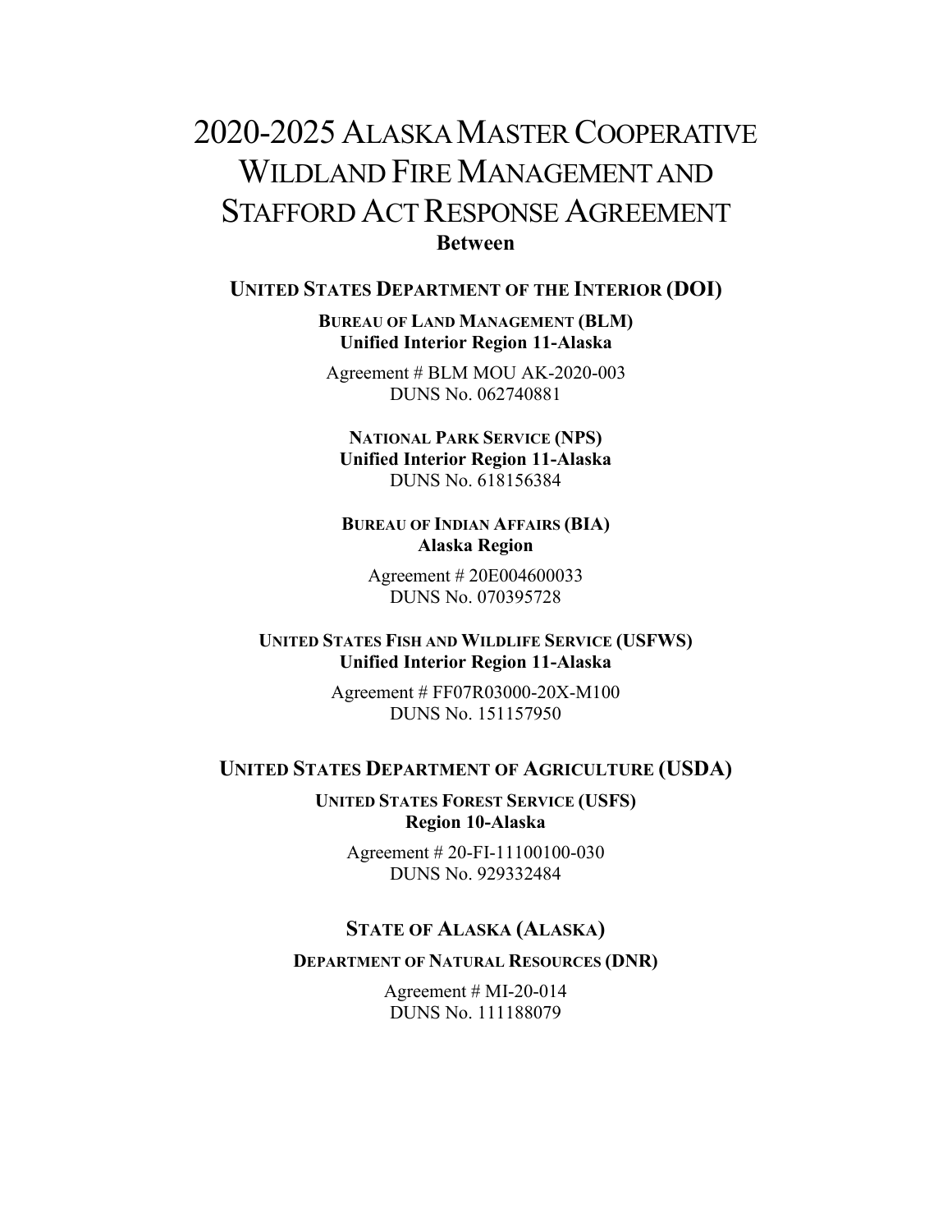# 2020-2025 Alaska Master Cooperative Wildland Fire Management and Stafford Act Response Agreement

**Between**

## United States Department of the Interior (DOI)

**Bureau of Land Management (BLM)**
**Unified Interior Region 11-Alaska**

Agreement # BLM MOU AK-2020-003
DUNS No. 062740881

**National Park Service (NPS)**
**Unified Interior Region 11-Alaska**
DUNS No. 618156384

**Bureau of Indian Affairs (BIA)**
**Alaska Region**

Agreement # 20E004600033
DUNS No. 070395728

**United States Fish and Wildlife Service (USFWS)**
**Unified Interior Region 11-Alaska**

Agreement # FF07R03000-20X-M100
DUNS No. 151157950

## United States Department of Agriculture (USDA)

**United States Forest Service (USFS)**
**Region 10-Alaska**

Agreement # 20-FI-11100100-030
DUNS No. 929332484

## State of Alaska (Alaska)

**Department of Natural Resources (DNR)**

Agreement # MI-20-014
DUNS No. 111188079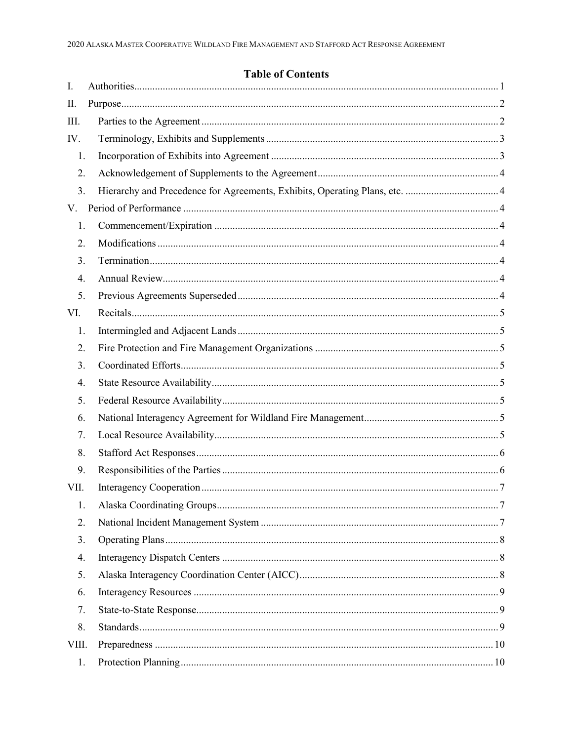## Table of Contents

I. Authorities ... 1

II. Purpose ... 2

III. Parties to the Agreement ... 2

IV. Terminology, Exhibits and Supplements ... 3

1. Incorporation of Exhibits into Agreement ... 3
2. Acknowledgement of Supplements to the Agreement ... 4
3. Hierarchy and Precedence for Agreements, Exhibits, Operating Plans, etc. ... 4

V. Period of Performance ... 4

1. Commencement/Expiration ... 4
2. Modifications ... 4
3. Termination ... 4
4. Annual Review ... 4
5. Previous Agreements Superseded ... 4

VI. Recitals ... 5

1. Intermingled and Adjacent Lands ... 5
2. Fire Protection and Fire Management Organizations ... 5
3. Coordinated Efforts ... 5
4. State Resource Availability ... 5
5. Federal Resource Availability ... 5
6. National Interagency Agreement for Wildland Fire Management ... 5
7. Local Resource Availability ... 5
8. Stafford Act Responses ... 6
9. Responsibilities of the Parties ... 6

VII. Interagency Cooperation ... 7

1. Alaska Coordinating Groups ... 7
2. National Incident Management System ... 7
3. Operating Plans ... 8
4. Interagency Dispatch Centers ... 8
5. Alaska Interagency Coordination Center (AICC) ... 8
6. Interagency Resources ... 9
7. State-to-State Response ... 9
8. Standards ... 9

VIII. Preparedness ... 10

1. Protection Planning ... 10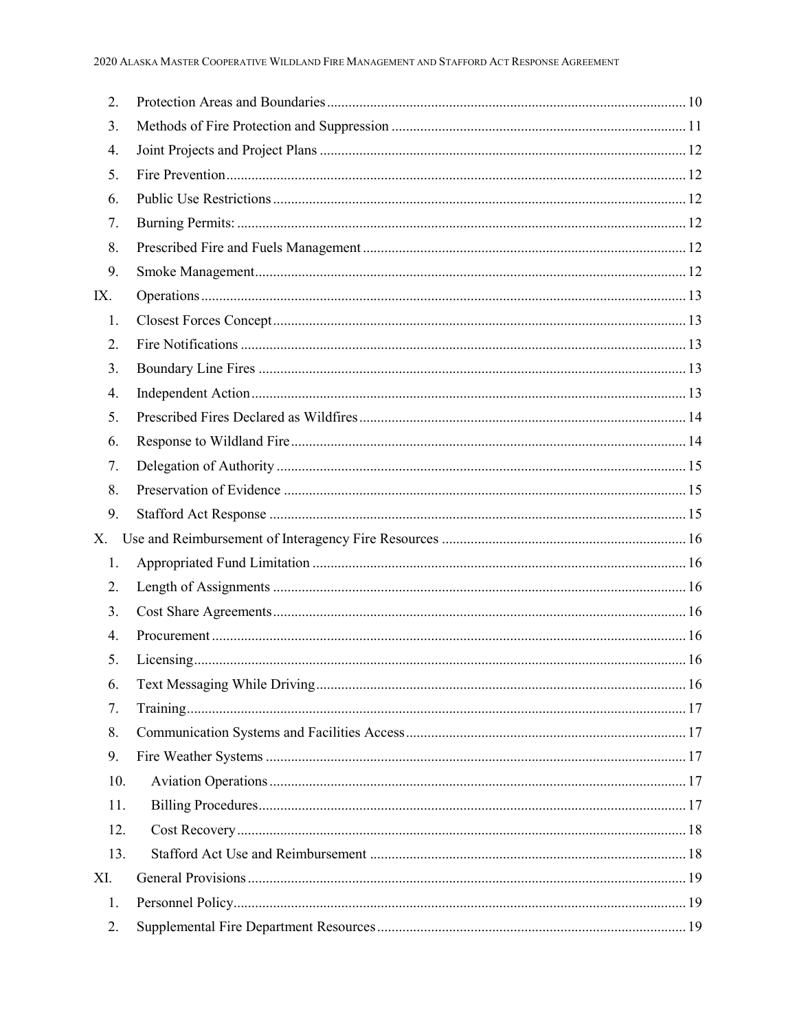2. Protection Areas and Boundaries ..... 10
3. Methods of Fire Protection and Suppression ..... 11
4. Joint Projects and Project Plans ..... 12
5. Fire Prevention ..... 12
6. Public Use Restrictions ..... 12
7. Burning Permits: ..... 12
8. Prescribed Fire and Fuels Management ..... 12
9. Smoke Management ..... 12

IX. Operations ..... 13
1. Closest Forces Concept ..... 13
2. Fire Notifications ..... 13
3. Boundary Line Fires ..... 13
4. Independent Action ..... 13
5. Prescribed Fires Declared as Wildfires ..... 14
6. Response to Wildland Fire ..... 14
7. Delegation of Authority ..... 15
8. Preservation of Evidence ..... 15
9. Stafford Act Response ..... 15

X. Use and Reimbursement of Interagency Fire Resources ..... 16
1. Appropriated Fund Limitation ..... 16
2. Length of Assignments ..... 16
3. Cost Share Agreements ..... 16
4. Procurement ..... 16
5. Licensing ..... 16
6. Text Messaging While Driving ..... 16
7. Training ..... 17
8. Communication Systems and Facilities Access ..... 17
9. Fire Weather Systems ..... 17
10. Aviation Operations ..... 17
11. Billing Procedures ..... 17
12. Cost Recovery ..... 18
13. Stafford Act Use and Reimbursement ..... 18

XI. General Provisions ..... 19
1. Personnel Policy ..... 19
2. Supplemental Fire Department Resources ..... 19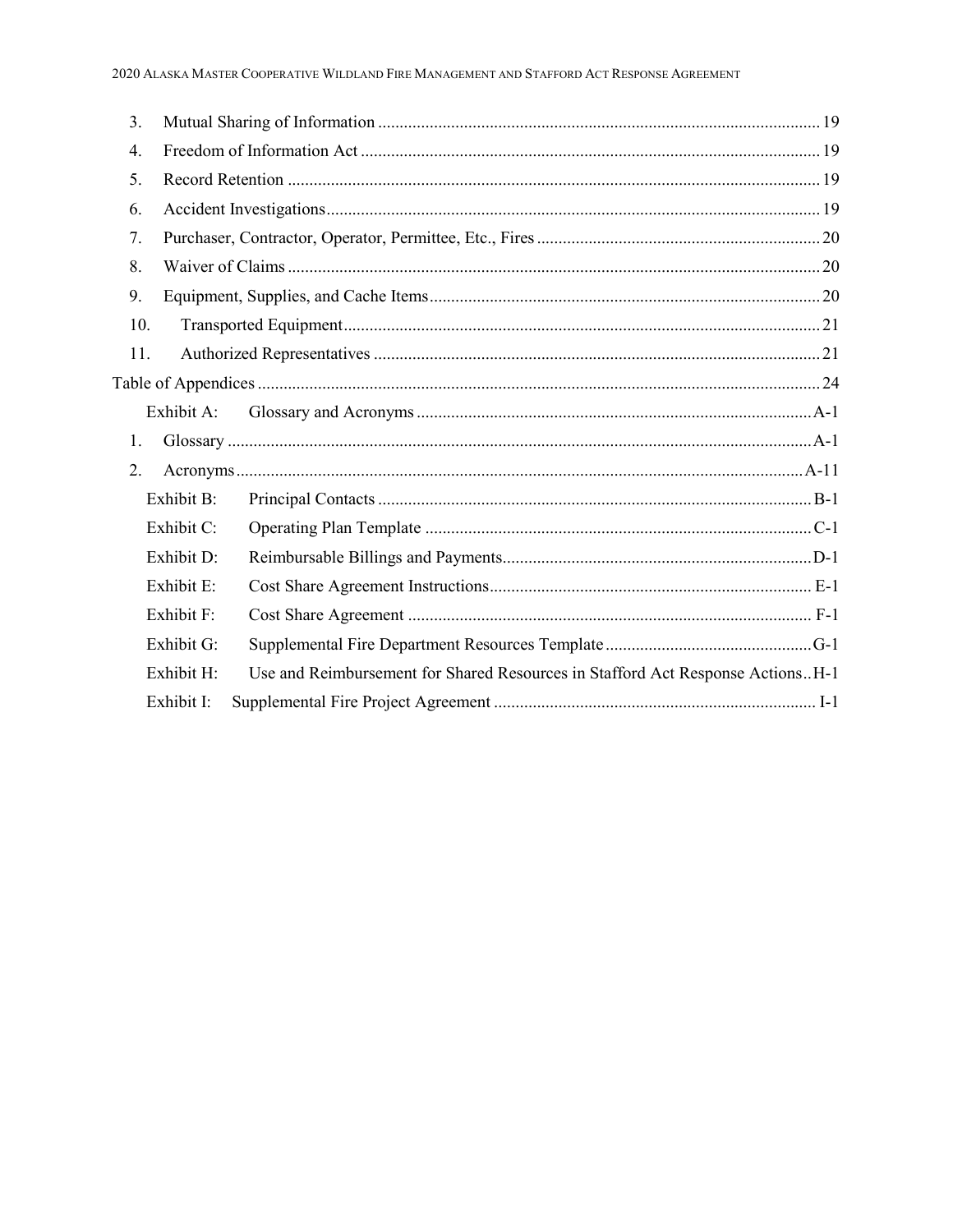3. Mutual Sharing of Information ..... 19
4. Freedom of Information Act ..... 19
5. Record Retention ..... 19
6. Accident Investigations ..... 19
7. Purchaser, Contractor, Operator, Permittee, Etc., Fires ..... 20
8. Waiver of Claims ..... 20
9. Equipment, Supplies, and Cache Items ..... 20
10. Transported Equipment ..... 21
11. Authorized Representatives ..... 21

Table of Appendices ..... 24

- Exhibit A: Glossary and Acronyms ..... A-1
  1. Glossary ..... A-1
  2. Acronyms ..... A-11
- Exhibit B: Principal Contacts ..... B-1
- Exhibit C: Operating Plan Template ..... C-1
- Exhibit D: Reimbursable Billings and Payments ..... D-1
- Exhibit E: Cost Share Agreement Instructions ..... E-1
- Exhibit F: Cost Share Agreement ..... F-1
- Exhibit G: Supplemental Fire Department Resources Template ..... G-1
- Exhibit H: Use and Reimbursement for Shared Resources in Stafford Act Response Actions ..... H-1
- Exhibit I: Supplemental Fire Project Agreement ..... I-1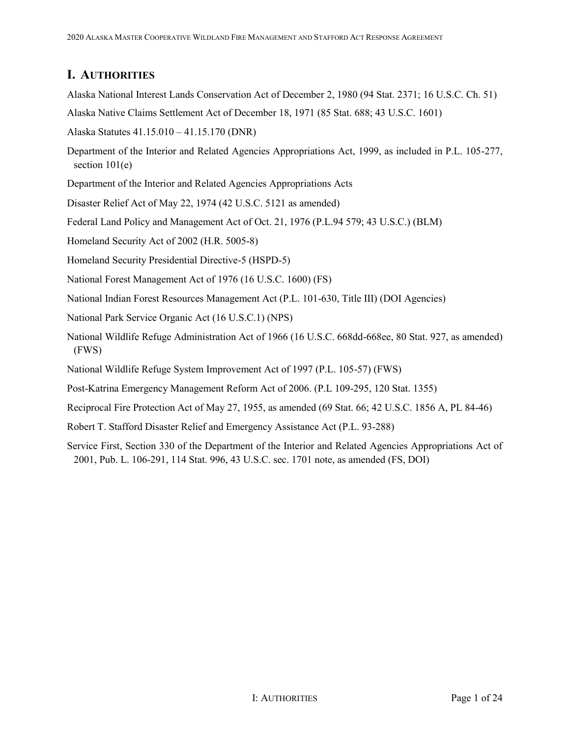# I. AUTHORITIES

Alaska National Interest Lands Conservation Act of December 2, 1980 (94 Stat. 2371; 16 U.S.C. Ch. 51)

Alaska Native Claims Settlement Act of December 18, 1971 (85 Stat. 688; 43 U.S.C. 1601)

Alaska Statutes 41.15.010 – 41.15.170 (DNR)

Department of the Interior and Related Agencies Appropriations Act, 1999, as included in P.L. 105-277, section 101(e)

Department of the Interior and Related Agencies Appropriations Acts

Disaster Relief Act of May 22, 1974 (42 U.S.C. 5121 as amended)

Federal Land Policy and Management Act of Oct. 21, 1976 (P.L.94 579; 43 U.S.C.) (BLM)

Homeland Security Act of 2002 (H.R. 5005-8)

Homeland Security Presidential Directive-5 (HSPD-5)

National Forest Management Act of 1976 (16 U.S.C. 1600) (FS)

National Indian Forest Resources Management Act (P.L. 101-630, Title III) (DOI Agencies)

National Park Service Organic Act (16 U.S.C.1) (NPS)

National Wildlife Refuge Administration Act of 1966 (16 U.S.C. 668dd-668ee, 80 Stat. 927, as amended) (FWS)

National Wildlife Refuge System Improvement Act of 1997 (P.L. 105-57) (FWS)

Post-Katrina Emergency Management Reform Act of 2006. (P.L 109-295, 120 Stat. 1355)

Reciprocal Fire Protection Act of May 27, 1955, as amended (69 Stat. 66; 42 U.S.C. 1856 A, PL 84-46)

Robert T. Stafford Disaster Relief and Emergency Assistance Act (P.L. 93-288)

Service First, Section 330 of the Department of the Interior and Related Agencies Appropriations Act of 2001, Pub. L. 106-291, 114 Stat. 996, 43 U.S.C. sec. 1701 note, as amended (FS, DOI)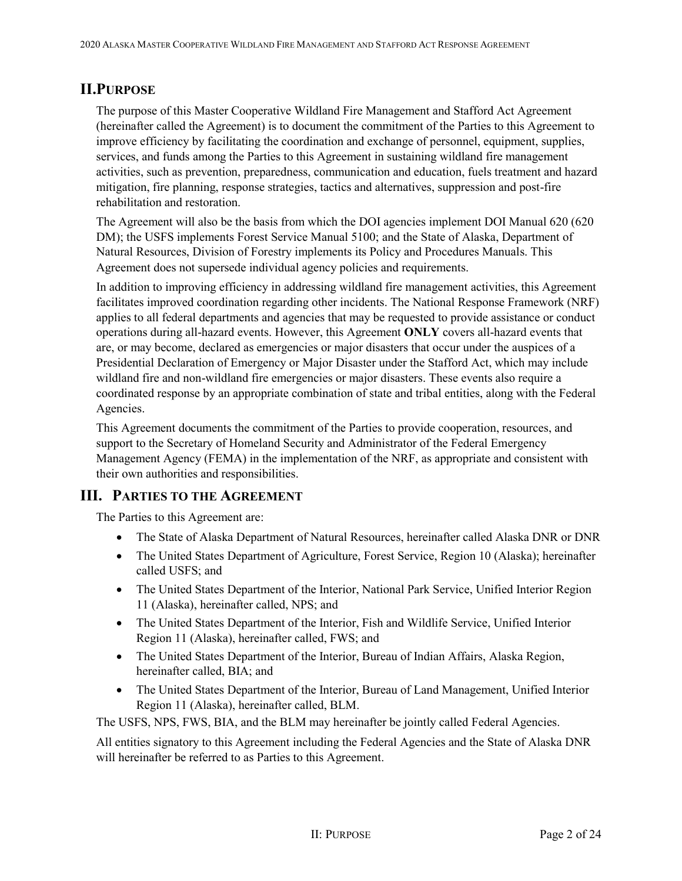## II. PURPOSE

The purpose of this Master Cooperative Wildland Fire Management and Stafford Act Agreement (hereinafter called the Agreement) is to document the commitment of the Parties to this Agreement to improve efficiency by facilitating the coordination and exchange of personnel, equipment, supplies, services, and funds among the Parties to this Agreement in sustaining wildland fire management activities, such as prevention, preparedness, communication and education, fuels treatment and hazard mitigation, fire planning, response strategies, tactics and alternatives, suppression and post-fire rehabilitation and restoration.

The Agreement will also be the basis from which the DOI agencies implement DOI Manual 620 (620 DM); the USFS implements Forest Service Manual 5100; and the State of Alaska, Department of Natural Resources, Division of Forestry implements its Policy and Procedures Manuals. This Agreement does not supersede individual agency policies and requirements.

In addition to improving efficiency in addressing wildland fire management activities, this Agreement facilitates improved coordination regarding other incidents. The National Response Framework (NRF) applies to all federal departments and agencies that may be requested to provide assistance or conduct operations during all-hazard events. However, this Agreement **ONLY** covers all-hazard events that are, or may become, declared as emergencies or major disasters that occur under the auspices of a Presidential Declaration of Emergency or Major Disaster under the Stafford Act, which may include wildland fire and non-wildland fire emergencies or major disasters. These events also require a coordinated response by an appropriate combination of state and tribal entities, along with the Federal Agencies.

This Agreement documents the commitment of the Parties to provide cooperation, resources, and support to the Secretary of Homeland Security and Administrator of the Federal Emergency Management Agency (FEMA) in the implementation of the NRF, as appropriate and consistent with their own authorities and responsibilities.

## III. PARTIES TO THE AGREEMENT

The Parties to this Agreement are:

- The State of Alaska Department of Natural Resources, hereinafter called Alaska DNR or DNR
- The United States Department of Agriculture, Forest Service, Region 10 (Alaska); hereinafter called USFS; and
- The United States Department of the Interior, National Park Service, Unified Interior Region 11 (Alaska), hereinafter called, NPS; and
- The United States Department of the Interior, Fish and Wildlife Service, Unified Interior Region 11 (Alaska), hereinafter called, FWS; and
- The United States Department of the Interior, Bureau of Indian Affairs, Alaska Region, hereinafter called, BIA; and
- The United States Department of the Interior, Bureau of Land Management, Unified Interior Region 11 (Alaska), hereinafter called, BLM.

The USFS, NPS, FWS, BIA, and the BLM may hereinafter be jointly called Federal Agencies.

All entities signatory to this Agreement including the Federal Agencies and the State of Alaska DNR will hereinafter be referred to as Parties to this Agreement.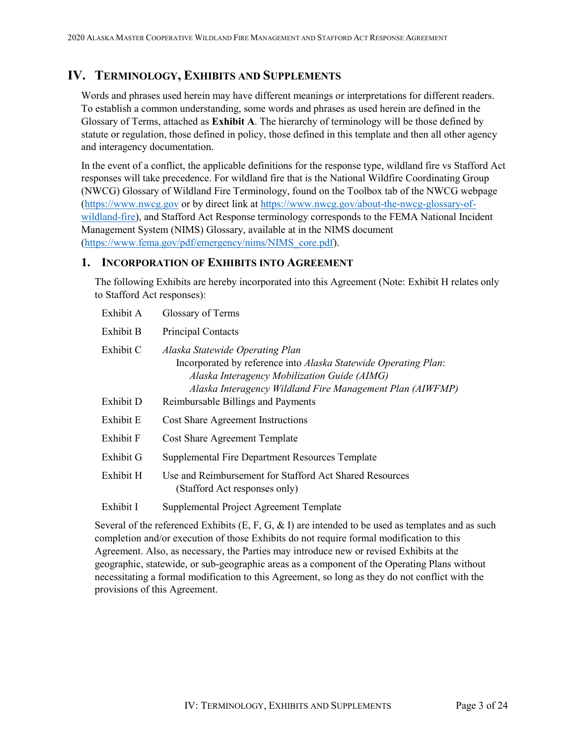## IV. Terminology, Exhibits and Supplements

Words and phrases used herein may have different meanings or interpretations for different readers. To establish a common understanding, some words and phrases as used herein are defined in the Glossary of Terms, attached as **Exhibit A**. The hierarchy of terminology will be those defined by statute or regulation, those defined in policy, those defined in this template and then all other agency and interagency documentation.

In the event of a conflict, the applicable definitions for the response type, wildland fire vs Stafford Act responses will take precedence. For wildland fire that is the National Wildfire Coordinating Group (NWCG) Glossary of Wildland Fire Terminology, found on the Toolbox tab of the NWCG webpage (https://www.nwcg.gov or by direct link at https://www.nwcg.gov/about-the-nwcg-glossary-of-wildland-fire), and Stafford Act Response terminology corresponds to the FEMA National Incident Management System (NIMS) Glossary, available at in the NIMS document (https://www.fema.gov/pdf/emergency/nims/NIMS_core.pdf).

### 1. Incorporation of Exhibits into Agreement

The following Exhibits are hereby incorporated into this Agreement (Note: Exhibit H relates only to Stafford Act responses):

| | |
|---|---|
| Exhibit A | Glossary of Terms |
| Exhibit B | Principal Contacts |
| Exhibit C | *Alaska Statewide Operating Plan*<br>Incorporated by reference into *Alaska Statewide Operating Plan*:<br>*Alaska Interagency Mobilization Guide (AIMG)*<br>*Alaska Interagency Wildland Fire Management Plan (AIWFMP)* |
| Exhibit D | Reimbursable Billings and Payments |
| Exhibit E | Cost Share Agreement Instructions |
| Exhibit F | Cost Share Agreement Template |
| Exhibit G | Supplemental Fire Department Resources Template |
| Exhibit H | Use and Reimbursement for Stafford Act Shared Resources (Stafford Act responses only) |
| Exhibit I | Supplemental Project Agreement Template |

Several of the referenced Exhibits (E, F, G, & I) are intended to be used as templates and as such completion and/or execution of those Exhibits do not require formal modification to this Agreement. Also, as necessary, the Parties may introduce new or revised Exhibits at the geographic, statewide, or sub-geographic areas as a component of the Operating Plans without necessitating a formal modification to this Agreement, so long as they do not conflict with the provisions of this Agreement.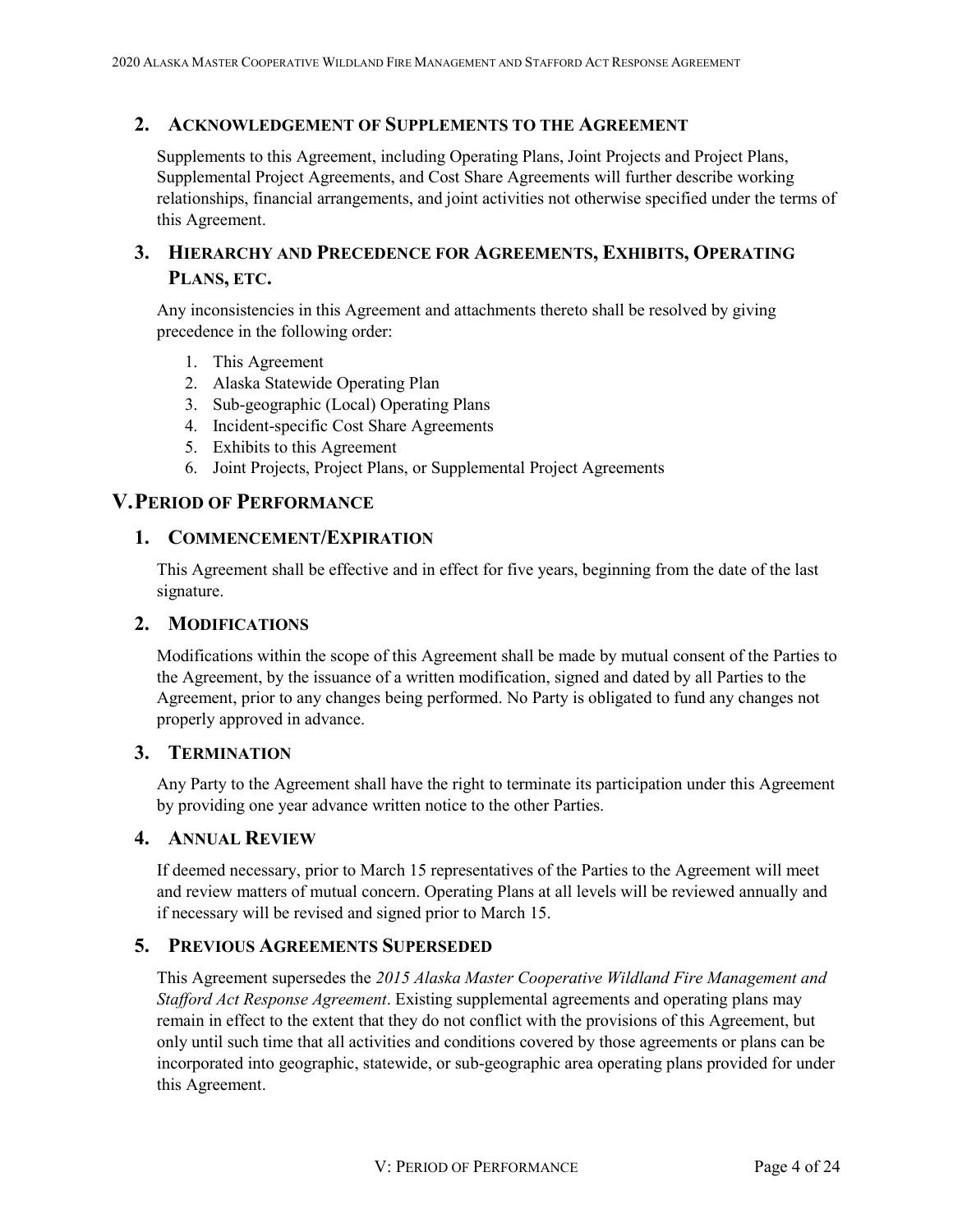### 2. Acknowledgement of Supplements to the Agreement

Supplements to this Agreement, including Operating Plans, Joint Projects and Project Plans, Supplemental Project Agreements, and Cost Share Agreements will further describe working relationships, financial arrangements, and joint activities not otherwise specified under the terms of this Agreement.

### 3. Hierarchy and Precedence for Agreements, Exhibits, Operating Plans, etc.

Any inconsistencies in this Agreement and attachments thereto shall be resolved by giving precedence in the following order:

1. This Agreement
2. Alaska Statewide Operating Plan
3. Sub-geographic (Local) Operating Plans
4. Incident-specific Cost Share Agreements
5. Exhibits to this Agreement
6. Joint Projects, Project Plans, or Supplemental Project Agreements

## V. Period of Performance

### 1. Commencement/Expiration

This Agreement shall be effective and in effect for five years, beginning from the date of the last signature.

### 2. Modifications

Modifications within the scope of this Agreement shall be made by mutual consent of the Parties to the Agreement, by the issuance of a written modification, signed and dated by all Parties to the Agreement, prior to any changes being performed. No Party is obligated to fund any changes not properly approved in advance.

### 3. Termination

Any Party to the Agreement shall have the right to terminate its participation under this Agreement by providing one year advance written notice to the other Parties.

### 4. Annual Review

If deemed necessary, prior to March 15 representatives of the Parties to the Agreement will meet and review matters of mutual concern. Operating Plans at all levels will be reviewed annually and if necessary will be revised and signed prior to March 15.

### 5. Previous Agreements Superseded

This Agreement supersedes the *2015 Alaska Master Cooperative Wildland Fire Management and Stafford Act Response Agreement*. Existing supplemental agreements and operating plans may remain in effect to the extent that they do not conflict with the provisions of this Agreement, but only until such time that all activities and conditions covered by those agreements or plans can be incorporated into geographic, statewide, or sub-geographic area operating plans provided for under this Agreement.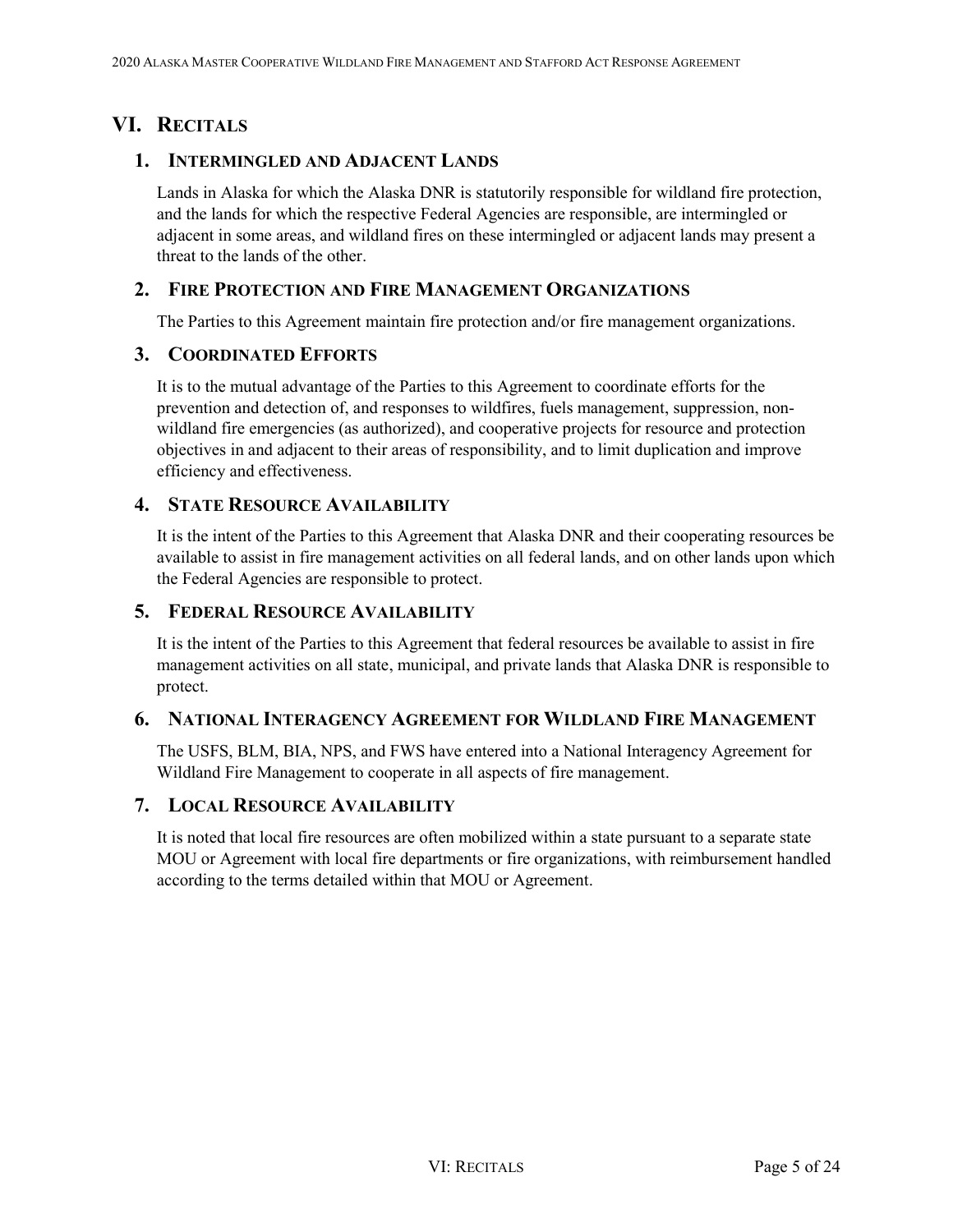# VI. Recitals

## 1. Intermingled and Adjacent Lands

Lands in Alaska for which the Alaska DNR is statutorily responsible for wildland fire protection, and the lands for which the respective Federal Agencies are responsible, are intermingled or adjacent in some areas, and wildland fires on these intermingled or adjacent lands may present a threat to the lands of the other.

## 2. Fire Protection and Fire Management Organizations

The Parties to this Agreement maintain fire protection and/or fire management organizations.

## 3. Coordinated Efforts

It is to the mutual advantage of the Parties to this Agreement to coordinate efforts for the prevention and detection of, and responses to wildfires, fuels management, suppression, non-wildland fire emergencies (as authorized), and cooperative projects for resource and protection objectives in and adjacent to their areas of responsibility, and to limit duplication and improve efficiency and effectiveness.

## 4. State Resource Availability

It is the intent of the Parties to this Agreement that Alaska DNR and their cooperating resources be available to assist in fire management activities on all federal lands, and on other lands upon which the Federal Agencies are responsible to protect.

## 5. Federal Resource Availability

It is the intent of the Parties to this Agreement that federal resources be available to assist in fire management activities on all state, municipal, and private lands that Alaska DNR is responsible to protect.

## 6. National Interagency Agreement for Wildland Fire Management

The USFS, BLM, BIA, NPS, and FWS have entered into a National Interagency Agreement for Wildland Fire Management to cooperate in all aspects of fire management.

## 7. Local Resource Availability

It is noted that local fire resources are often mobilized within a state pursuant to a separate state MOU or Agreement with local fire departments or fire organizations, with reimbursement handled according to the terms detailed within that MOU or Agreement.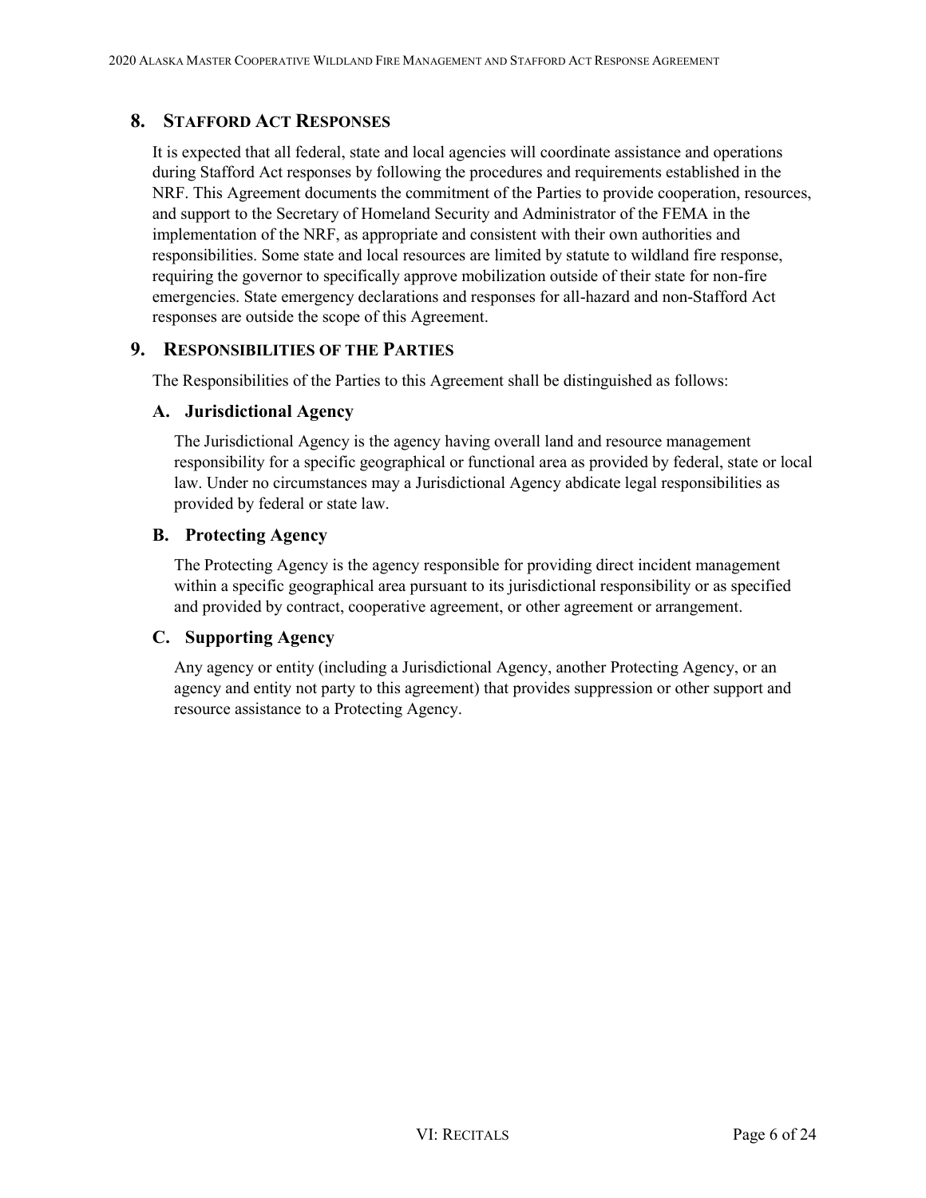## 8. Stafford Act Responses

It is expected that all federal, state and local agencies will coordinate assistance and operations during Stafford Act responses by following the procedures and requirements established in the NRF. This Agreement documents the commitment of the Parties to provide cooperation, resources, and support to the Secretary of Homeland Security and Administrator of the FEMA in the implementation of the NRF, as appropriate and consistent with their own authorities and responsibilities. Some state and local resources are limited by statute to wildland fire response, requiring the governor to specifically approve mobilization outside of their state for non-fire emergencies. State emergency declarations and responses for all-hazard and non-Stafford Act responses are outside the scope of this Agreement.

## 9. Responsibilities of the Parties

The Responsibilities of the Parties to this Agreement shall be distinguished as follows:

### A. Jurisdictional Agency

The Jurisdictional Agency is the agency having overall land and resource management responsibility for a specific geographical or functional area as provided by federal, state or local law. Under no circumstances may a Jurisdictional Agency abdicate legal responsibilities as provided by federal or state law.

### B. Protecting Agency

The Protecting Agency is the agency responsible for providing direct incident management within a specific geographical area pursuant to its jurisdictional responsibility or as specified and provided by contract, cooperative agreement, or other agreement or arrangement.

### C. Supporting Agency

Any agency or entity (including a Jurisdictional Agency, another Protecting Agency, or an agency and entity not party to this agreement) that provides suppression or other support and resource assistance to a Protecting Agency.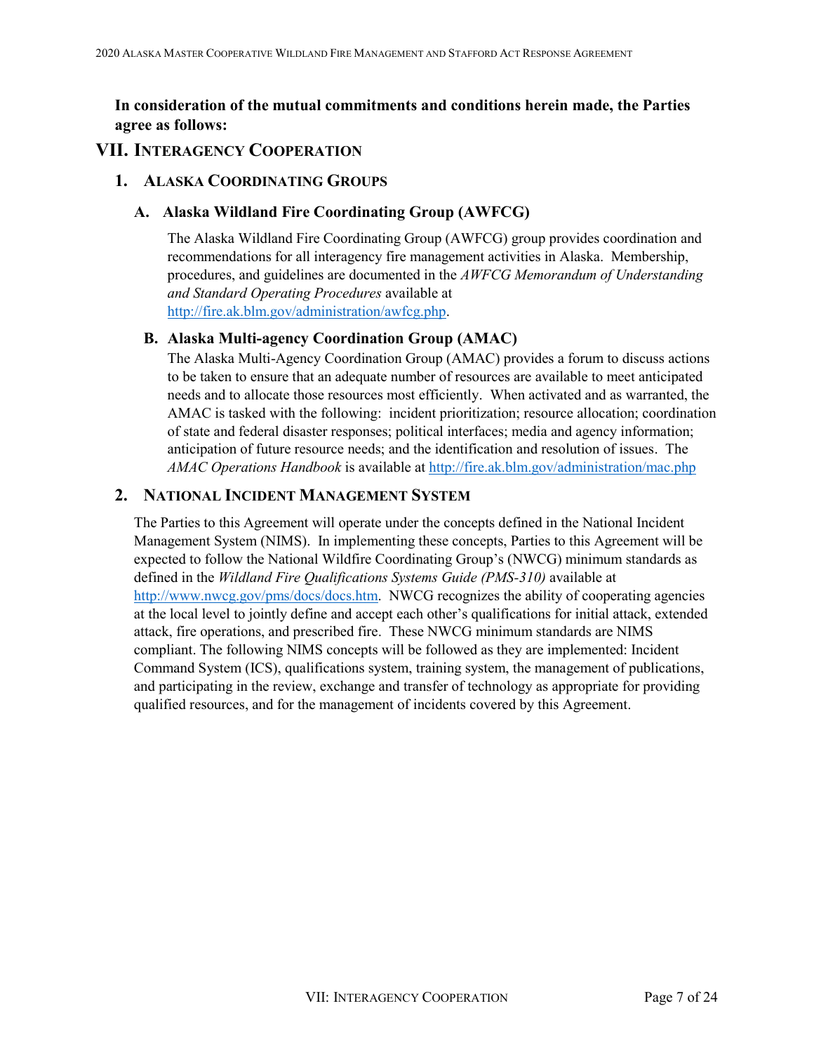**In consideration of the mutual commitments and conditions herein made, the Parties agree as follows:**

# VII. Interagency Cooperation

## 1. Alaska Coordinating Groups

### A. Alaska Wildland Fire Coordinating Group (AWFCG)

The Alaska Wildland Fire Coordinating Group (AWFCG) group provides coordination and recommendations for all interagency fire management activities in Alaska. Membership, procedures, and guidelines are documented in the *AWFCG Memorandum of Understanding and Standard Operating Procedures* available at http://fire.ak.blm.gov/administration/awfcg.php.

### B. Alaska Multi-agency Coordination Group (AMAC)

The Alaska Multi-Agency Coordination Group (AMAC) provides a forum to discuss actions to be taken to ensure that an adequate number of resources are available to meet anticipated needs and to allocate those resources most efficiently. When activated and as warranted, the AMAC is tasked with the following: incident prioritization; resource allocation; coordination of state and federal disaster responses; political interfaces; media and agency information; anticipation of future resource needs; and the identification and resolution of issues. The *AMAC Operations Handbook* is available at http://fire.ak.blm.gov/administration/mac.php

## 2. National Incident Management System

The Parties to this Agreement will operate under the concepts defined in the National Incident Management System (NIMS). In implementing these concepts, Parties to this Agreement will be expected to follow the National Wildfire Coordinating Group's (NWCG) minimum standards as defined in the *Wildland Fire Qualifications Systems Guide (PMS-310)* available at http://www.nwcg.gov/pms/docs/docs.htm. NWCG recognizes the ability of cooperating agencies at the local level to jointly define and accept each other's qualifications for initial attack, extended attack, fire operations, and prescribed fire. These NWCG minimum standards are NIMS compliant. The following NIMS concepts will be followed as they are implemented: Incident Command System (ICS), qualifications system, training system, the management of publications, and participating in the review, exchange and transfer of technology as appropriate for providing qualified resources, and for the management of incidents covered by this Agreement.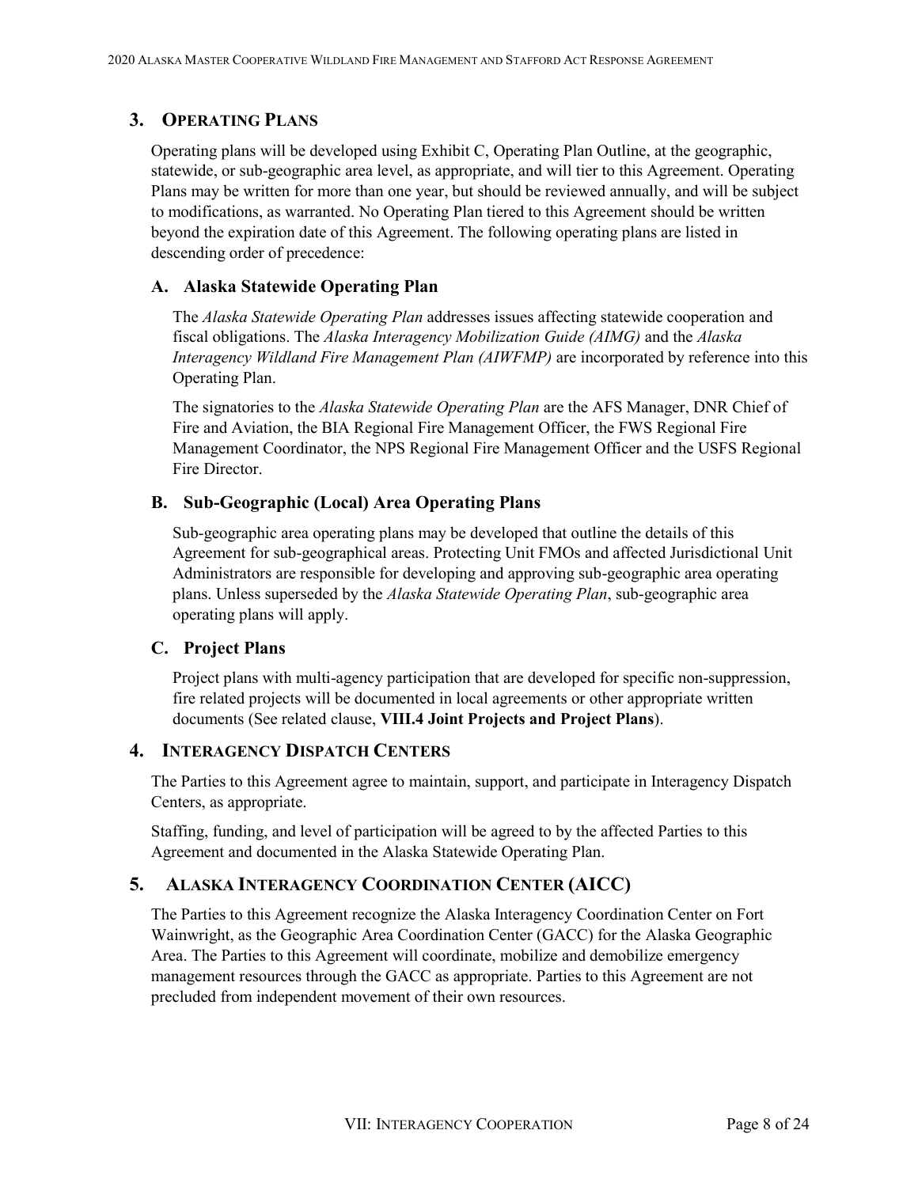## 3. Operating Plans

Operating plans will be developed using Exhibit C, Operating Plan Outline, at the geographic, statewide, or sub-geographic area level, as appropriate, and will tier to this Agreement. Operating Plans may be written for more than one year, but should be reviewed annually, and will be subject to modifications, as warranted. No Operating Plan tiered to this Agreement should be written beyond the expiration date of this Agreement. The following operating plans are listed in descending order of precedence:

### A. Alaska Statewide Operating Plan

The *Alaska Statewide Operating Plan* addresses issues affecting statewide cooperation and fiscal obligations. The *Alaska Interagency Mobilization Guide (AIMG)* and the *Alaska Interagency Wildland Fire Management Plan (AIWFMP)* are incorporated by reference into this Operating Plan.

The signatories to the *Alaska Statewide Operating Plan* are the AFS Manager, DNR Chief of Fire and Aviation, the BIA Regional Fire Management Officer, the FWS Regional Fire Management Coordinator, the NPS Regional Fire Management Officer and the USFS Regional Fire Director.

### B. Sub-Geographic (Local) Area Operating Plans

Sub-geographic area operating plans may be developed that outline the details of this Agreement for sub-geographical areas. Protecting Unit FMOs and affected Jurisdictional Unit Administrators are responsible for developing and approving sub-geographic area operating plans. Unless superseded by the *Alaska Statewide Operating Plan*, sub-geographic area operating plans will apply.

### C. Project Plans

Project plans with multi-agency participation that are developed for specific non-suppression, fire related projects will be documented in local agreements or other appropriate written documents (See related clause, **VIII.4 Joint Projects and Project Plans**).

## 4. Interagency Dispatch Centers

The Parties to this Agreement agree to maintain, support, and participate in Interagency Dispatch Centers, as appropriate.

Staffing, funding, and level of participation will be agreed to by the affected Parties to this Agreement and documented in the Alaska Statewide Operating Plan.

## 5. Alaska Interagency Coordination Center (AICC)

The Parties to this Agreement recognize the Alaska Interagency Coordination Center on Fort Wainwright, as the Geographic Area Coordination Center (GACC) for the Alaska Geographic Area. The Parties to this Agreement will coordinate, mobilize and demobilize emergency management resources through the GACC as appropriate. Parties to this Agreement are not precluded from independent movement of their own resources.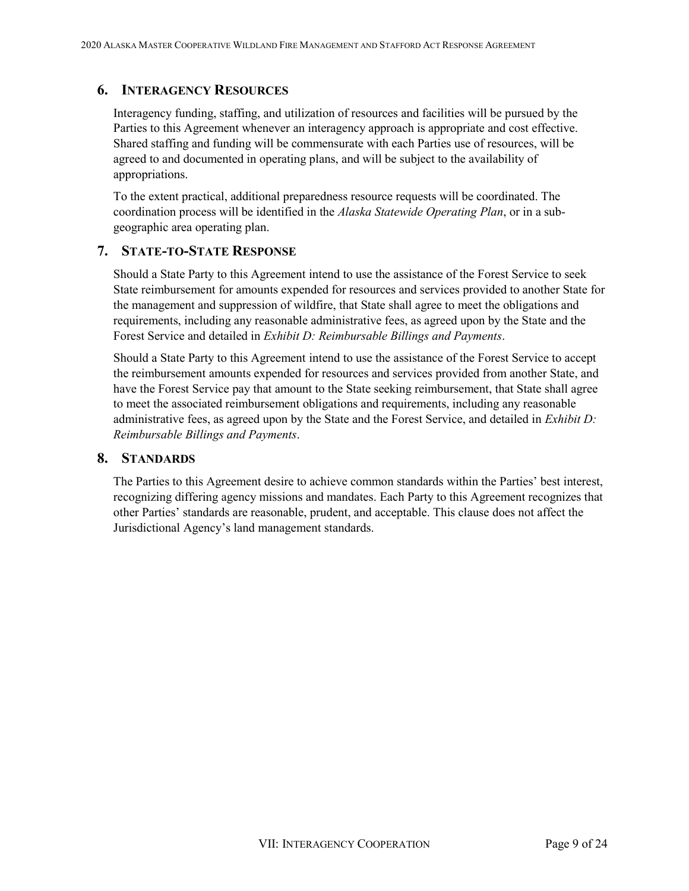## 6. INTERAGENCY RESOURCES

Interagency funding, staffing, and utilization of resources and facilities will be pursued by the Parties to this Agreement whenever an interagency approach is appropriate and cost effective. Shared staffing and funding will be commensurate with each Parties use of resources, will be agreed to and documented in operating plans, and will be subject to the availability of appropriations.

To the extent practical, additional preparedness resource requests will be coordinated. The coordination process will be identified in the *Alaska Statewide Operating Plan*, or in a sub-geographic area operating plan.

## 7. STATE-TO-STATE RESPONSE

Should a State Party to this Agreement intend to use the assistance of the Forest Service to seek State reimbursement for amounts expended for resources and services provided to another State for the management and suppression of wildfire, that State shall agree to meet the obligations and requirements, including any reasonable administrative fees, as agreed upon by the State and the Forest Service and detailed in *Exhibit D: Reimbursable Billings and Payments*.

Should a State Party to this Agreement intend to use the assistance of the Forest Service to accept the reimbursement amounts expended for resources and services provided from another State, and have the Forest Service pay that amount to the State seeking reimbursement, that State shall agree to meet the associated reimbursement obligations and requirements, including any reasonable administrative fees, as agreed upon by the State and the Forest Service, and detailed in *Exhibit D: Reimbursable Billings and Payments*.

## 8. STANDARDS

The Parties to this Agreement desire to achieve common standards within the Parties' best interest, recognizing differing agency missions and mandates. Each Party to this Agreement recognizes that other Parties' standards are reasonable, prudent, and acceptable. This clause does not affect the Jurisdictional Agency's land management standards.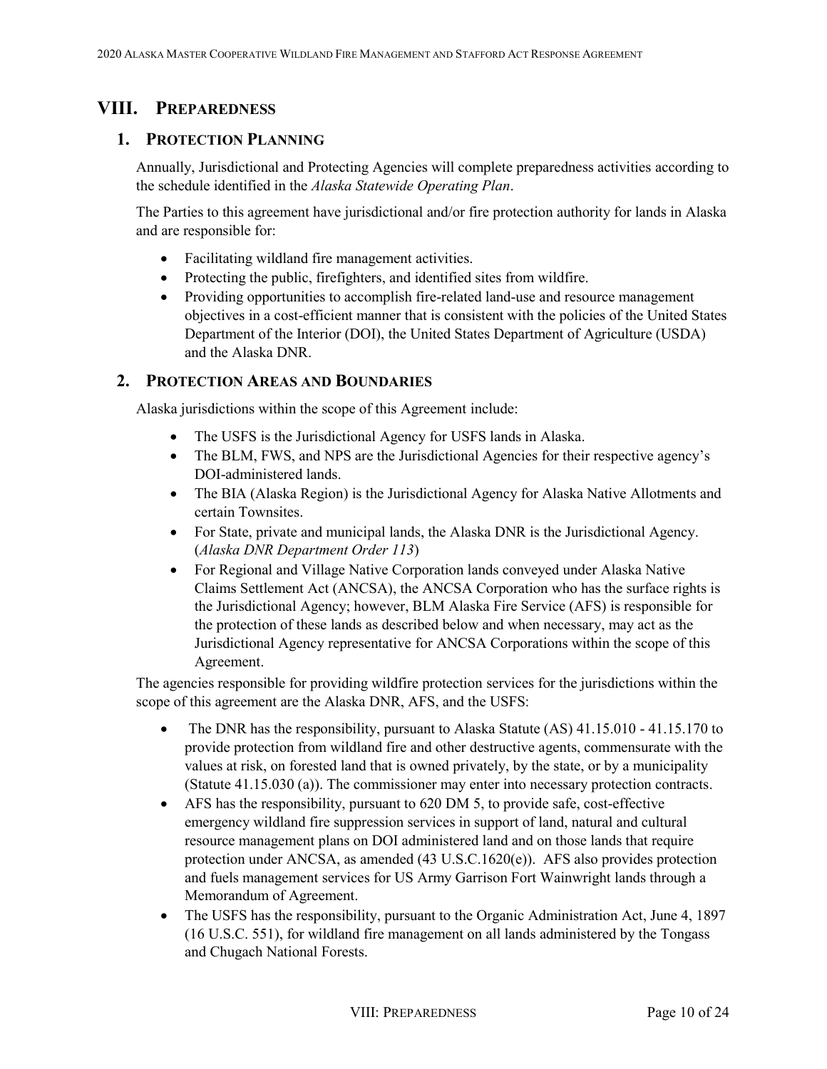# VIII. PREPAREDNESS

## 1. PROTECTION PLANNING

Annually, Jurisdictional and Protecting Agencies will complete preparedness activities according to the schedule identified in the *Alaska Statewide Operating Plan*.

The Parties to this agreement have jurisdictional and/or fire protection authority for lands in Alaska and are responsible for:

- Facilitating wildland fire management activities.
- Protecting the public, firefighters, and identified sites from wildfire.
- Providing opportunities to accomplish fire-related land-use and resource management objectives in a cost-efficient manner that is consistent with the policies of the United States Department of the Interior (DOI), the United States Department of Agriculture (USDA) and the Alaska DNR.

## 2. PROTECTION AREAS AND BOUNDARIES

Alaska jurisdictions within the scope of this Agreement include:

- The USFS is the Jurisdictional Agency for USFS lands in Alaska.
- The BLM, FWS, and NPS are the Jurisdictional Agencies for their respective agency's DOI-administered lands.
- The BIA (Alaska Region) is the Jurisdictional Agency for Alaska Native Allotments and certain Townsites.
- For State, private and municipal lands, the Alaska DNR is the Jurisdictional Agency. (*Alaska DNR Department Order 113*)
- For Regional and Village Native Corporation lands conveyed under Alaska Native Claims Settlement Act (ANCSA), the ANCSA Corporation who has the surface rights is the Jurisdictional Agency; however, BLM Alaska Fire Service (AFS) is responsible for the protection of these lands as described below and when necessary, may act as the Jurisdictional Agency representative for ANCSA Corporations within the scope of this Agreement.

The agencies responsible for providing wildfire protection services for the jurisdictions within the scope of this agreement are the Alaska DNR, AFS, and the USFS:

- The DNR has the responsibility, pursuant to Alaska Statute (AS) 41.15.010 - 41.15.170 to provide protection from wildland fire and other destructive agents, commensurate with the values at risk, on forested land that is owned privately, by the state, or by a municipality (Statute 41.15.030 (a)). The commissioner may enter into necessary protection contracts.
- AFS has the responsibility, pursuant to 620 DM 5, to provide safe, cost-effective emergency wildland fire suppression services in support of land, natural and cultural resource management plans on DOI administered land and on those lands that require protection under ANCSA, as amended (43 U.S.C.1620(e)). AFS also provides protection and fuels management services for US Army Garrison Fort Wainwright lands through a Memorandum of Agreement.
- The USFS has the responsibility, pursuant to the Organic Administration Act, June 4, 1897 (16 U.S.C. 551), for wildland fire management on all lands administered by the Tongass and Chugach National Forests.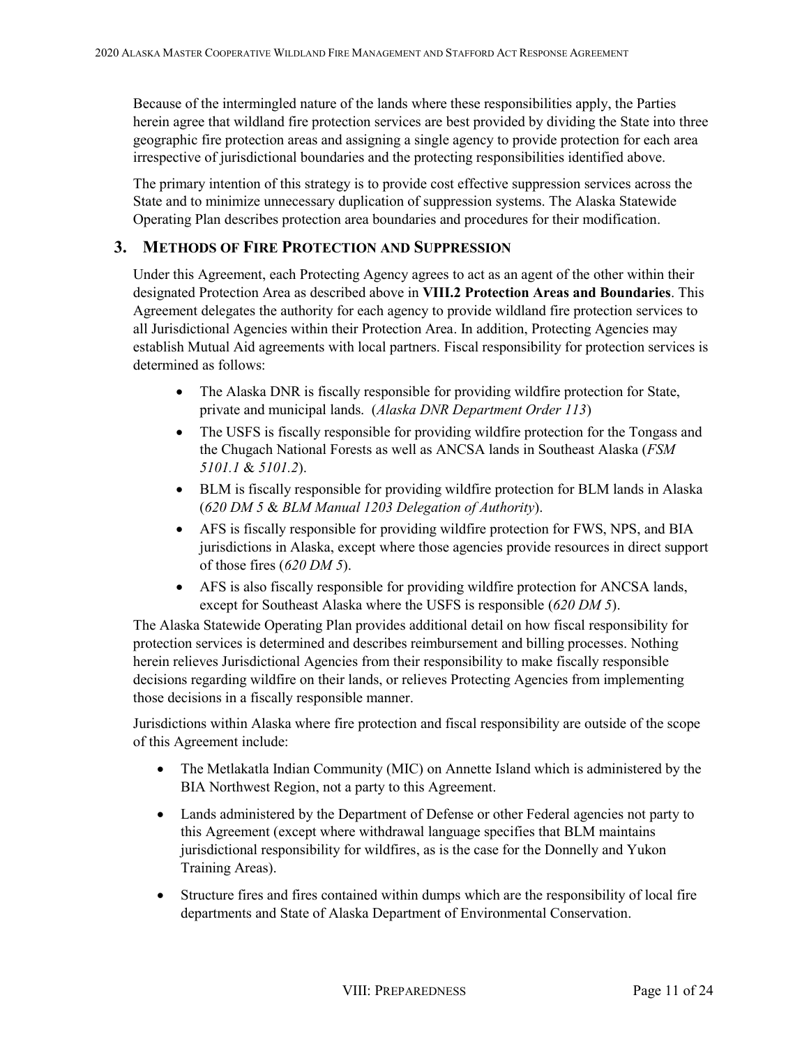Because of the intermingled nature of the lands where these responsibilities apply, the Parties herein agree that wildland fire protection services are best provided by dividing the State into three geographic fire protection areas and assigning a single agency to provide protection for each area irrespective of jurisdictional boundaries and the protecting responsibilities identified above.

The primary intention of this strategy is to provide cost effective suppression services across the State and to minimize unnecessary duplication of suppression systems. The Alaska Statewide Operating Plan describes protection area boundaries and procedures for their modification.

## 3. METHODS OF FIRE PROTECTION AND SUPPRESSION

Under this Agreement, each Protecting Agency agrees to act as an agent of the other within their designated Protection Area as described above in **VIII.2 Protection Areas and Boundaries**. This Agreement delegates the authority for each agency to provide wildland fire protection services to all Jurisdictional Agencies within their Protection Area. In addition, Protecting Agencies may establish Mutual Aid agreements with local partners. Fiscal responsibility for protection services is determined as follows:

- The Alaska DNR is fiscally responsible for providing wildfire protection for State, private and municipal lands. (*Alaska DNR Department Order 113*)
- The USFS is fiscally responsible for providing wildfire protection for the Tongass and the Chugach National Forests as well as ANCSA lands in Southeast Alaska (*FSM 5101.1* & *5101.2*).
- BLM is fiscally responsible for providing wildfire protection for BLM lands in Alaska (*620 DM 5* & *BLM Manual 1203 Delegation of Authority*).
- AFS is fiscally responsible for providing wildfire protection for FWS, NPS, and BIA jurisdictions in Alaska, except where those agencies provide resources in direct support of those fires (*620 DM 5*).
- AFS is also fiscally responsible for providing wildfire protection for ANCSA lands, except for Southeast Alaska where the USFS is responsible (*620 DM 5*).

The Alaska Statewide Operating Plan provides additional detail on how fiscal responsibility for protection services is determined and describes reimbursement and billing processes. Nothing herein relieves Jurisdictional Agencies from their responsibility to make fiscally responsible decisions regarding wildfire on their lands, or relieves Protecting Agencies from implementing those decisions in a fiscally responsible manner.

Jurisdictions within Alaska where fire protection and fiscal responsibility are outside of the scope of this Agreement include:

- The Metlakatla Indian Community (MIC) on Annette Island which is administered by the BIA Northwest Region, not a party to this Agreement.
- Lands administered by the Department of Defense or other Federal agencies not party to this Agreement (except where withdrawal language specifies that BLM maintains jurisdictional responsibility for wildfires, as is the case for the Donnelly and Yukon Training Areas).
- Structure fires and fires contained within dumps which are the responsibility of local fire departments and State of Alaska Department of Environmental Conservation.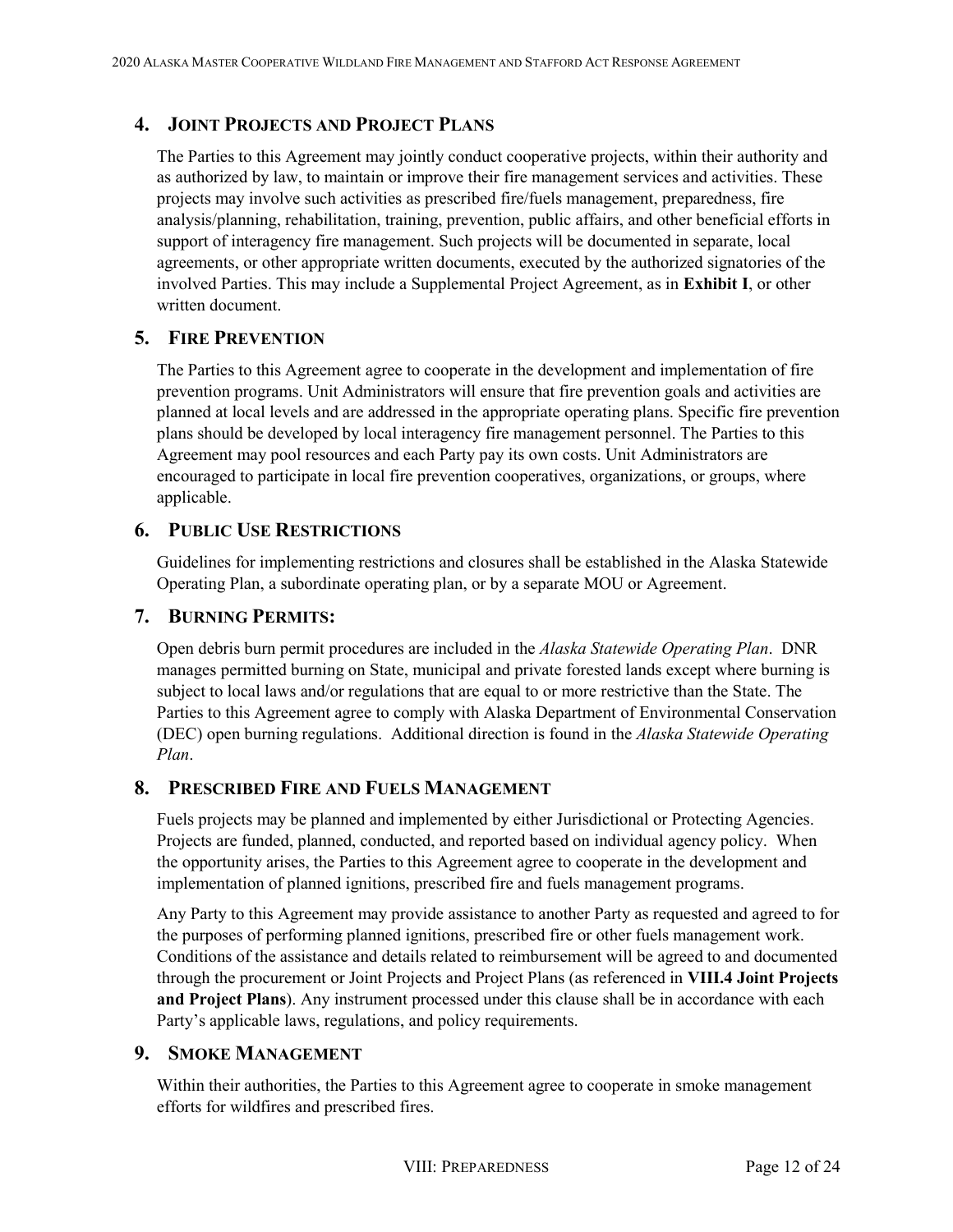## 4. JOINT PROJECTS AND PROJECT PLANS

The Parties to this Agreement may jointly conduct cooperative projects, within their authority and as authorized by law, to maintain or improve their fire management services and activities. These projects may involve such activities as prescribed fire/fuels management, preparedness, fire analysis/planning, rehabilitation, training, prevention, public affairs, and other beneficial efforts in support of interagency fire management. Such projects will be documented in separate, local agreements, or other appropriate written documents, executed by the authorized signatories of the involved Parties. This may include a Supplemental Project Agreement, as in **Exhibit I**, or other written document.

## 5. FIRE PREVENTION

The Parties to this Agreement agree to cooperate in the development and implementation of fire prevention programs. Unit Administrators will ensure that fire prevention goals and activities are planned at local levels and are addressed in the appropriate operating plans. Specific fire prevention plans should be developed by local interagency fire management personnel. The Parties to this Agreement may pool resources and each Party pay its own costs. Unit Administrators are encouraged to participate in local fire prevention cooperatives, organizations, or groups, where applicable.

## 6. PUBLIC USE RESTRICTIONS

Guidelines for implementing restrictions and closures shall be established in the Alaska Statewide Operating Plan, a subordinate operating plan, or by a separate MOU or Agreement.

## 7. BURNING PERMITS:

Open debris burn permit procedures are included in the *Alaska Statewide Operating Plan*. DNR manages permitted burning on State, municipal and private forested lands except where burning is subject to local laws and/or regulations that are equal to or more restrictive than the State. The Parties to this Agreement agree to comply with Alaska Department of Environmental Conservation (DEC) open burning regulations. Additional direction is found in the *Alaska Statewide Operating Plan*.

## 8. PRESCRIBED FIRE AND FUELS MANAGEMENT

Fuels projects may be planned and implemented by either Jurisdictional or Protecting Agencies. Projects are funded, planned, conducted, and reported based on individual agency policy. When the opportunity arises, the Parties to this Agreement agree to cooperate in the development and implementation of planned ignitions, prescribed fire and fuels management programs.

Any Party to this Agreement may provide assistance to another Party as requested and agreed to for the purposes of performing planned ignitions, prescribed fire or other fuels management work. Conditions of the assistance and details related to reimbursement will be agreed to and documented through the procurement or Joint Projects and Project Plans (as referenced in **VIII.4 Joint Projects and Project Plans**). Any instrument processed under this clause shall be in accordance with each Party's applicable laws, regulations, and policy requirements.

## 9. SMOKE MANAGEMENT

Within their authorities, the Parties to this Agreement agree to cooperate in smoke management efforts for wildfires and prescribed fires.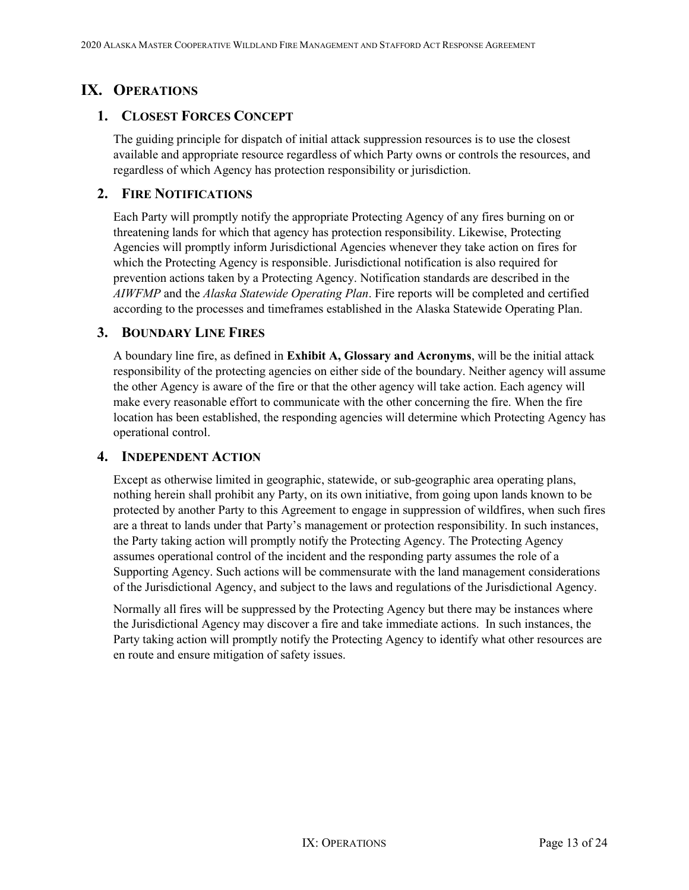# IX. Operations

## 1. Closest Forces Concept

The guiding principle for dispatch of initial attack suppression resources is to use the closest available and appropriate resource regardless of which Party owns or controls the resources, and regardless of which Agency has protection responsibility or jurisdiction.

## 2. Fire Notifications

Each Party will promptly notify the appropriate Protecting Agency of any fires burning on or threatening lands for which that agency has protection responsibility. Likewise, Protecting Agencies will promptly inform Jurisdictional Agencies whenever they take action on fires for which the Protecting Agency is responsible. Jurisdictional notification is also required for prevention actions taken by a Protecting Agency. Notification standards are described in the *AIWFMP* and the *Alaska Statewide Operating Plan*. Fire reports will be completed and certified according to the processes and timeframes established in the Alaska Statewide Operating Plan.

## 3. Boundary Line Fires

A boundary line fire, as defined in **Exhibit A, Glossary and Acronyms**, will be the initial attack responsibility of the protecting agencies on either side of the boundary. Neither agency will assume the other Agency is aware of the fire or that the other agency will take action. Each agency will make every reasonable effort to communicate with the other concerning the fire. When the fire location has been established, the responding agencies will determine which Protecting Agency has operational control.

## 4. Independent Action

Except as otherwise limited in geographic, statewide, or sub-geographic area operating plans, nothing herein shall prohibit any Party, on its own initiative, from going upon lands known to be protected by another Party to this Agreement to engage in suppression of wildfires, when such fires are a threat to lands under that Party's management or protection responsibility. In such instances, the Party taking action will promptly notify the Protecting Agency. The Protecting Agency assumes operational control of the incident and the responding party assumes the role of a Supporting Agency. Such actions will be commensurate with the land management considerations of the Jurisdictional Agency, and subject to the laws and regulations of the Jurisdictional Agency.

Normally all fires will be suppressed by the Protecting Agency but there may be instances where the Jurisdictional Agency may discover a fire and take immediate actions. In such instances, the Party taking action will promptly notify the Protecting Agency to identify what other resources are en route and ensure mitigation of safety issues.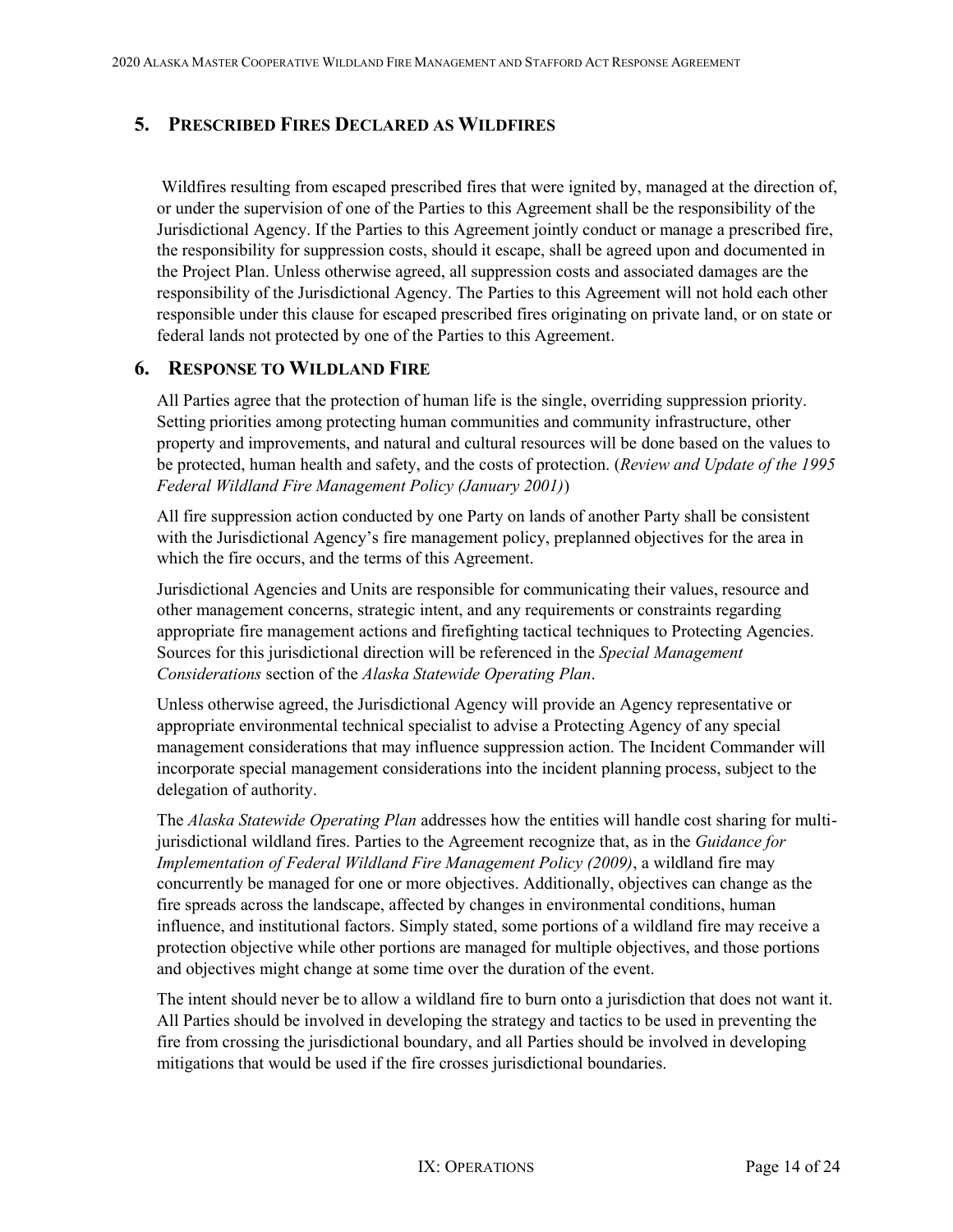## 5. Prescribed Fires Declared as Wildfires

Wildfires resulting from escaped prescribed fires that were ignited by, managed at the direction of, or under the supervision of one of the Parties to this Agreement shall be the responsibility of the Jurisdictional Agency. If the Parties to this Agreement jointly conduct or manage a prescribed fire, the responsibility for suppression costs, should it escape, shall be agreed upon and documented in the Project Plan. Unless otherwise agreed, all suppression costs and associated damages are the responsibility of the Jurisdictional Agency. The Parties to this Agreement will not hold each other responsible under this clause for escaped prescribed fires originating on private land, or on state or federal lands not protected by one of the Parties to this Agreement.

## 6. Response to Wildland Fire

All Parties agree that the protection of human life is the single, overriding suppression priority. Setting priorities among protecting human communities and community infrastructure, other property and improvements, and natural and cultural resources will be done based on the values to be protected, human health and safety, and the costs of protection. (*Review and Update of the 1995 Federal Wildland Fire Management Policy (January 2001)*)

All fire suppression action conducted by one Party on lands of another Party shall be consistent with the Jurisdictional Agency's fire management policy, preplanned objectives for the area in which the fire occurs, and the terms of this Agreement.

Jurisdictional Agencies and Units are responsible for communicating their values, resource and other management concerns, strategic intent, and any requirements or constraints regarding appropriate fire management actions and firefighting tactical techniques to Protecting Agencies. Sources for this jurisdictional direction will be referenced in the *Special Management Considerations* section of the *Alaska Statewide Operating Plan*.

Unless otherwise agreed, the Jurisdictional Agency will provide an Agency representative or appropriate environmental technical specialist to advise a Protecting Agency of any special management considerations that may influence suppression action. The Incident Commander will incorporate special management considerations into the incident planning process, subject to the delegation of authority.

The *Alaska Statewide Operating Plan* addresses how the entities will handle cost sharing for multi-jurisdictional wildland fires. Parties to the Agreement recognize that, as in the *Guidance for Implementation of Federal Wildland Fire Management Policy (2009)*, a wildland fire may concurrently be managed for one or more objectives. Additionally, objectives can change as the fire spreads across the landscape, affected by changes in environmental conditions, human influence, and institutional factors. Simply stated, some portions of a wildland fire may receive a protection objective while other portions are managed for multiple objectives, and those portions and objectives might change at some time over the duration of the event.

The intent should never be to allow a wildland fire to burn onto a jurisdiction that does not want it. All Parties should be involved in developing the strategy and tactics to be used in preventing the fire from crossing the jurisdictional boundary, and all Parties should be involved in developing mitigations that would be used if the fire crosses jurisdictional boundaries.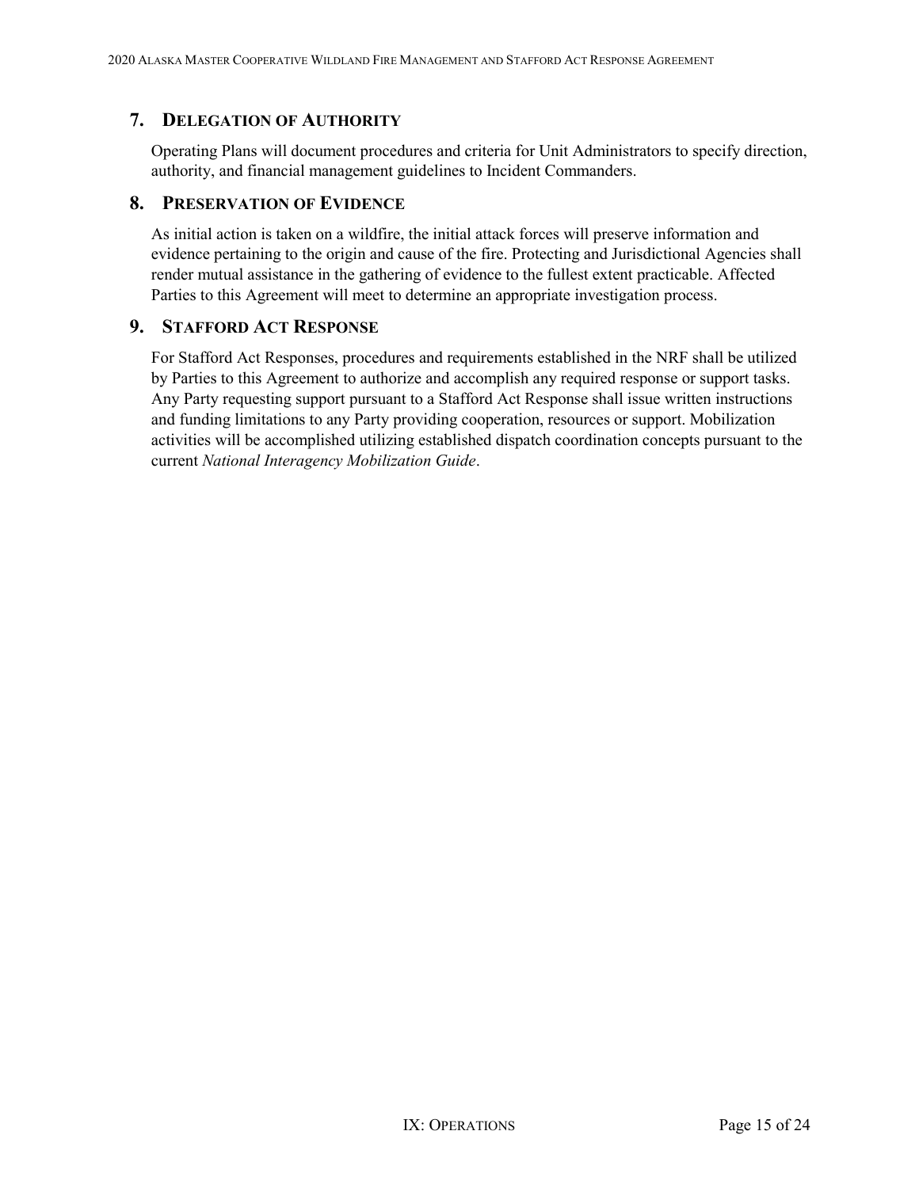## 7. Delegation of Authority

Operating Plans will document procedures and criteria for Unit Administrators to specify direction, authority, and financial management guidelines to Incident Commanders.

## 8. Preservation of Evidence

As initial action is taken on a wildfire, the initial attack forces will preserve information and evidence pertaining to the origin and cause of the fire. Protecting and Jurisdictional Agencies shall render mutual assistance in the gathering of evidence to the fullest extent practicable. Affected Parties to this Agreement will meet to determine an appropriate investigation process.

## 9. Stafford Act Response

For Stafford Act Responses, procedures and requirements established in the NRF shall be utilized by Parties to this Agreement to authorize and accomplish any required response or support tasks. Any Party requesting support pursuant to a Stafford Act Response shall issue written instructions and funding limitations to any Party providing cooperation, resources or support. Mobilization activities will be accomplished utilizing established dispatch coordination concepts pursuant to the current *National Interagency Mobilization Guide*.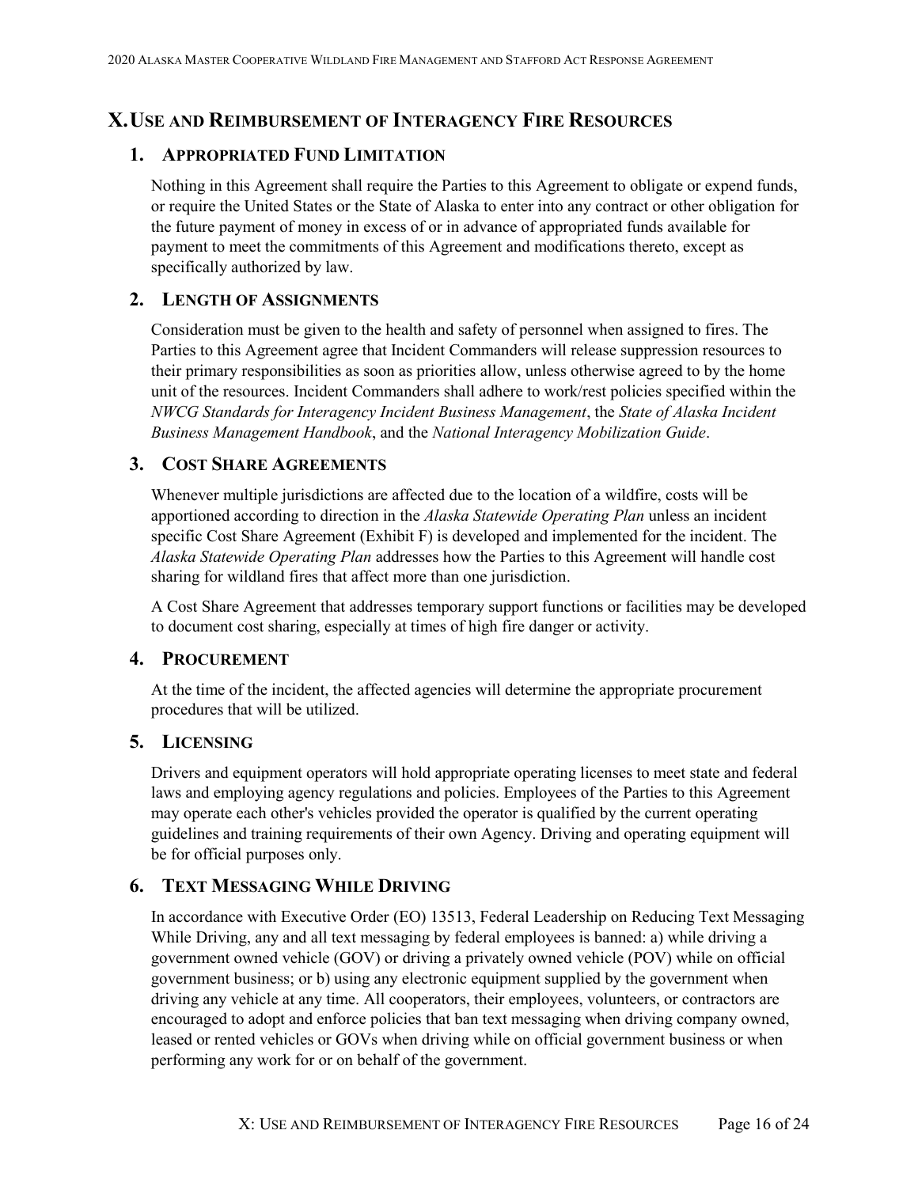# X. Use and Reimbursement of Interagency Fire Resources

## 1. Appropriated Fund Limitation

Nothing in this Agreement shall require the Parties to this Agreement to obligate or expend funds, or require the United States or the State of Alaska to enter into any contract or other obligation for the future payment of money in excess of or in advance of appropriated funds available for payment to meet the commitments of this Agreement and modifications thereto, except as specifically authorized by law.

## 2. Length of Assignments

Consideration must be given to the health and safety of personnel when assigned to fires. The Parties to this Agreement agree that Incident Commanders will release suppression resources to their primary responsibilities as soon as priorities allow, unless otherwise agreed to by the home unit of the resources. Incident Commanders shall adhere to work/rest policies specified within the *NWCG Standards for Interagency Incident Business Management*, the *State of Alaska Incident Business Management Handbook*, and the *National Interagency Mobilization Guide*.

## 3. Cost Share Agreements

Whenever multiple jurisdictions are affected due to the location of a wildfire, costs will be apportioned according to direction in the *Alaska Statewide Operating Plan* unless an incident specific Cost Share Agreement (Exhibit F) is developed and implemented for the incident. The *Alaska Statewide Operating Plan* addresses how the Parties to this Agreement will handle cost sharing for wildland fires that affect more than one jurisdiction.

A Cost Share Agreement that addresses temporary support functions or facilities may be developed to document cost sharing, especially at times of high fire danger or activity.

## 4. Procurement

At the time of the incident, the affected agencies will determine the appropriate procurement procedures that will be utilized.

## 5. Licensing

Drivers and equipment operators will hold appropriate operating licenses to meet state and federal laws and employing agency regulations and policies. Employees of the Parties to this Agreement may operate each other's vehicles provided the operator is qualified by the current operating guidelines and training requirements of their own Agency. Driving and operating equipment will be for official purposes only.

## 6. Text Messaging While Driving

In accordance with Executive Order (EO) 13513, Federal Leadership on Reducing Text Messaging While Driving, any and all text messaging by federal employees is banned: a) while driving a government owned vehicle (GOV) or driving a privately owned vehicle (POV) while on official government business; or b) using any electronic equipment supplied by the government when driving any vehicle at any time. All cooperators, their employees, volunteers, or contractors are encouraged to adopt and enforce policies that ban text messaging when driving company owned, leased or rented vehicles or GOVs when driving while on official government business or when performing any work for or on behalf of the government.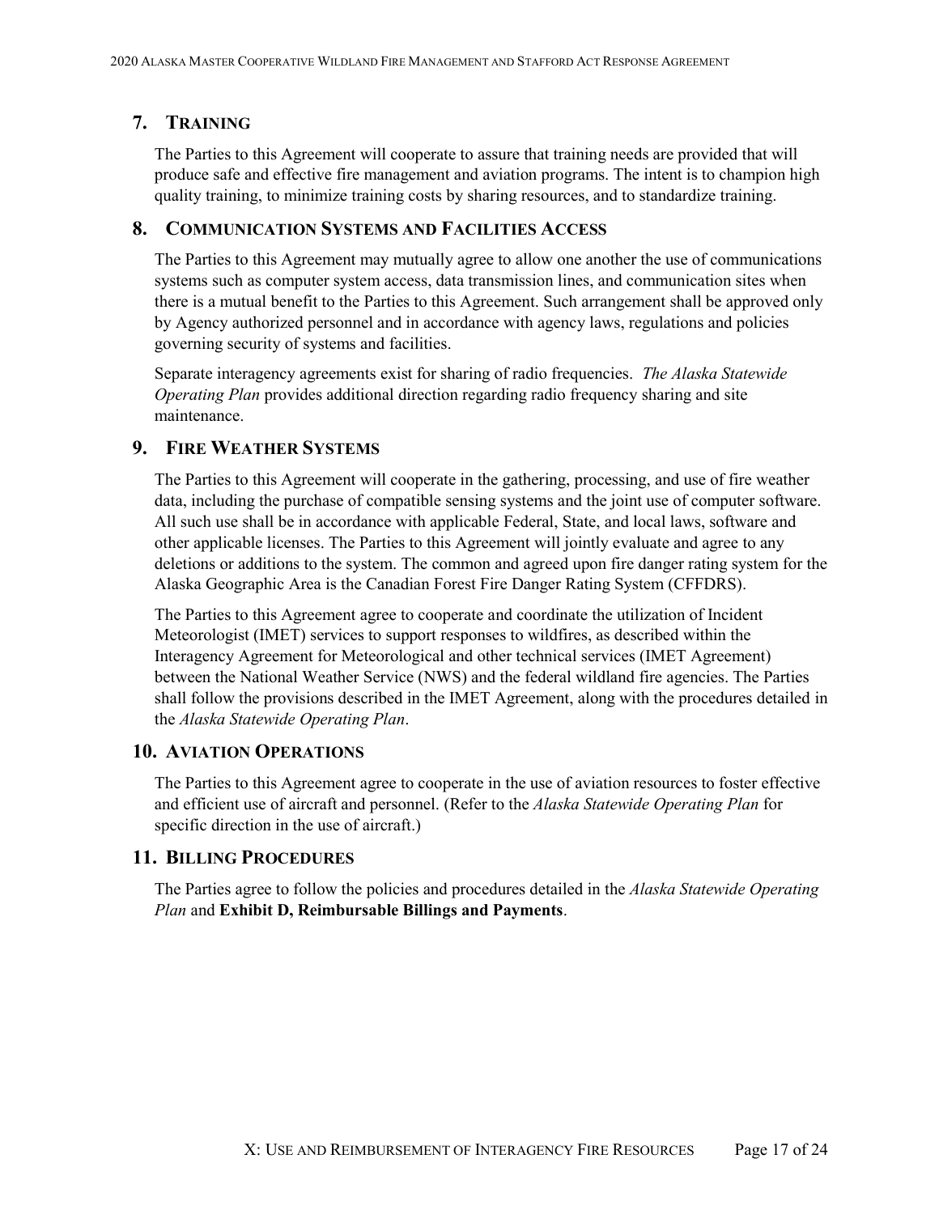## 7. Training

The Parties to this Agreement will cooperate to assure that training needs are provided that will produce safe and effective fire management and aviation programs. The intent is to champion high quality training, to minimize training costs by sharing resources, and to standardize training.

## 8. Communication Systems and Facilities Access

The Parties to this Agreement may mutually agree to allow one another the use of communications systems such as computer system access, data transmission lines, and communication sites when there is a mutual benefit to the Parties to this Agreement. Such arrangement shall be approved only by Agency authorized personnel and in accordance with agency laws, regulations and policies governing security of systems and facilities.

Separate interagency agreements exist for sharing of radio frequencies. *The Alaska Statewide Operating Plan* provides additional direction regarding radio frequency sharing and site maintenance.

## 9. Fire Weather Systems

The Parties to this Agreement will cooperate in the gathering, processing, and use of fire weather data, including the purchase of compatible sensing systems and the joint use of computer software. All such use shall be in accordance with applicable Federal, State, and local laws, software and other applicable licenses. The Parties to this Agreement will jointly evaluate and agree to any deletions or additions to the system. The common and agreed upon fire danger rating system for the Alaska Geographic Area is the Canadian Forest Fire Danger Rating System (CFFDRS).

The Parties to this Agreement agree to cooperate and coordinate the utilization of Incident Meteorologist (IMET) services to support responses to wildfires, as described within the Interagency Agreement for Meteorological and other technical services (IMET Agreement) between the National Weather Service (NWS) and the federal wildland fire agencies. The Parties shall follow the provisions described in the IMET Agreement, along with the procedures detailed in the *Alaska Statewide Operating Plan*.

## 10. Aviation Operations

The Parties to this Agreement agree to cooperate in the use of aviation resources to foster effective and efficient use of aircraft and personnel. (Refer to the *Alaska Statewide Operating Plan* for specific direction in the use of aircraft.)

## 11. Billing Procedures

The Parties agree to follow the policies and procedures detailed in the *Alaska Statewide Operating Plan* and **Exhibit D, Reimbursable Billings and Payments**.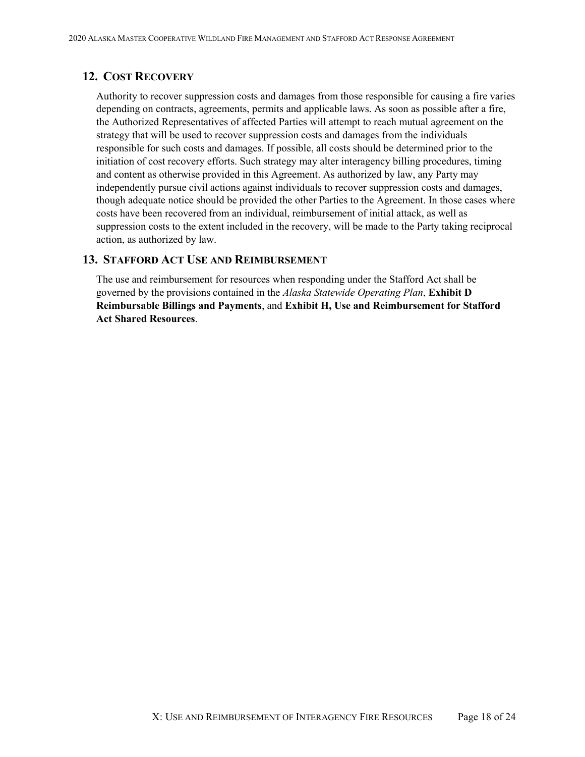## 12. Cost Recovery

Authority to recover suppression costs and damages from those responsible for causing a fire varies depending on contracts, agreements, permits and applicable laws. As soon as possible after a fire, the Authorized Representatives of affected Parties will attempt to reach mutual agreement on the strategy that will be used to recover suppression costs and damages from the individuals responsible for such costs and damages. If possible, all costs should be determined prior to the initiation of cost recovery efforts. Such strategy may alter interagency billing procedures, timing and content as otherwise provided in this Agreement. As authorized by law, any Party may independently pursue civil actions against individuals to recover suppression costs and damages, though adequate notice should be provided the other Parties to the Agreement. In those cases where costs have been recovered from an individual, reimbursement of initial attack, as well as suppression costs to the extent included in the recovery, will be made to the Party taking reciprocal action, as authorized by law.

## 13. Stafford Act Use and Reimbursement

The use and reimbursement for resources when responding under the Stafford Act shall be governed by the provisions contained in the *Alaska Statewide Operating Plan*, **Exhibit D Reimbursable Billings and Payments**, and **Exhibit H, Use and Reimbursement for Stafford Act Shared Resources**.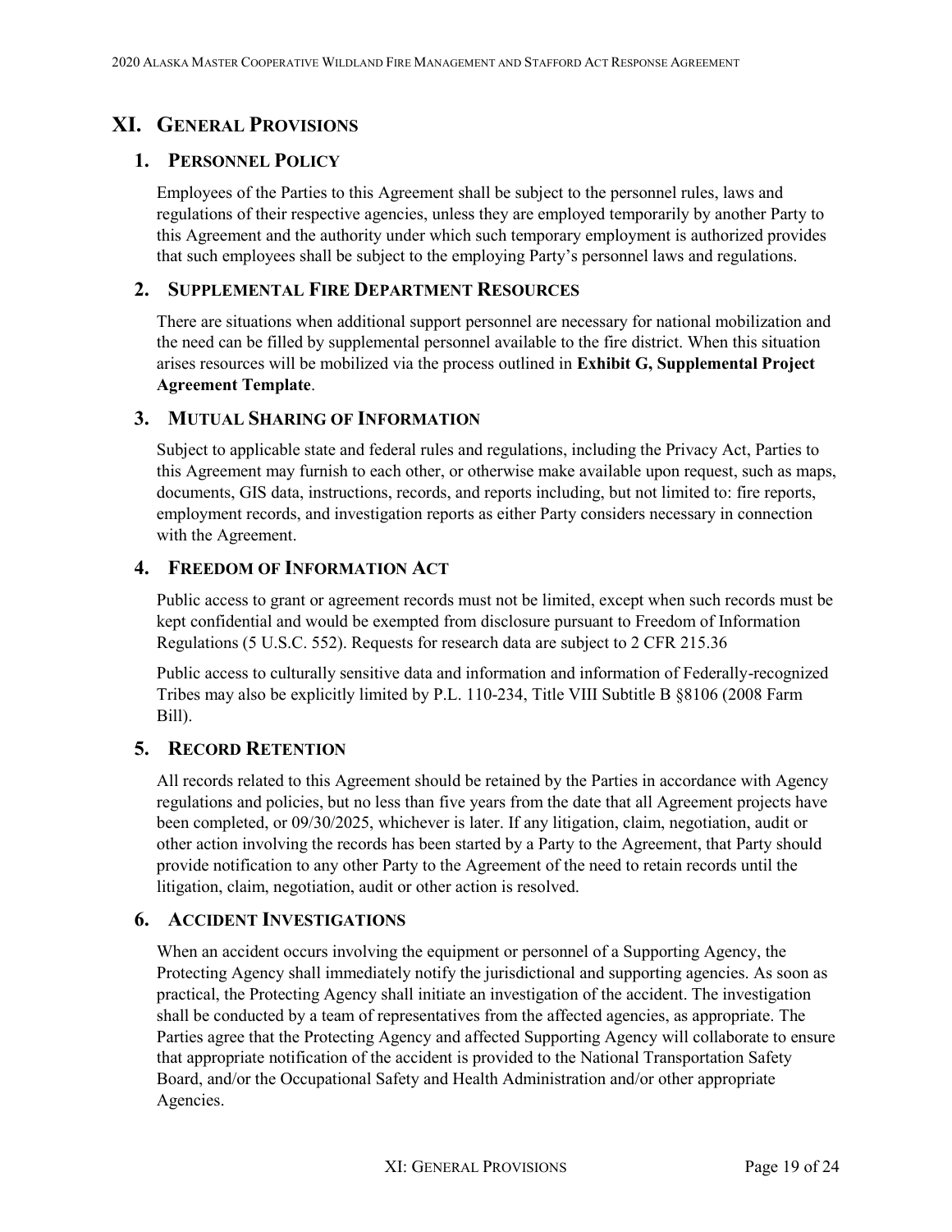# XI. General Provisions

## 1. Personnel Policy

Employees of the Parties to this Agreement shall be subject to the personnel rules, laws and regulations of their respective agencies, unless they are employed temporarily by another Party to this Agreement and the authority under which such temporary employment is authorized provides that such employees shall be subject to the employing Party's personnel laws and regulations.

## 2. Supplemental Fire Department Resources

There are situations when additional support personnel are necessary for national mobilization and the need can be filled by supplemental personnel available to the fire district. When this situation arises resources will be mobilized via the process outlined in **Exhibit G, Supplemental Project Agreement Template**.

## 3. Mutual Sharing of Information

Subject to applicable state and federal rules and regulations, including the Privacy Act, Parties to this Agreement may furnish to each other, or otherwise make available upon request, such as maps, documents, GIS data, instructions, records, and reports including, but not limited to: fire reports, employment records, and investigation reports as either Party considers necessary in connection with the Agreement.

## 4. Freedom of Information Act

Public access to grant or agreement records must not be limited, except when such records must be kept confidential and would be exempted from disclosure pursuant to Freedom of Information Regulations (5 U.S.C. 552). Requests for research data are subject to 2 CFR 215.36

Public access to culturally sensitive data and information and information of Federally-recognized Tribes may also be explicitly limited by P.L. 110-234, Title VIII Subtitle B §8106 (2008 Farm Bill).

## 5. Record Retention

All records related to this Agreement should be retained by the Parties in accordance with Agency regulations and policies, but no less than five years from the date that all Agreement projects have been completed, or 09/30/2025, whichever is later. If any litigation, claim, negotiation, audit or other action involving the records has been started by a Party to the Agreement, that Party should provide notification to any other Party to the Agreement of the need to retain records until the litigation, claim, negotiation, audit or other action is resolved.

## 6. Accident Investigations

When an accident occurs involving the equipment or personnel of a Supporting Agency, the Protecting Agency shall immediately notify the jurisdictional and supporting agencies. As soon as practical, the Protecting Agency shall initiate an investigation of the accident. The investigation shall be conducted by a team of representatives from the affected agencies, as appropriate. The Parties agree that the Protecting Agency and affected Supporting Agency will collaborate to ensure that appropriate notification of the accident is provided to the National Transportation Safety Board, and/or the Occupational Safety and Health Administration and/or other appropriate Agencies.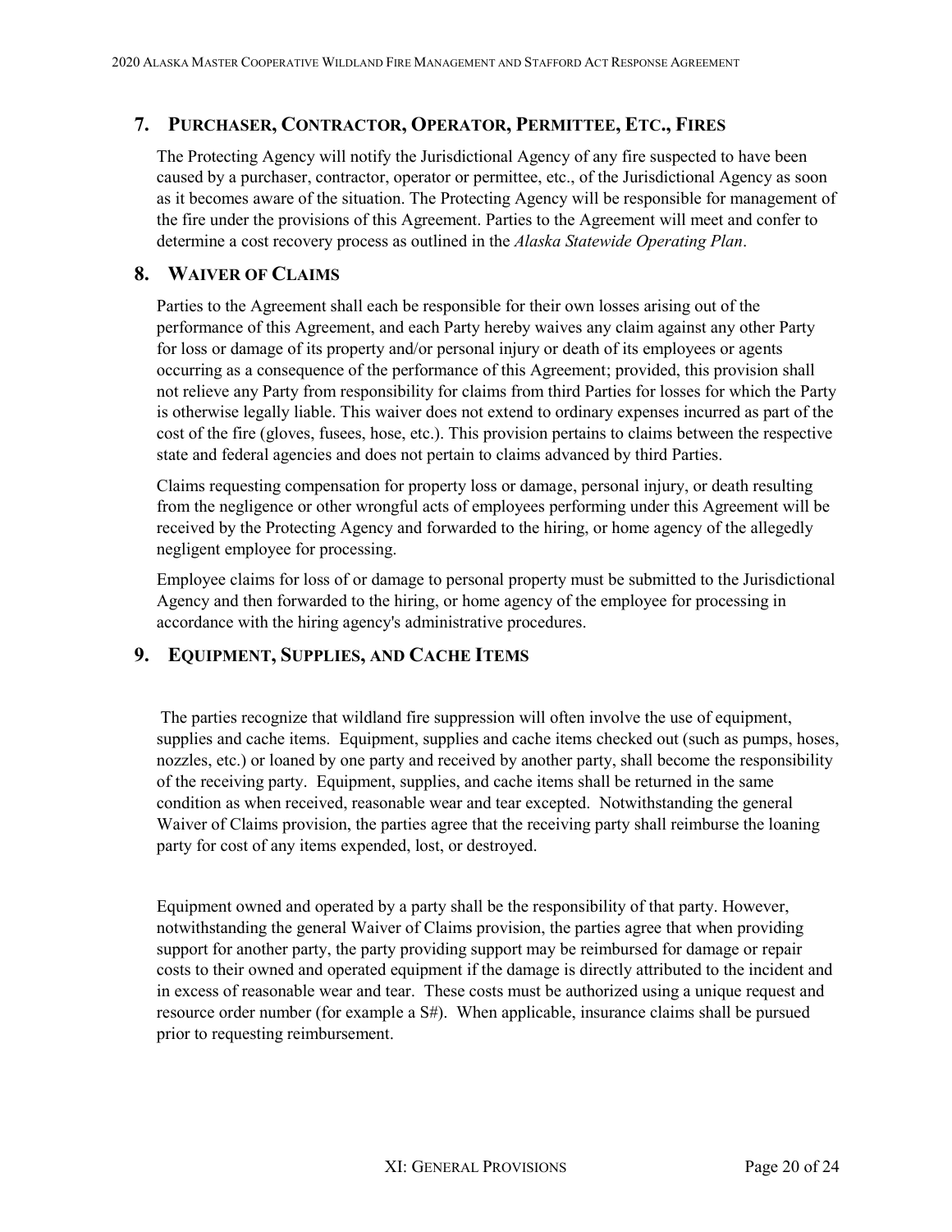## 7. PURCHASER, CONTRACTOR, OPERATOR, PERMITTEE, ETC., FIRES

The Protecting Agency will notify the Jurisdictional Agency of any fire suspected to have been caused by a purchaser, contractor, operator or permittee, etc., of the Jurisdictional Agency as soon as it becomes aware of the situation. The Protecting Agency will be responsible for management of the fire under the provisions of this Agreement. Parties to the Agreement will meet and confer to determine a cost recovery process as outlined in the *Alaska Statewide Operating Plan*.

## 8. WAIVER OF CLAIMS

Parties to the Agreement shall each be responsible for their own losses arising out of the performance of this Agreement, and each Party hereby waives any claim against any other Party for loss or damage of its property and/or personal injury or death of its employees or agents occurring as a consequence of the performance of this Agreement; provided, this provision shall not relieve any Party from responsibility for claims from third Parties for losses for which the Party is otherwise legally liable. This waiver does not extend to ordinary expenses incurred as part of the cost of the fire (gloves, fusees, hose, etc.). This provision pertains to claims between the respective state and federal agencies and does not pertain to claims advanced by third Parties.

Claims requesting compensation for property loss or damage, personal injury, or death resulting from the negligence or other wrongful acts of employees performing under this Agreement will be received by the Protecting Agency and forwarded to the hiring, or home agency of the allegedly negligent employee for processing.

Employee claims for loss of or damage to personal property must be submitted to the Jurisdictional Agency and then forwarded to the hiring, or home agency of the employee for processing in accordance with the hiring agency's administrative procedures.

## 9. EQUIPMENT, SUPPLIES, AND CACHE ITEMS

The parties recognize that wildland fire suppression will often involve the use of equipment, supplies and cache items. Equipment, supplies and cache items checked out (such as pumps, hoses, nozzles, etc.) or loaned by one party and received by another party, shall become the responsibility of the receiving party. Equipment, supplies, and cache items shall be returned in the same condition as when received, reasonable wear and tear excepted. Notwithstanding the general Waiver of Claims provision, the parties agree that the receiving party shall reimburse the loaning party for cost of any items expended, lost, or destroyed.

Equipment owned and operated by a party shall be the responsibility of that party. However, notwithstanding the general Waiver of Claims provision, the parties agree that when providing support for another party, the party providing support may be reimbursed for damage or repair costs to their owned and operated equipment if the damage is directly attributed to the incident and in excess of reasonable wear and tear. These costs must be authorized using a unique request and resource order number (for example a S#). When applicable, insurance claims shall be pursued prior to requesting reimbursement.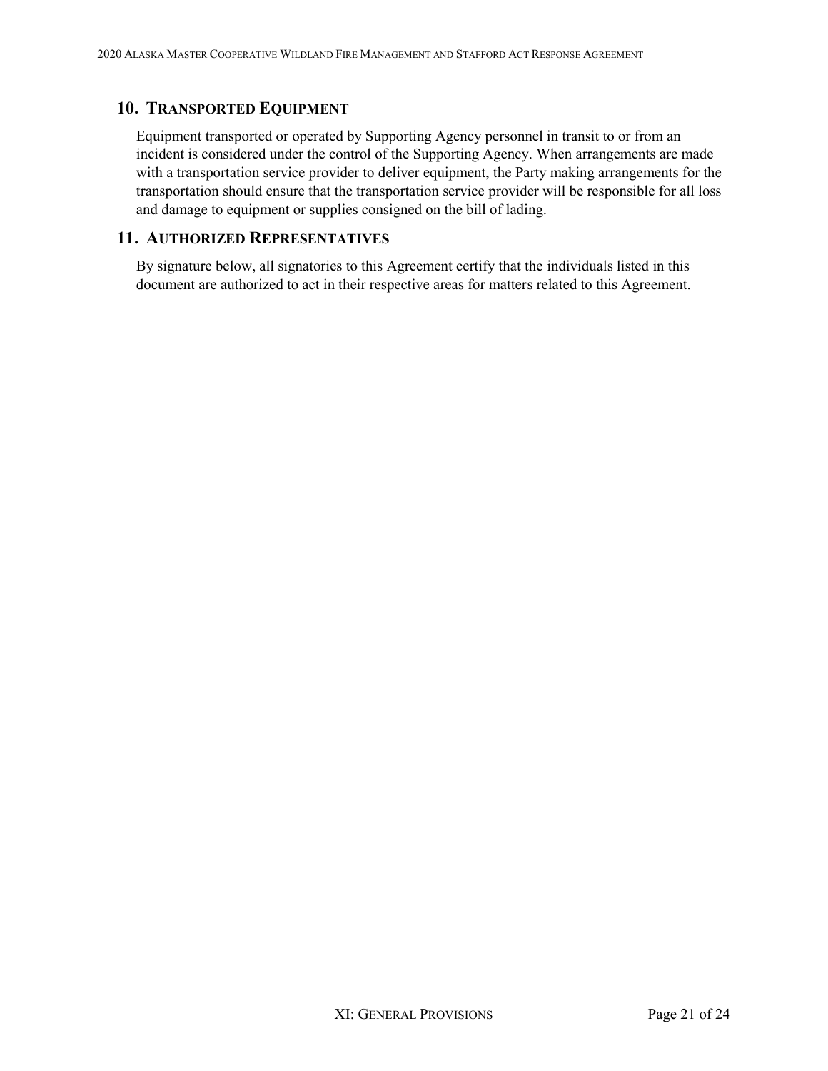## 10. Transported Equipment

Equipment transported or operated by Supporting Agency personnel in transit to or from an incident is considered under the control of the Supporting Agency. When arrangements are made with a transportation service provider to deliver equipment, the Party making arrangements for the transportation should ensure that the transportation service provider will be responsible for all loss and damage to equipment or supplies consigned on the bill of lading.

## 11. Authorized Representatives

By signature below, all signatories to this Agreement certify that the individuals listed in this document are authorized to act in their respective areas for matters related to this Agreement.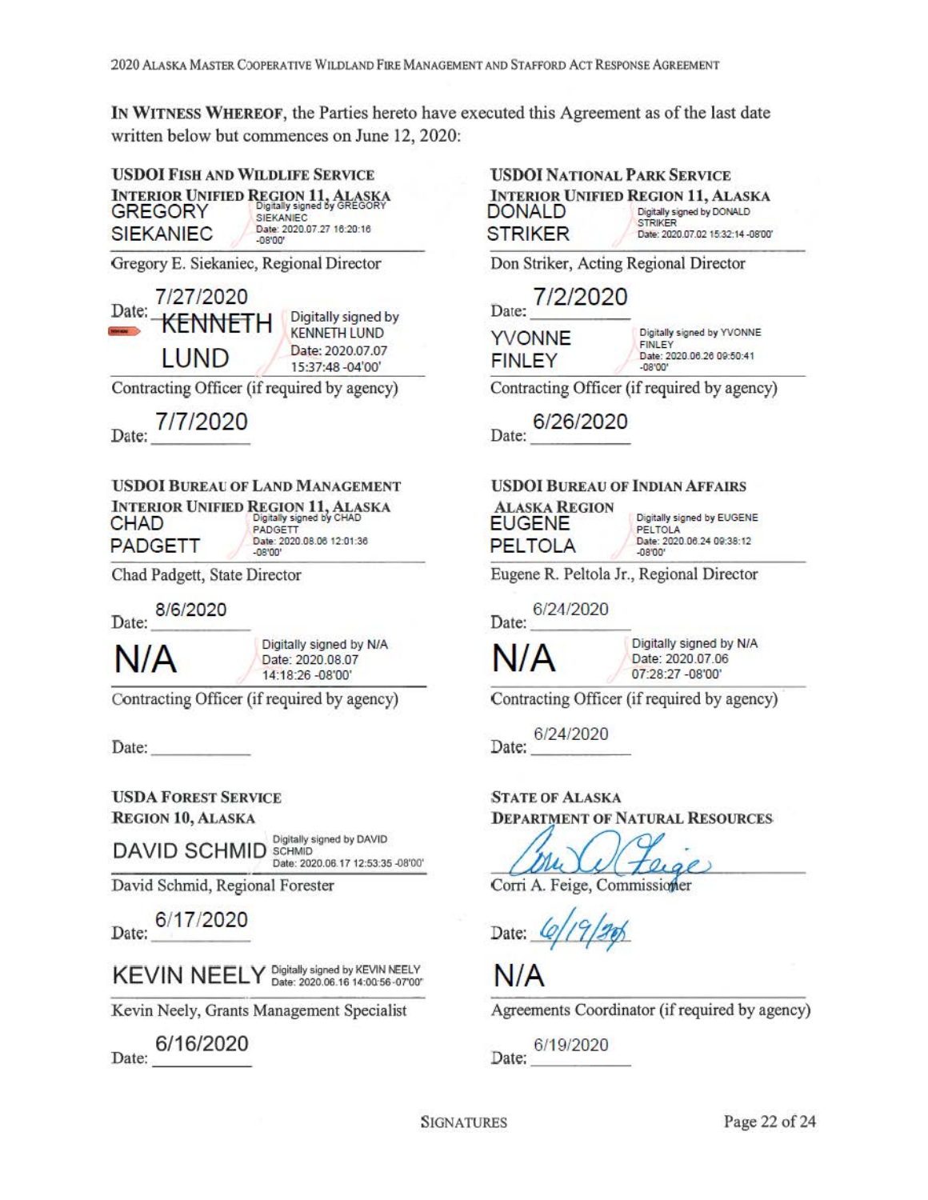**IN WITNESS WHEREOF**, the Parties hereto have executed this Agreement as of the last date written below but commences on June 12, 2020:

**USDOI FISH AND WILDLIFE SERVICE**
**INTERIOR UNIFIED REGION 11, ALASKA**

GREGORY SIEKANIEC — Digitally signed by GREGORY SIEKANIEC Date: 2020.07.27 16:20:16 -08'00'

Gregory E. Siekaniec, Regional Director

Date: 7/27/2020

KENNETH LUND — Digitally signed by KENNETH LUND Date: 2020.07.07 15:37:48 -04'00'

Contracting Officer (if required by agency)

Date: 7/7/2020

**USDOI NATIONAL PARK SERVICE**
**INTERIOR UNIFIED REGION 11, ALASKA**

DONALD STRIKER — Digitally signed by DONALD STRIKER Date: 2020.07.02 15:32:14 -08'00'

Don Striker, Acting Regional Director

Date: 7/2/2020

YVONNE FINLEY — Digitally signed by YVONNE FINLEY Date: 2020.06.26 09:50:41 -08'00'

Contracting Officer (if required by agency)

Date: 6/26/2020

**USDOI BUREAU OF LAND MANAGEMENT**
**INTERIOR UNIFIED REGION 11, ALASKA**

CHAD PADGETT — Digitally signed by CHAD PADGETT Date: 2020.08.06 12:01:36 -08'00'

Chad Padgett, State Director

Date: 8/6/2020

N/A — Digitally signed by N/A Date: 2020.08.07 14:18:26 -08'00'

Contracting Officer (if required by agency)

Date: ___________

**USDOI BUREAU OF INDIAN AFFAIRS**
**ALASKA REGION**

EUGENE PELTOLA — Digitally signed by EUGENE PELTOLA Date: 2020.06.24 09:38:12 -08'00'

Eugene R. Peltola Jr., Regional Director

Date: 6/24/2020

N/A — Digitally signed by N/A Date: 2020.07.06 07:28:27 -08'00'

Contracting Officer (if required by agency)

Date: 6/24/2020

**USDA FOREST SERVICE**
**REGION 10, ALASKA**

DAVID SCHMID — Digitally signed by DAVID SCHMID Date: 2020.06.17 12:53:35 -08'00'

David Schmid, Regional Forester

Date: 6/17/2020

KEVIN NEELY — Digitally signed by KEVIN NEELY Date: 2020.06.16 14:00:56 -07'00'

Kevin Neely, Grants Management Specialist

Date: 6/16/2020

**STATE OF ALASKA**
**DEPARTMENT OF NATURAL RESOURCES**

Corri A. Feige, Commissioner

Date: 6/19/20

N/A

Agreements Coordinator (if required by agency)

Date: 6/19/2020

SIGNATURES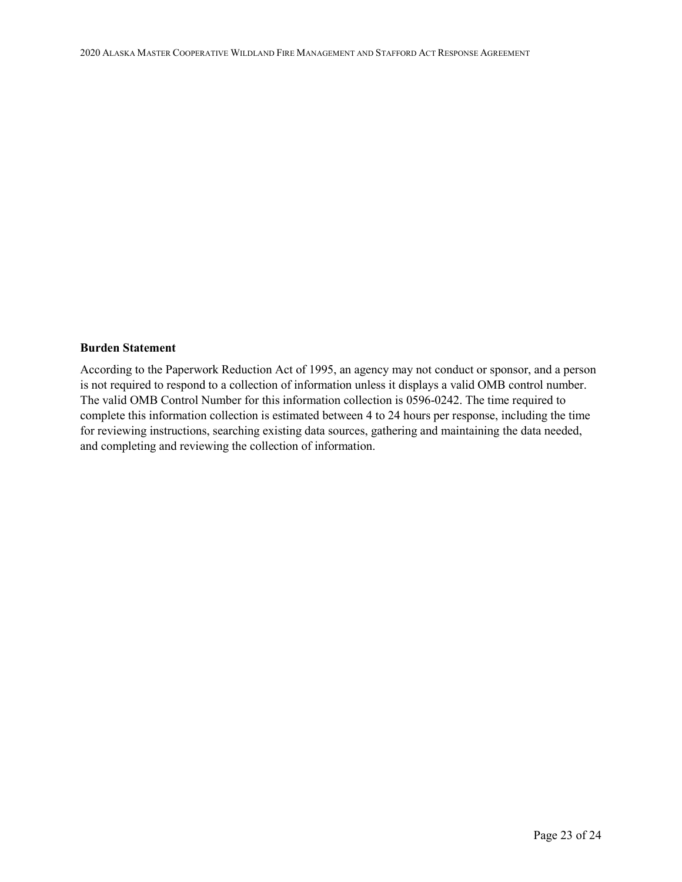**Burden Statement**

According to the Paperwork Reduction Act of 1995, an agency may not conduct or sponsor, and a person is not required to respond to a collection of information unless it displays a valid OMB control number. The valid OMB Control Number for this information collection is 0596-0242. The time required to complete this information collection is estimated between 4 to 24 hours per response, including the time for reviewing instructions, searching existing data sources, gathering and maintaining the data needed, and completing and reviewing the collection of information.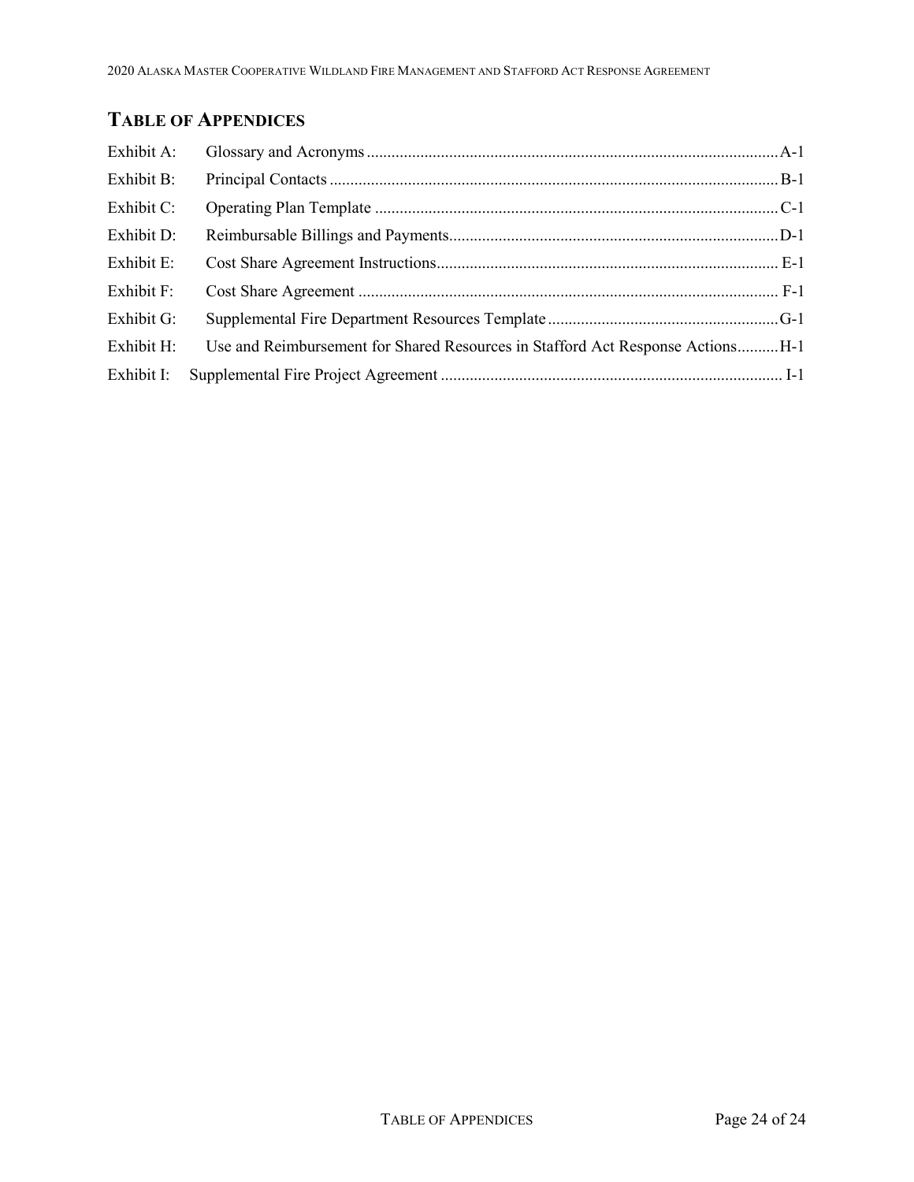## TABLE OF APPENDICES

| | | |
|---|---|---|
| Exhibit A: | Glossary and Acronyms | A-1 |
| Exhibit B: | Principal Contacts | B-1 |
| Exhibit C: | Operating Plan Template | C-1 |
| Exhibit D: | Reimbursable Billings and Payments | D-1 |
| Exhibit E: | Cost Share Agreement Instructions | E-1 |
| Exhibit F: | Cost Share Agreement | F-1 |
| Exhibit G: | Supplemental Fire Department Resources Template | G-1 |
| Exhibit H: | Use and Reimbursement for Shared Resources in Stafford Act Response Actions | H-1 |
| Exhibit I: | Supplemental Fire Project Agreement | I-1 |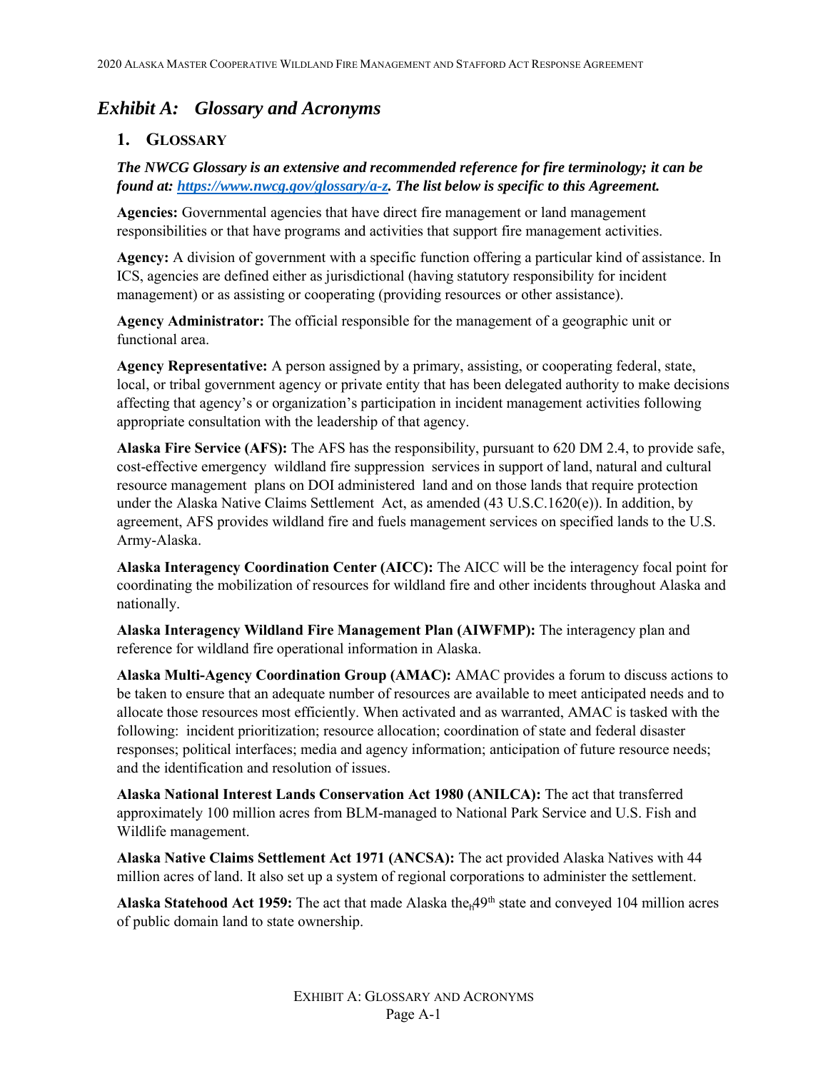# Exhibit A: Glossary and Acronyms

## 1. Glossary

***The NWCG Glossary is an extensive and recommended reference for fire terminology; it can be found at: [https://www.nwcg.gov/glossary/a-z](https://www.nwcg.gov/glossary/a-z). The list below is specific to this Agreement.***

**Agencies:** Governmental agencies that have direct fire management or land management responsibilities or that have programs and activities that support fire management activities.

**Agency:** A division of government with a specific function offering a particular kind of assistance. In ICS, agencies are defined either as jurisdictional (having statutory responsibility for incident management) or as assisting or cooperating (providing resources or other assistance).

**Agency Administrator:** The official responsible for the management of a geographic unit or functional area.

**Agency Representative:** A person assigned by a primary, assisting, or cooperating federal, state, local, or tribal government agency or private entity that has been delegated authority to make decisions affecting that agency's or organization's participation in incident management activities following appropriate consultation with the leadership of that agency.

**Alaska Fire Service (AFS):** The AFS has the responsibility, pursuant to 620 DM 2.4, to provide safe, cost-effective emergency wildland fire suppression services in support of land, natural and cultural resource management plans on DOI administered land and on those lands that require protection under the Alaska Native Claims Settlement Act, as amended (43 U.S.C.1620(e)). In addition, by agreement, AFS provides wildland fire and fuels management services on specified lands to the U.S. Army-Alaska.

**Alaska Interagency Coordination Center (AICC):** The AICC will be the interagency focal point for coordinating the mobilization of resources for wildland fire and other incidents throughout Alaska and nationally.

**Alaska Interagency Wildland Fire Management Plan (AIWFMP):** The interagency plan and reference for wildland fire operational information in Alaska.

**Alaska Multi-Agency Coordination Group (AMAC):** AMAC provides a forum to discuss actions to be taken to ensure that an adequate number of resources are available to meet anticipated needs and to allocate those resources most efficiently. When activated and as warranted, AMAC is tasked with the following: incident prioritization; resource allocation; coordination of state and federal disaster responses; political interfaces; media and agency information; anticipation of future resource needs; and the identification and resolution of issues.

**Alaska National Interest Lands Conservation Act 1980 (ANILCA):** The act that transferred approximately 100 million acres from BLM-managed to National Park Service and U.S. Fish and Wildlife management.

**Alaska Native Claims Settlement Act 1971 (ANCSA):** The act provided Alaska Natives with 44 million acres of land. It also set up a system of regional corporations to administer the settlement.

**Alaska Statehood Act 1959:** The act that made Alaska the 49th state and conveyed 104 million acres of public domain land to state ownership.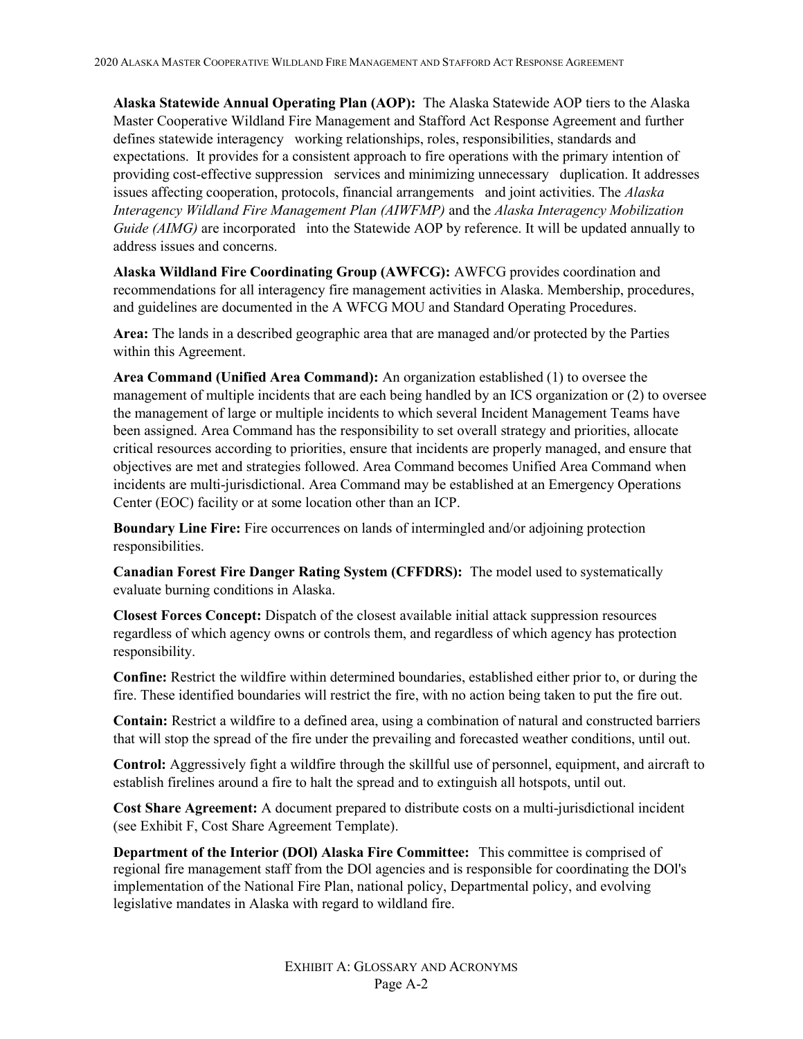**Alaska Statewide Annual Operating Plan (AOP):** The Alaska Statewide AOP tiers to the Alaska Master Cooperative Wildland Fire Management and Stafford Act Response Agreement and further defines statewide interagency working relationships, roles, responsibilities, standards and expectations. It provides for a consistent approach to fire operations with the primary intention of providing cost-effective suppression services and minimizing unnecessary duplication. It addresses issues affecting cooperation, protocols, financial arrangements and joint activities. The *Alaska Interagency Wildland Fire Management Plan (AIWFMP)* and the *Alaska Interagency Mobilization Guide (AIMG)* are incorporated into the Statewide AOP by reference. It will be updated annually to address issues and concerns.

**Alaska Wildland Fire Coordinating Group (AWFCG):** AWFCG provides coordination and recommendations for all interagency fire management activities in Alaska. Membership, procedures, and guidelines are documented in the A WFCG MOU and Standard Operating Procedures.

**Area:** The lands in a described geographic area that are managed and/or protected by the Parties within this Agreement.

**Area Command (Unified Area Command):** An organization established (1) to oversee the management of multiple incidents that are each being handled by an ICS organization or (2) to oversee the management of large or multiple incidents to which several Incident Management Teams have been assigned. Area Command has the responsibility to set overall strategy and priorities, allocate critical resources according to priorities, ensure that incidents are properly managed, and ensure that objectives are met and strategies followed. Area Command becomes Unified Area Command when incidents are multi-jurisdictional. Area Command may be established at an Emergency Operations Center (EOC) facility or at some location other than an ICP.

**Boundary Line Fire:** Fire occurrences on lands of intermingled and/or adjoining protection responsibilities.

**Canadian Forest Fire Danger Rating System (CFFDRS):** The model used to systematically evaluate burning conditions in Alaska.

**Closest Forces Concept:** Dispatch of the closest available initial attack suppression resources regardless of which agency owns or controls them, and regardless of which agency has protection responsibility.

**Confine:** Restrict the wildfire within determined boundaries, established either prior to, or during the fire. These identified boundaries will restrict the fire, with no action being taken to put the fire out.

**Contain:** Restrict a wildfire to a defined area, using a combination of natural and constructed barriers that will stop the spread of the fire under the prevailing and forecasted weather conditions, until out.

**Control:** Aggressively fight a wildfire through the skillful use of personnel, equipment, and aircraft to establish firelines around a fire to halt the spread and to extinguish all hotspots, until out.

**Cost Share Agreement:** A document prepared to distribute costs on a multi-jurisdictional incident (see Exhibit F, Cost Share Agreement Template).

**Department of the Interior (DOl) Alaska Fire Committee:** This committee is comprised of regional fire management staff from the DOl agencies and is responsible for coordinating the DOl's implementation of the National Fire Plan, national policy, Departmental policy, and evolving legislative mandates in Alaska with regard to wildland fire.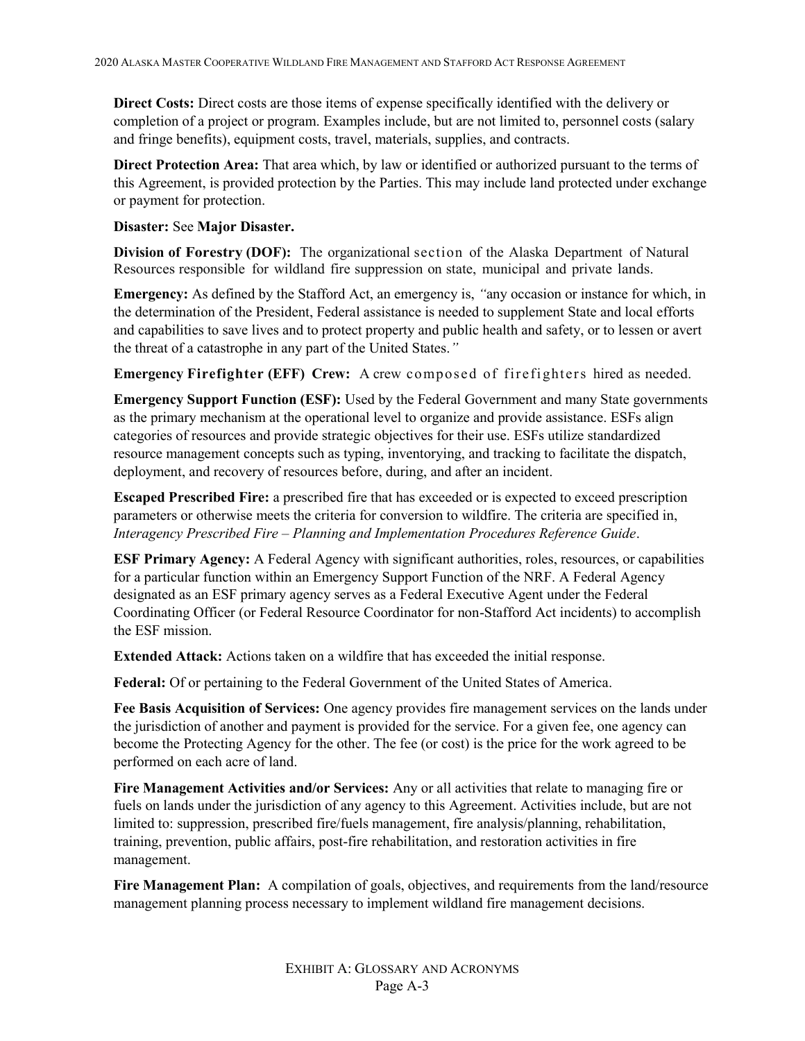**Direct Costs:** Direct costs are those items of expense specifically identified with the delivery or completion of a project or program. Examples include, but are not limited to, personnel costs (salary and fringe benefits), equipment costs, travel, materials, supplies, and contracts.

**Direct Protection Area:** That area which, by law or identified or authorized pursuant to the terms of this Agreement, is provided protection by the Parties. This may include land protected under exchange or payment for protection.

**Disaster:** See **Major Disaster.**

**Division of Forestry (DOF):** The organizational section of the Alaska Department of Natural Resources responsible for wildland fire suppression on state, municipal and private lands.

**Emergency:** As defined by the Stafford Act, an emergency is, *"*any occasion or instance for which, in the determination of the President, Federal assistance is needed to supplement State and local efforts and capabilities to save lives and to protect property and public health and safety, or to lessen or avert the threat of a catastrophe in any part of the United States.*"*

**Emergency Firefighter (EFF) Crew:** A crew composed of firefighters hired as needed.

**Emergency Support Function (ESF):** Used by the Federal Government and many State governments as the primary mechanism at the operational level to organize and provide assistance. ESFs align categories of resources and provide strategic objectives for their use. ESFs utilize standardized resource management concepts such as typing, inventorying, and tracking to facilitate the dispatch, deployment, and recovery of resources before, during, and after an incident.

**Escaped Prescribed Fire:** a prescribed fire that has exceeded or is expected to exceed prescription parameters or otherwise meets the criteria for conversion to wildfire. The criteria are specified in, *Interagency Prescribed Fire – Planning and Implementation Procedures Reference Guide*.

**ESF Primary Agency:** A Federal Agency with significant authorities, roles, resources, or capabilities for a particular function within an Emergency Support Function of the NRF. A Federal Agency designated as an ESF primary agency serves as a Federal Executive Agent under the Federal Coordinating Officer (or Federal Resource Coordinator for non-Stafford Act incidents) to accomplish the ESF mission.

**Extended Attack:** Actions taken on a wildfire that has exceeded the initial response.

**Federal:** Of or pertaining to the Federal Government of the United States of America.

**Fee Basis Acquisition of Services:** One agency provides fire management services on the lands under the jurisdiction of another and payment is provided for the service. For a given fee, one agency can become the Protecting Agency for the other. The fee (or cost) is the price for the work agreed to be performed on each acre of land.

**Fire Management Activities and/or Services:** Any or all activities that relate to managing fire or fuels on lands under the jurisdiction of any agency to this Agreement. Activities include, but are not limited to: suppression, prescribed fire/fuels management, fire analysis/planning, rehabilitation, training, prevention, public affairs, post-fire rehabilitation, and restoration activities in fire management.

**Fire Management Plan:** A compilation of goals, objectives, and requirements from the land/resource management planning process necessary to implement wildland fire management decisions.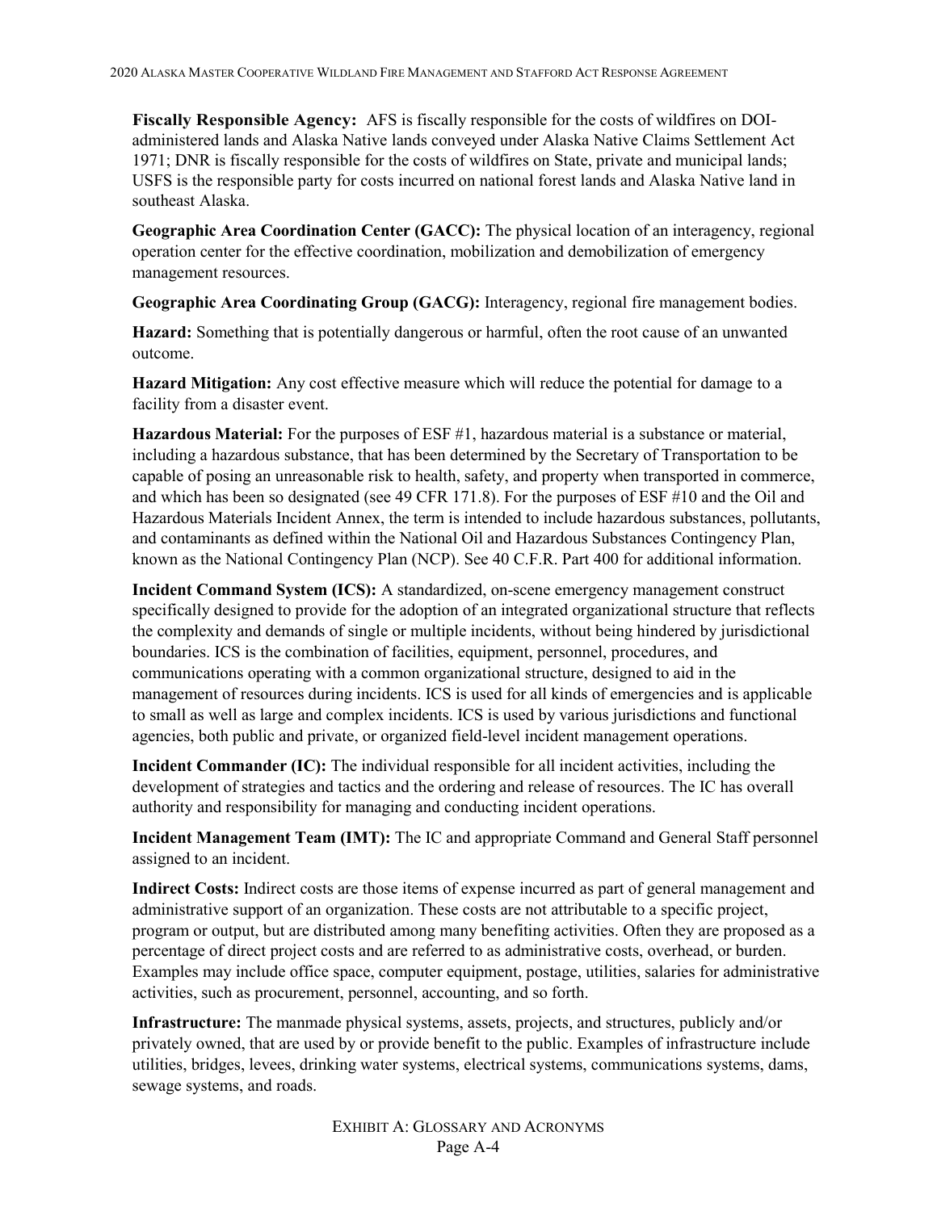**Fiscally Responsible Agency:** AFS is fiscally responsible for the costs of wildfires on DOI-administered lands and Alaska Native lands conveyed under Alaska Native Claims Settlement Act 1971; DNR is fiscally responsible for the costs of wildfires on State, private and municipal lands; USFS is the responsible party for costs incurred on national forest lands and Alaska Native land in southeast Alaska.

**Geographic Area Coordination Center (GACC):** The physical location of an interagency, regional operation center for the effective coordination, mobilization and demobilization of emergency management resources.

**Geographic Area Coordinating Group (GACG):** Interagency, regional fire management bodies.

**Hazard:** Something that is potentially dangerous or harmful, often the root cause of an unwanted outcome.

**Hazard Mitigation:** Any cost effective measure which will reduce the potential for damage to a facility from a disaster event.

**Hazardous Material:** For the purposes of ESF #1, hazardous material is a substance or material, including a hazardous substance, that has been determined by the Secretary of Transportation to be capable of posing an unreasonable risk to health, safety, and property when transported in commerce, and which has been so designated (see 49 CFR 171.8). For the purposes of ESF #10 and the Oil and Hazardous Materials Incident Annex, the term is intended to include hazardous substances, pollutants, and contaminants as defined within the National Oil and Hazardous Substances Contingency Plan, known as the National Contingency Plan (NCP). See 40 C.F.R. Part 400 for additional information.

**Incident Command System (ICS):** A standardized, on-scene emergency management construct specifically designed to provide for the adoption of an integrated organizational structure that reflects the complexity and demands of single or multiple incidents, without being hindered by jurisdictional boundaries. ICS is the combination of facilities, equipment, personnel, procedures, and communications operating with a common organizational structure, designed to aid in the management of resources during incidents. ICS is used for all kinds of emergencies and is applicable to small as well as large and complex incidents. ICS is used by various jurisdictions and functional agencies, both public and private, or organized field-level incident management operations.

**Incident Commander (IC):** The individual responsible for all incident activities, including the development of strategies and tactics and the ordering and release of resources. The IC has overall authority and responsibility for managing and conducting incident operations.

**Incident Management Team (IMT):** The IC and appropriate Command and General Staff personnel assigned to an incident.

**Indirect Costs:** Indirect costs are those items of expense incurred as part of general management and administrative support of an organization. These costs are not attributable to a specific project, program or output, but are distributed among many benefiting activities. Often they are proposed as a percentage of direct project costs and are referred to as administrative costs, overhead, or burden. Examples may include office space, computer equipment, postage, utilities, salaries for administrative activities, such as procurement, personnel, accounting, and so forth.

**Infrastructure:** The manmade physical systems, assets, projects, and structures, publicly and/or privately owned, that are used by or provide benefit to the public. Examples of infrastructure include utilities, bridges, levees, drinking water systems, electrical systems, communications systems, dams, sewage systems, and roads.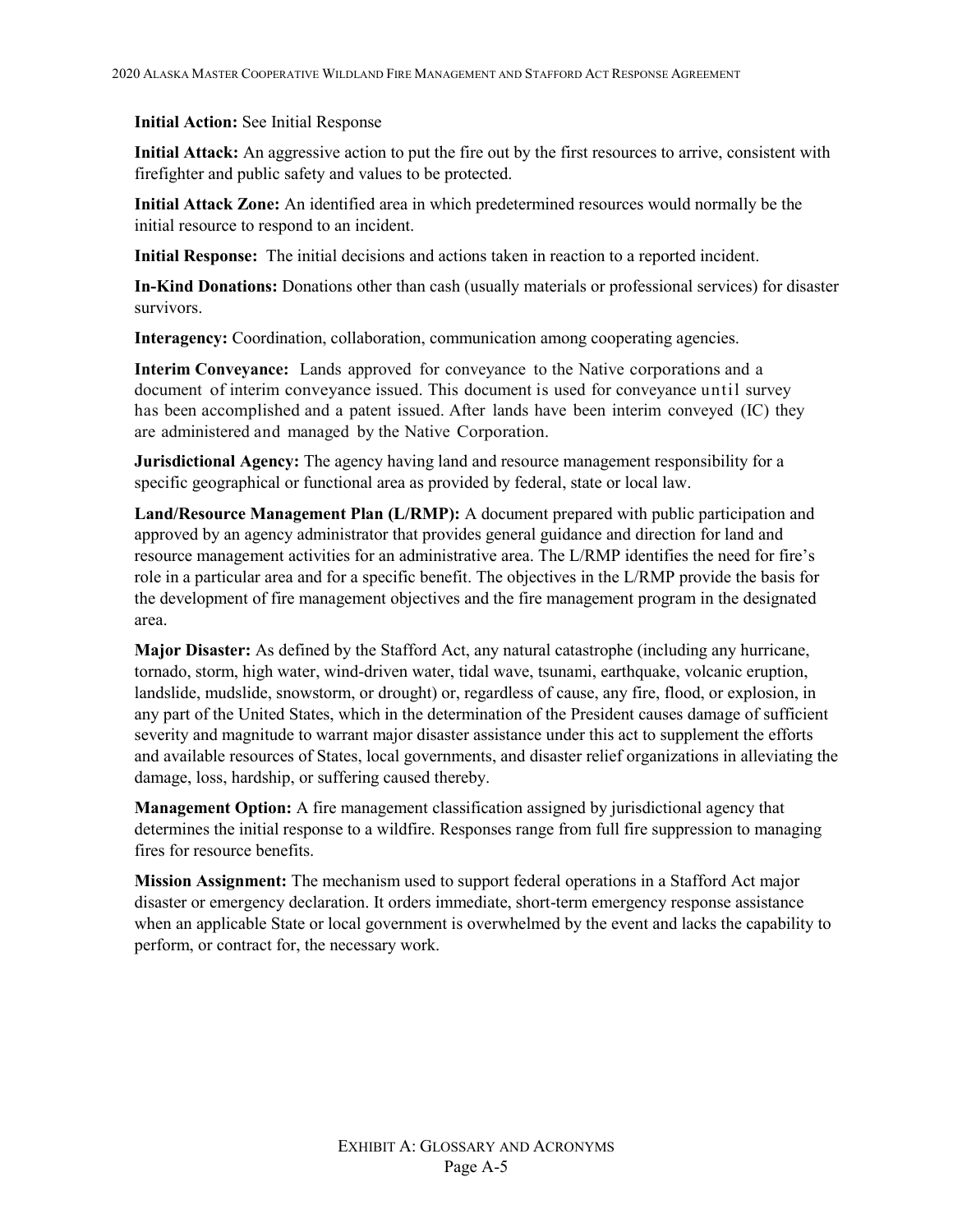**Initial Action:** See Initial Response

**Initial Attack:** An aggressive action to put the fire out by the first resources to arrive, consistent with firefighter and public safety and values to be protected.

**Initial Attack Zone:** An identified area in which predetermined resources would normally be the initial resource to respond to an incident.

**Initial Response:** The initial decisions and actions taken in reaction to a reported incident.

**In-Kind Donations:** Donations other than cash (usually materials or professional services) for disaster survivors.

**Interagency:** Coordination, collaboration, communication among cooperating agencies.

**Interim Conveyance:** Lands approved for conveyance to the Native corporations and a document of interim conveyance issued. This document is used for conveyance until survey has been accomplished and a patent issued. After lands have been interim conveyed (IC) they are administered and managed by the Native Corporation.

**Jurisdictional Agency:** The agency having land and resource management responsibility for a specific geographical or functional area as provided by federal, state or local law.

**Land/Resource Management Plan (L/RMP):** A document prepared with public participation and approved by an agency administrator that provides general guidance and direction for land and resource management activities for an administrative area. The L/RMP identifies the need for fire's role in a particular area and for a specific benefit. The objectives in the L/RMP provide the basis for the development of fire management objectives and the fire management program in the designated area.

**Major Disaster:** As defined by the Stafford Act, any natural catastrophe (including any hurricane, tornado, storm, high water, wind-driven water, tidal wave, tsunami, earthquake, volcanic eruption, landslide, mudslide, snowstorm, or drought) or, regardless of cause, any fire, flood, or explosion, in any part of the United States, which in the determination of the President causes damage of sufficient severity and magnitude to warrant major disaster assistance under this act to supplement the efforts and available resources of States, local governments, and disaster relief organizations in alleviating the damage, loss, hardship, or suffering caused thereby.

**Management Option:** A fire management classification assigned by jurisdictional agency that determines the initial response to a wildfire. Responses range from full fire suppression to managing fires for resource benefits.

**Mission Assignment:** The mechanism used to support federal operations in a Stafford Act major disaster or emergency declaration. It orders immediate, short-term emergency response assistance when an applicable State or local government is overwhelmed by the event and lacks the capability to perform, or contract for, the necessary work.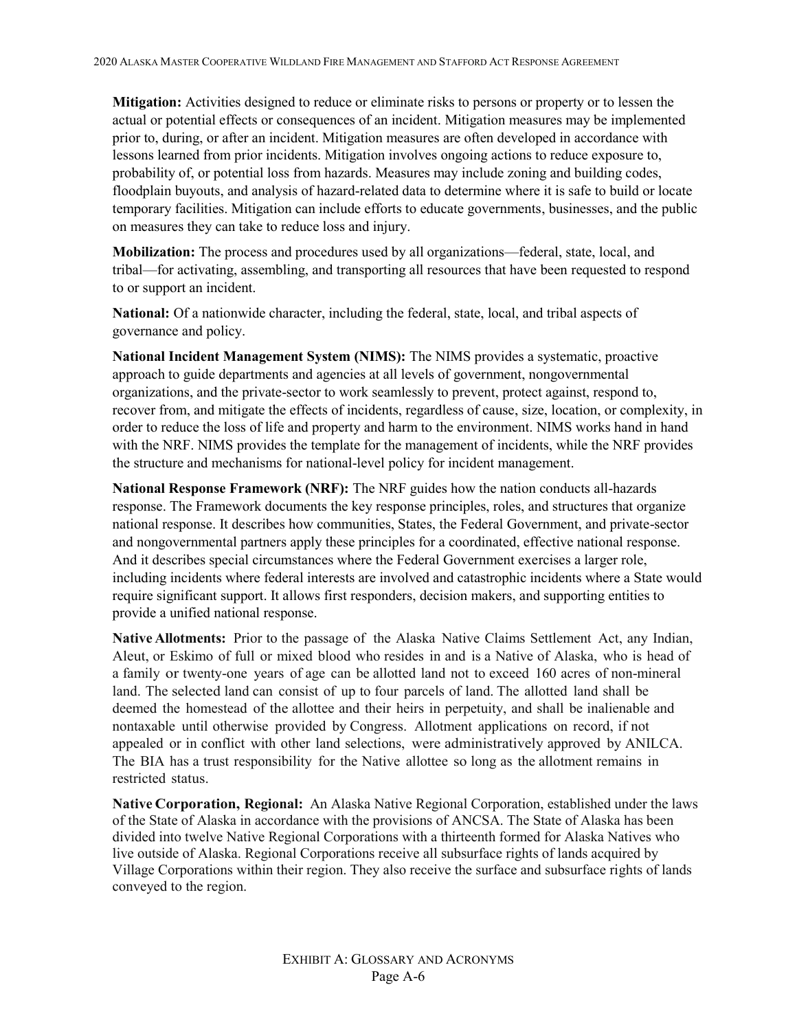**Mitigation:** Activities designed to reduce or eliminate risks to persons or property or to lessen the actual or potential effects or consequences of an incident. Mitigation measures may be implemented prior to, during, or after an incident. Mitigation measures are often developed in accordance with lessons learned from prior incidents. Mitigation involves ongoing actions to reduce exposure to, probability of, or potential loss from hazards. Measures may include zoning and building codes, floodplain buyouts, and analysis of hazard-related data to determine where it is safe to build or locate temporary facilities. Mitigation can include efforts to educate governments, businesses, and the public on measures they can take to reduce loss and injury.

**Mobilization:** The process and procedures used by all organizations—federal, state, local, and tribal—for activating, assembling, and transporting all resources that have been requested to respond to or support an incident.

**National:** Of a nationwide character, including the federal, state, local, and tribal aspects of governance and policy.

**National Incident Management System (NIMS):** The NIMS provides a systematic, proactive approach to guide departments and agencies at all levels of government, nongovernmental organizations, and the private-sector to work seamlessly to prevent, protect against, respond to, recover from, and mitigate the effects of incidents, regardless of cause, size, location, or complexity, in order to reduce the loss of life and property and harm to the environment. NIMS works hand in hand with the NRF. NIMS provides the template for the management of incidents, while the NRF provides the structure and mechanisms for national-level policy for incident management.

**National Response Framework (NRF):** The NRF guides how the nation conducts all-hazards response. The Framework documents the key response principles, roles, and structures that organize national response. It describes how communities, States, the Federal Government, and private-sector and nongovernmental partners apply these principles for a coordinated, effective national response. And it describes special circumstances where the Federal Government exercises a larger role, including incidents where federal interests are involved and catastrophic incidents where a State would require significant support. It allows first responders, decision makers, and supporting entities to provide a unified national response.

**Native Allotments:** Prior to the passage of the Alaska Native Claims Settlement Act, any Indian, Aleut, or Eskimo of full or mixed blood who resides in and is a Native of Alaska, who is head of a family or twenty-one years of age can be allotted land not to exceed 160 acres of non-mineral land. The selected land can consist of up to four parcels of land. The allotted land shall be deemed the homestead of the allottee and their heirs in perpetuity, and shall be inalienable and nontaxable until otherwise provided by Congress. Allotment applications on record, if not appealed or in conflict with other land selections, were administratively approved by ANILCA. The BIA has a trust responsibility for the Native allottee so long as the allotment remains in restricted status.

**Native Corporation, Regional:** An Alaska Native Regional Corporation, established under the laws of the State of Alaska in accordance with the provisions of ANCSA. The State of Alaska has been divided into twelve Native Regional Corporations with a thirteenth formed for Alaska Natives who live outside of Alaska. Regional Corporations receive all subsurface rights of lands acquired by Village Corporations within their region. They also receive the surface and subsurface rights of lands conveyed to the region.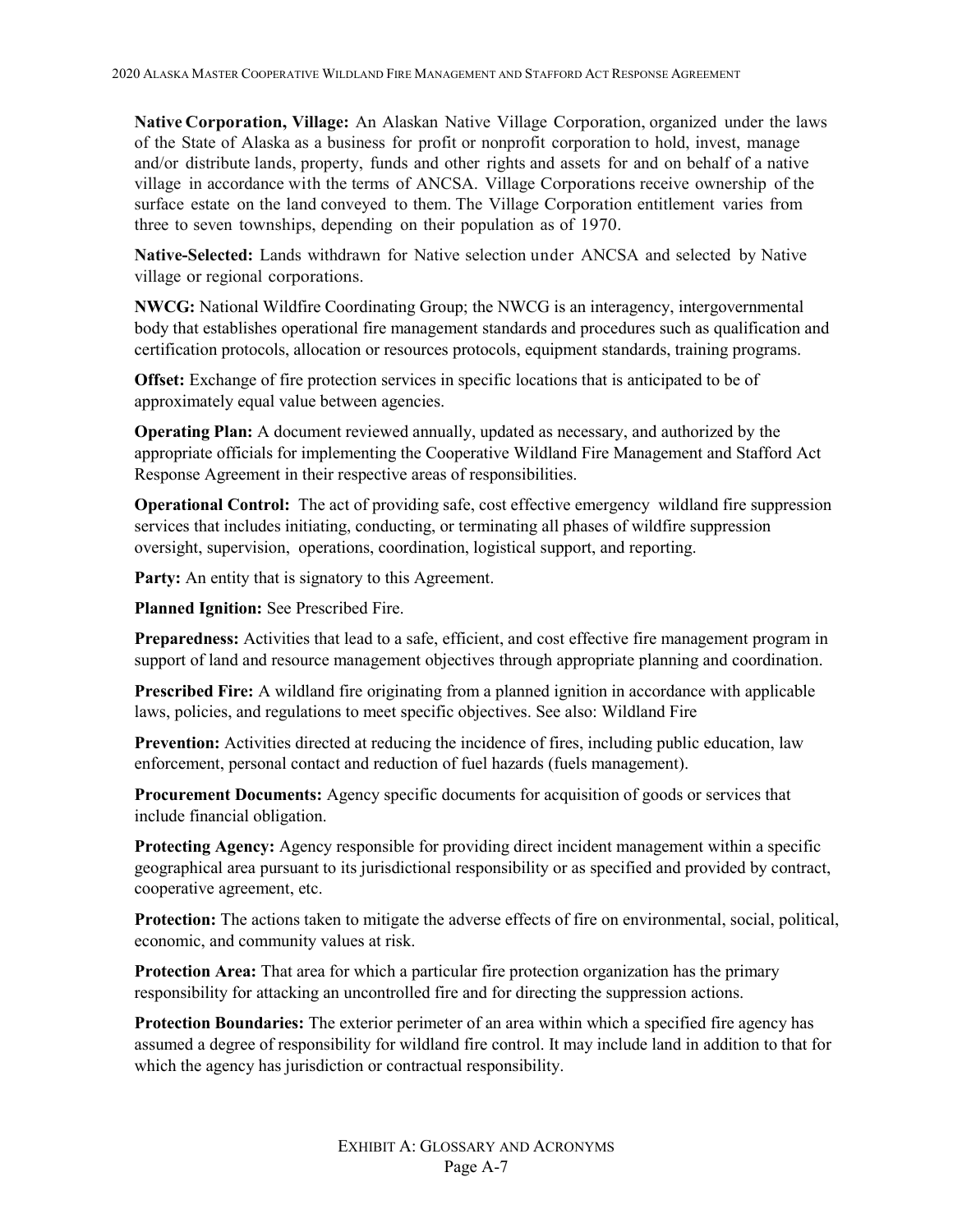**Native Corporation, Village:** An Alaskan Native Village Corporation, organized under the laws of the State of Alaska as a business for profit or nonprofit corporation to hold, invest, manage and/or distribute lands, property, funds and other rights and assets for and on behalf of a native village in accordance with the terms of ANCSA. Village Corporations receive ownership of the surface estate on the land conveyed to them. The Village Corporation entitlement varies from three to seven townships, depending on their population as of 1970.

**Native-Selected:** Lands withdrawn for Native selection under ANCSA and selected by Native village or regional corporations.

**NWCG:** National Wildfire Coordinating Group; the NWCG is an interagency, intergovernmental body that establishes operational fire management standards and procedures such as qualification and certification protocols, allocation or resources protocols, equipment standards, training programs.

**Offset:** Exchange of fire protection services in specific locations that is anticipated to be of approximately equal value between agencies.

**Operating Plan:** A document reviewed annually, updated as necessary, and authorized by the appropriate officials for implementing the Cooperative Wildland Fire Management and Stafford Act Response Agreement in their respective areas of responsibilities.

**Operational Control:** The act of providing safe, cost effective emergency wildland fire suppression services that includes initiating, conducting, or terminating all phases of wildfire suppression oversight, supervision, operations, coordination, logistical support, and reporting.

**Party:** An entity that is signatory to this Agreement.

**Planned Ignition:** See Prescribed Fire.

**Preparedness:** Activities that lead to a safe, efficient, and cost effective fire management program in support of land and resource management objectives through appropriate planning and coordination.

**Prescribed Fire:** A wildland fire originating from a planned ignition in accordance with applicable laws, policies, and regulations to meet specific objectives. See also: Wildland Fire

**Prevention:** Activities directed at reducing the incidence of fires, including public education, law enforcement, personal contact and reduction of fuel hazards (fuels management).

**Procurement Documents:** Agency specific documents for acquisition of goods or services that include financial obligation.

**Protecting Agency:** Agency responsible for providing direct incident management within a specific geographical area pursuant to its jurisdictional responsibility or as specified and provided by contract, cooperative agreement, etc.

**Protection:** The actions taken to mitigate the adverse effects of fire on environmental, social, political, economic, and community values at risk.

**Protection Area:** That area for which a particular fire protection organization has the primary responsibility for attacking an uncontrolled fire and for directing the suppression actions.

**Protection Boundaries:** The exterior perimeter of an area within which a specified fire agency has assumed a degree of responsibility for wildland fire control. It may include land in addition to that for which the agency has jurisdiction or contractual responsibility.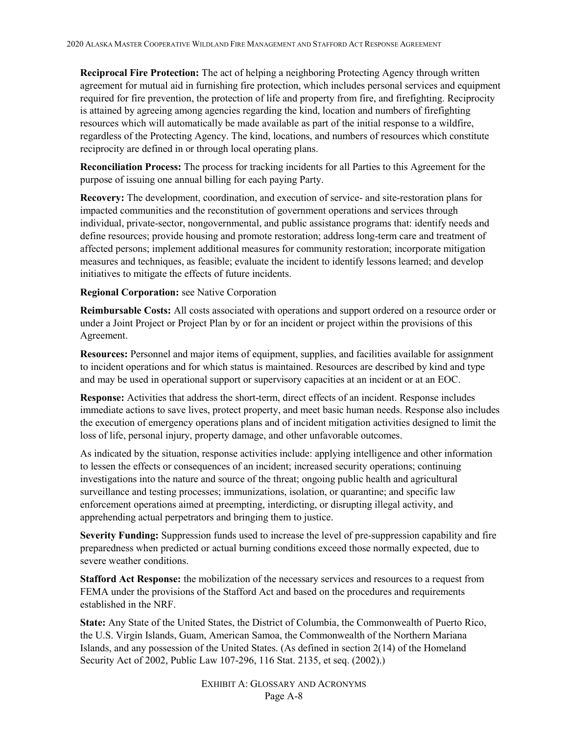**Reciprocal Fire Protection:** The act of helping a neighboring Protecting Agency through written agreement for mutual aid in furnishing fire protection, which includes personal services and equipment required for fire prevention, the protection of life and property from fire, and firefighting. Reciprocity is attained by agreeing among agencies regarding the kind, location and numbers of firefighting resources which will automatically be made available as part of the initial response to a wildfire, regardless of the Protecting Agency. The kind, locations, and numbers of resources which constitute reciprocity are defined in or through local operating plans.

**Reconciliation Process:** The process for tracking incidents for all Parties to this Agreement for the purpose of issuing one annual billing for each paying Party.

**Recovery:** The development, coordination, and execution of service- and site-restoration plans for impacted communities and the reconstitution of government operations and services through individual, private-sector, nongovernmental, and public assistance programs that: identify needs and define resources; provide housing and promote restoration; address long-term care and treatment of affected persons; implement additional measures for community restoration; incorporate mitigation measures and techniques, as feasible; evaluate the incident to identify lessons learned; and develop initiatives to mitigate the effects of future incidents.

**Regional Corporation:** see Native Corporation

**Reimbursable Costs:** All costs associated with operations and support ordered on a resource order or under a Joint Project or Project Plan by or for an incident or project within the provisions of this Agreement.

**Resources:** Personnel and major items of equipment, supplies, and facilities available for assignment to incident operations and for which status is maintained. Resources are described by kind and type and may be used in operational support or supervisory capacities at an incident or at an EOC.

**Response:** Activities that address the short-term, direct effects of an incident. Response includes immediate actions to save lives, protect property, and meet basic human needs. Response also includes the execution of emergency operations plans and of incident mitigation activities designed to limit the loss of life, personal injury, property damage, and other unfavorable outcomes.

As indicated by the situation, response activities include: applying intelligence and other information to lessen the effects or consequences of an incident; increased security operations; continuing investigations into the nature and source of the threat; ongoing public health and agricultural surveillance and testing processes; immunizations, isolation, or quarantine; and specific law enforcement operations aimed at preempting, interdicting, or disrupting illegal activity, and apprehending actual perpetrators and bringing them to justice.

**Severity Funding:** Suppression funds used to increase the level of pre-suppression capability and fire preparedness when predicted or actual burning conditions exceed those normally expected, due to severe weather conditions.

**Stafford Act Response:** the mobilization of the necessary services and resources to a request from FEMA under the provisions of the Stafford Act and based on the procedures and requirements established in the NRF.

**State:** Any State of the United States, the District of Columbia, the Commonwealth of Puerto Rico, the U.S. Virgin Islands, Guam, American Samoa, the Commonwealth of the Northern Mariana Islands, and any possession of the United States. (As defined in section 2(14) of the Homeland Security Act of 2002, Public Law 107-296, 116 Stat. 2135, et seq. (2002).)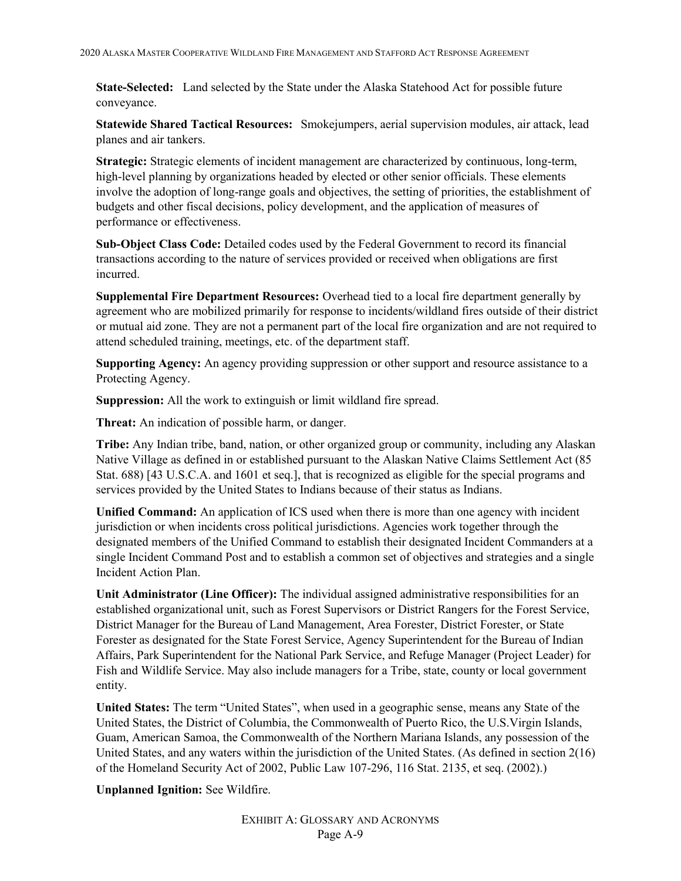**State-Selected:** Land selected by the State under the Alaska Statehood Act for possible future conveyance.

**Statewide Shared Tactical Resources:** Smokejumpers, aerial supervision modules, air attack, lead planes and air tankers.

**Strategic:** Strategic elements of incident management are characterized by continuous, long-term, high-level planning by organizations headed by elected or other senior officials. These elements involve the adoption of long-range goals and objectives, the setting of priorities, the establishment of budgets and other fiscal decisions, policy development, and the application of measures of performance or effectiveness.

**Sub-Object Class Code:** Detailed codes used by the Federal Government to record its financial transactions according to the nature of services provided or received when obligations are first incurred.

**Supplemental Fire Department Resources:** Overhead tied to a local fire department generally by agreement who are mobilized primarily for response to incidents/wildland fires outside of their district or mutual aid zone. They are not a permanent part of the local fire organization and are not required to attend scheduled training, meetings, etc. of the department staff.

**Supporting Agency:** An agency providing suppression or other support and resource assistance to a Protecting Agency.

**Suppression:** All the work to extinguish or limit wildland fire spread.

**Threat:** An indication of possible harm, or danger.

**Tribe:** Any Indian tribe, band, nation, or other organized group or community, including any Alaskan Native Village as defined in or established pursuant to the Alaskan Native Claims Settlement Act (85 Stat. 688) [43 U.S.C.A. and 1601 et seq.], that is recognized as eligible for the special programs and services provided by the United States to Indians because of their status as Indians.

**Unified Command:** An application of ICS used when there is more than one agency with incident jurisdiction or when incidents cross political jurisdictions. Agencies work together through the designated members of the Unified Command to establish their designated Incident Commanders at a single Incident Command Post and to establish a common set of objectives and strategies and a single Incident Action Plan.

**Unit Administrator (Line Officer):** The individual assigned administrative responsibilities for an established organizational unit, such as Forest Supervisors or District Rangers for the Forest Service, District Manager for the Bureau of Land Management, Area Forester, District Forester, or State Forester as designated for the State Forest Service, Agency Superintendent for the Bureau of Indian Affairs, Park Superintendent for the National Park Service, and Refuge Manager (Project Leader) for Fish and Wildlife Service. May also include managers for a Tribe, state, county or local government entity.

**United States:** The term "United States", when used in a geographic sense, means any State of the United States, the District of Columbia, the Commonwealth of Puerto Rico, the U.S.Virgin Islands, Guam, American Samoa, the Commonwealth of the Northern Mariana Islands, any possession of the United States, and any waters within the jurisdiction of the United States. (As defined in section 2(16) of the Homeland Security Act of 2002, Public Law 107-296, 116 Stat. 2135, et seq. (2002).)

**Unplanned Ignition:** See Wildfire.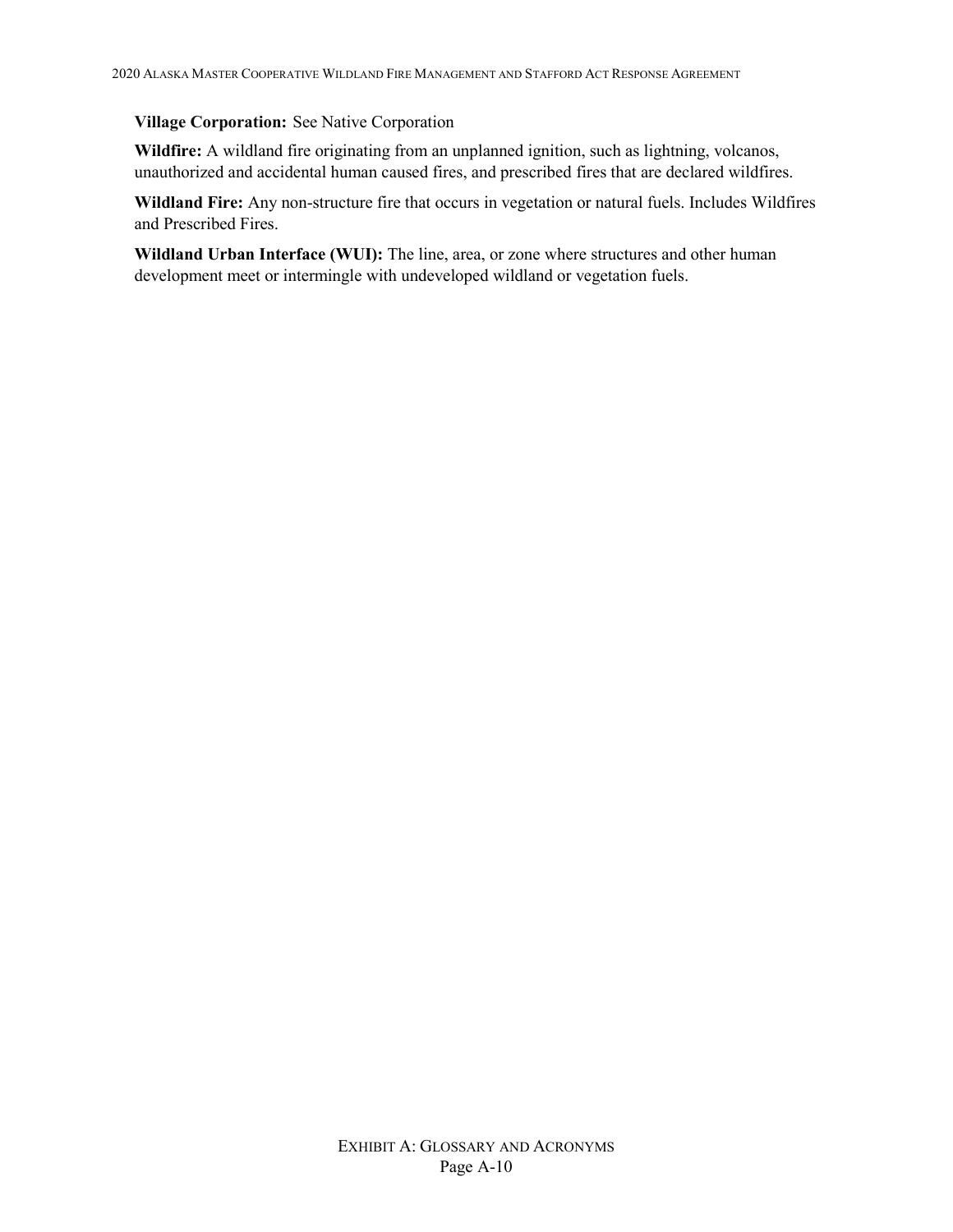**Village Corporation:** See Native Corporation

**Wildfire:** A wildland fire originating from an unplanned ignition, such as lightning, volcanos, unauthorized and accidental human caused fires, and prescribed fires that are declared wildfires.

**Wildland Fire:** Any non-structure fire that occurs in vegetation or natural fuels. Includes Wildfires and Prescribed Fires.

**Wildland Urban Interface (WUI):** The line, area, or zone where structures and other human development meet or intermingle with undeveloped wildland or vegetation fuels.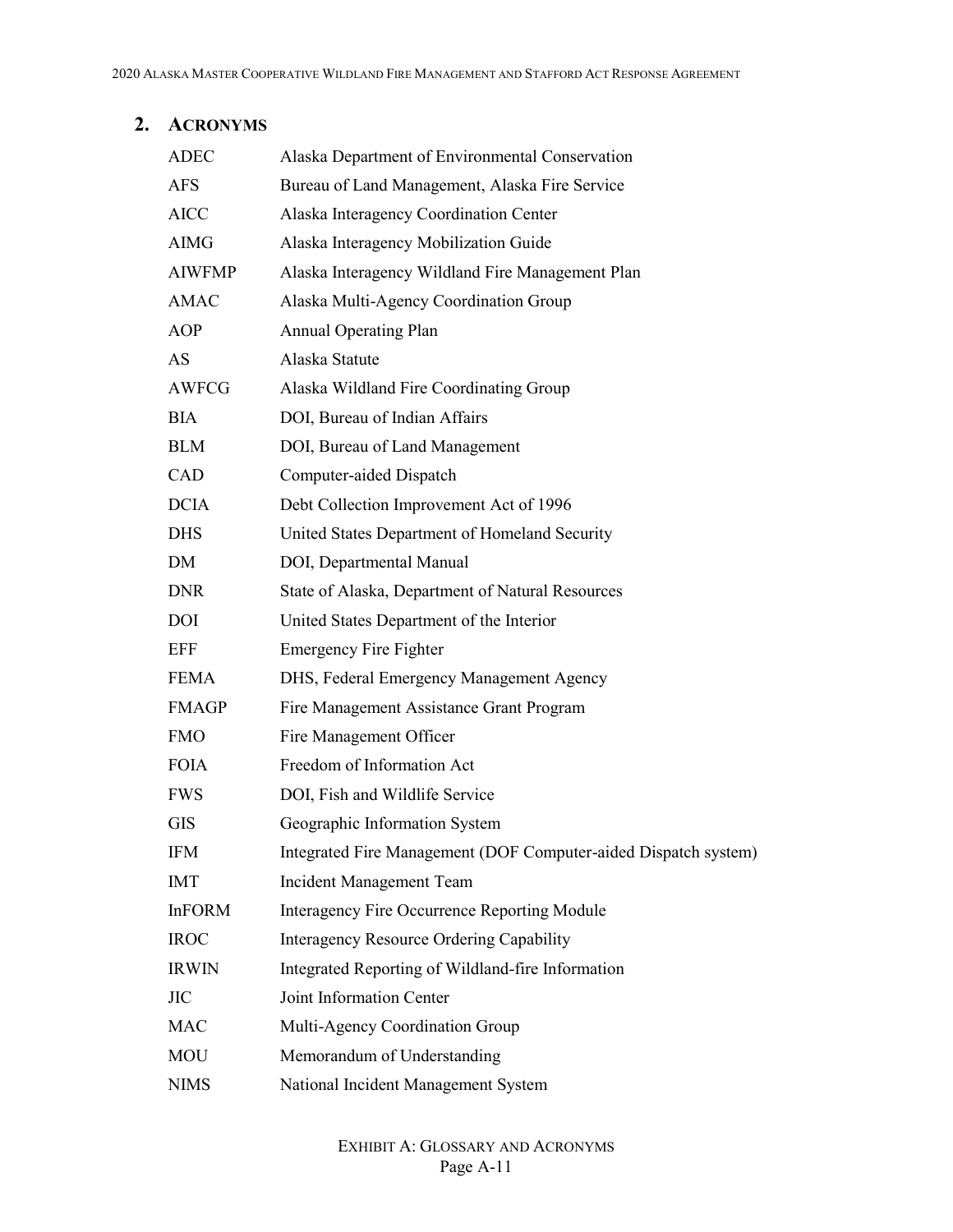## 2. ACRONYMS

| | |
|---|---|
| ADEC | Alaska Department of Environmental Conservation |
| AFS | Bureau of Land Management, Alaska Fire Service |
| AICC | Alaska Interagency Coordination Center |
| AIMG | Alaska Interagency Mobilization Guide |
| AIWFMP | Alaska Interagency Wildland Fire Management Plan |
| AMAC | Alaska Multi-Agency Coordination Group |
| AOP | Annual Operating Plan |
| AS | Alaska Statute |
| AWFCG | Alaska Wildland Fire Coordinating Group |
| BIA | DOI, Bureau of Indian Affairs |
| BLM | DOI, Bureau of Land Management |
| CAD | Computer-aided Dispatch |
| DCIA | Debt Collection Improvement Act of 1996 |
| DHS | United States Department of Homeland Security |
| DM | DOI, Departmental Manual |
| DNR | State of Alaska, Department of Natural Resources |
| DOI | United States Department of the Interior |
| EFF | Emergency Fire Fighter |
| FEMA | DHS, Federal Emergency Management Agency |
| FMAGP | Fire Management Assistance Grant Program |
| FMO | Fire Management Officer |
| FOIA | Freedom of Information Act |
| FWS | DOI, Fish and Wildlife Service |
| GIS | Geographic Information System |
| IFM | Integrated Fire Management (DOF Computer-aided Dispatch system) |
| IMT | Incident Management Team |
| InFORM | Interagency Fire Occurrence Reporting Module |
| IROC | Interagency Resource Ordering Capability |
| IRWIN | Integrated Reporting of Wildland-fire Information |
| JIC | Joint Information Center |
| MAC | Multi-Agency Coordination Group |
| MOU | Memorandum of Understanding |
| NIMS | National Incident Management System |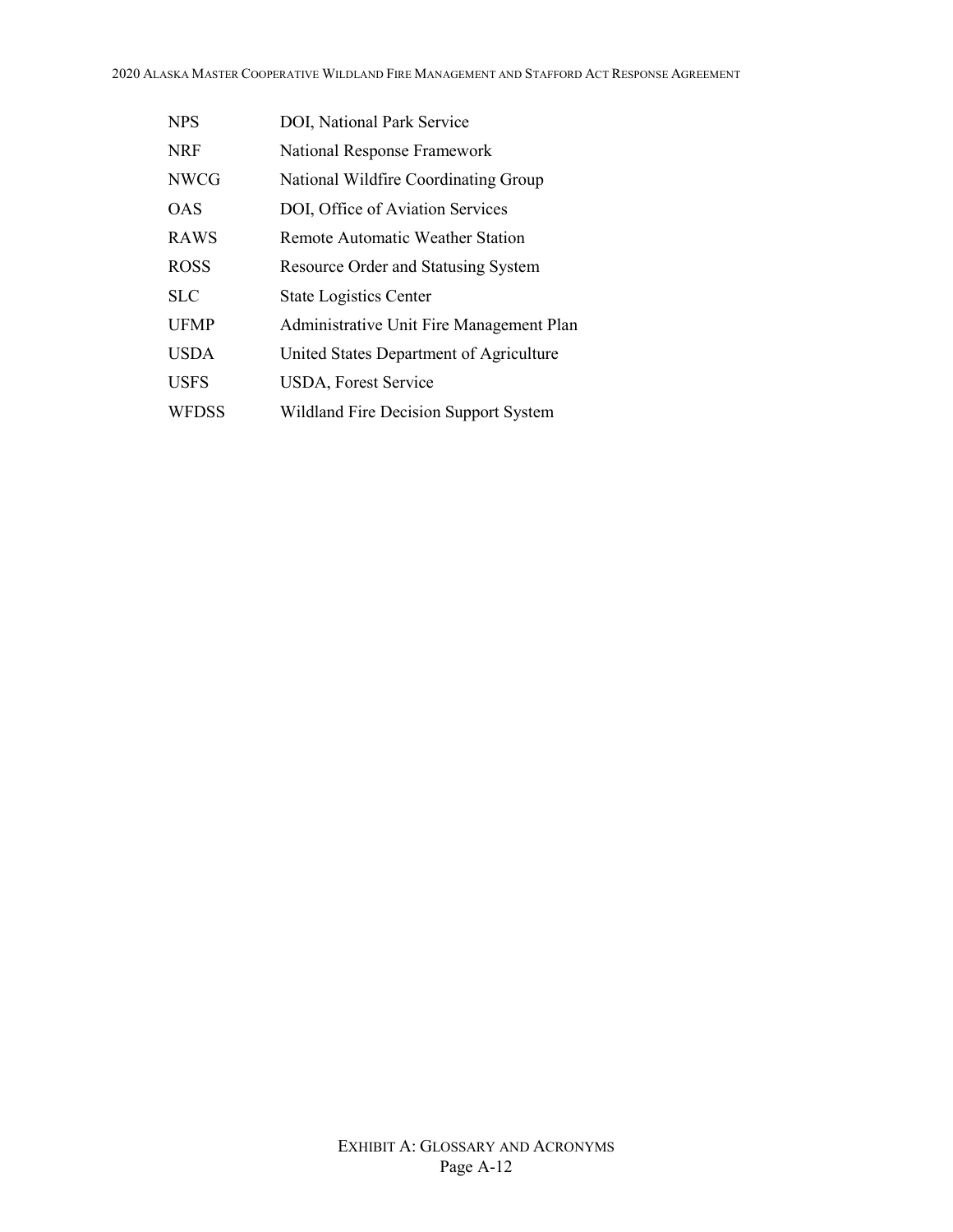| | |
|---|---|
| NPS | DOI, National Park Service |
| NRF | National Response Framework |
| NWCG | National Wildfire Coordinating Group |
| OAS | DOI, Office of Aviation Services |
| RAWS | Remote Automatic Weather Station |
| ROSS | Resource Order and Statusing System |
| SLC | State Logistics Center |
| UFMP | Administrative Unit Fire Management Plan |
| USDA | United States Department of Agriculture |
| USFS | USDA, Forest Service |
| WFDSS | Wildland Fire Decision Support System |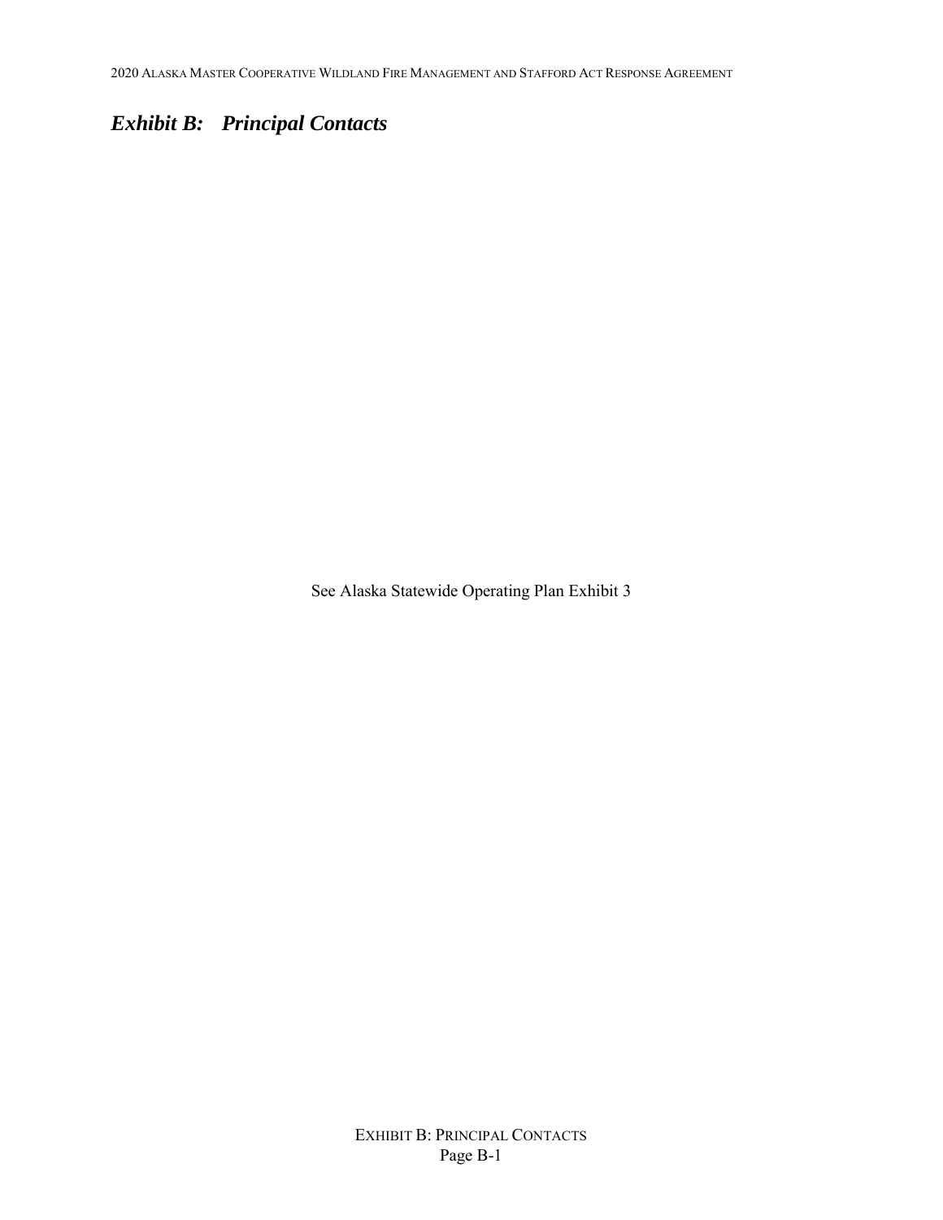## *Exhibit B: Principal Contacts*

See Alaska Statewide Operating Plan Exhibit 3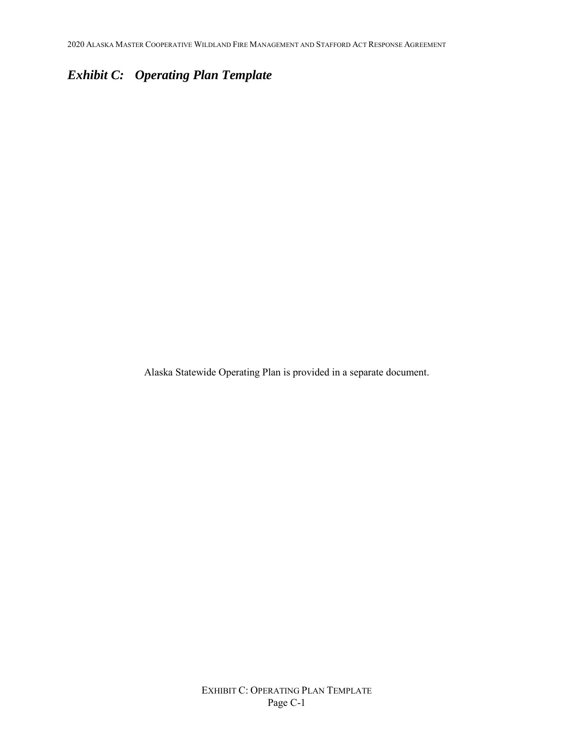## *Exhibit C: Operating Plan Template*

Alaska Statewide Operating Plan is provided in a separate document.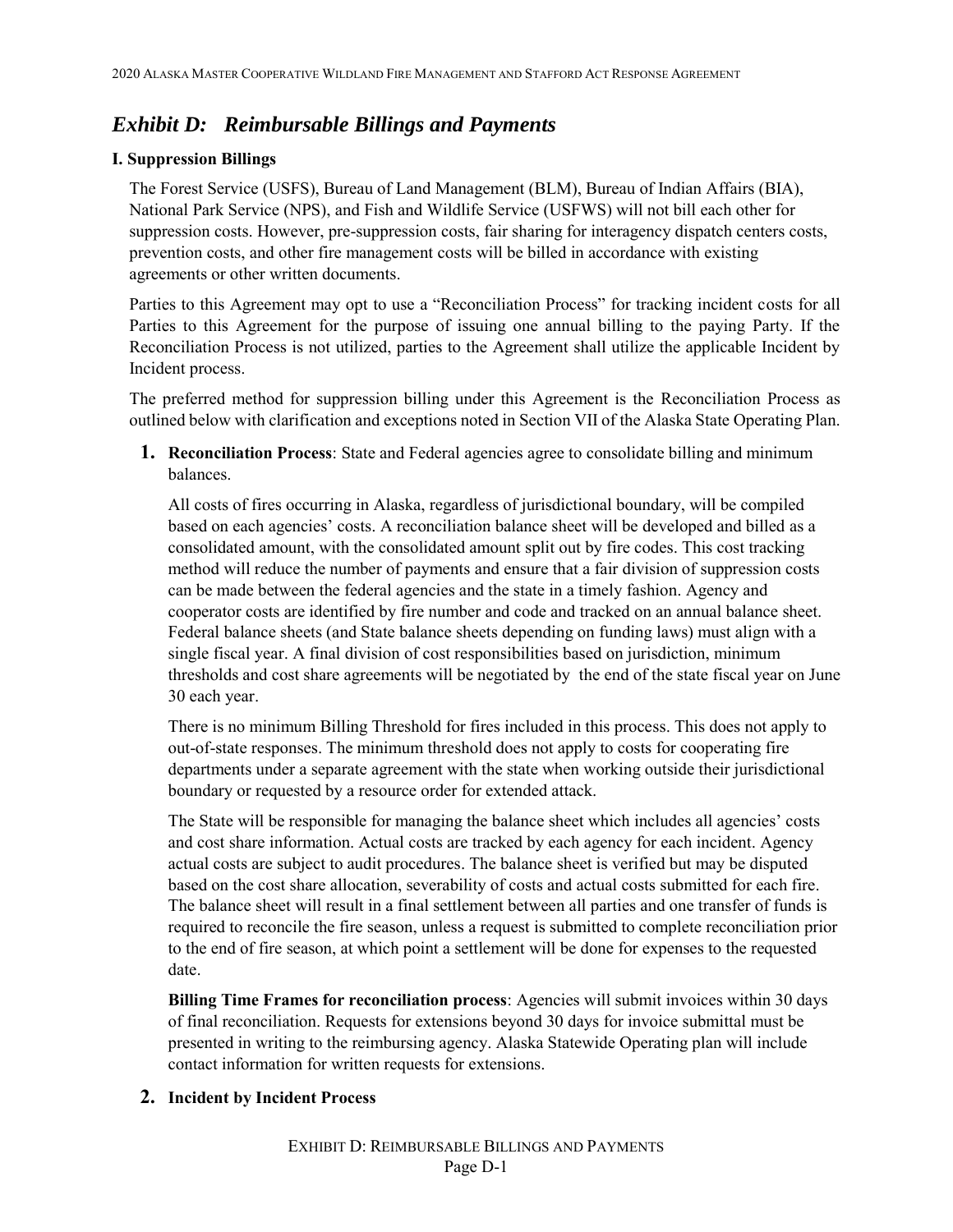## *Exhibit D: Reimbursable Billings and Payments*

### I. Suppression Billings

The Forest Service (USFS), Bureau of Land Management (BLM), Bureau of Indian Affairs (BIA), National Park Service (NPS), and Fish and Wildlife Service (USFWS) will not bill each other for suppression costs. However, pre-suppression costs, fair sharing for interagency dispatch centers costs, prevention costs, and other fire management costs will be billed in accordance with existing agreements or other written documents.

Parties to this Agreement may opt to use a "Reconciliation Process" for tracking incident costs for all Parties to this Agreement for the purpose of issuing one annual billing to the paying Party. If the Reconciliation Process is not utilized, parties to the Agreement shall utilize the applicable Incident by Incident process.

The preferred method for suppression billing under this Agreement is the Reconciliation Process as outlined below with clarification and exceptions noted in Section VII of the Alaska State Operating Plan.

1. **Reconciliation Process**: State and Federal agencies agree to consolidate billing and minimum balances.

   All costs of fires occurring in Alaska, regardless of jurisdictional boundary, will be compiled based on each agencies' costs. A reconciliation balance sheet will be developed and billed as a consolidated amount, with the consolidated amount split out by fire codes. This cost tracking method will reduce the number of payments and ensure that a fair division of suppression costs can be made between the federal agencies and the state in a timely fashion. Agency and cooperator costs are identified by fire number and code and tracked on an annual balance sheet. Federal balance sheets (and State balance sheets depending on funding laws) must align with a single fiscal year. A final division of cost responsibilities based on jurisdiction, minimum thresholds and cost share agreements will be negotiated by the end of the state fiscal year on June 30 each year.

   There is no minimum Billing Threshold for fires included in this process. This does not apply to out-of-state responses. The minimum threshold does not apply to costs for cooperating fire departments under a separate agreement with the state when working outside their jurisdictional boundary or requested by a resource order for extended attack.

   The State will be responsible for managing the balance sheet which includes all agencies' costs and cost share information. Actual costs are tracked by each agency for each incident. Agency actual costs are subject to audit procedures. The balance sheet is verified but may be disputed based on the cost share allocation, severability of costs and actual costs submitted for each fire. The balance sheet will result in a final settlement between all parties and one transfer of funds is required to reconcile the fire season, unless a request is submitted to complete reconciliation prior to the end of fire season, at which point a settlement will be done for expenses to the requested date.

   **Billing Time Frames for reconciliation process**: Agencies will submit invoices within 30 days of final reconciliation. Requests for extensions beyond 30 days for invoice submittal must be presented in writing to the reimbursing agency. Alaska Statewide Operating plan will include contact information for written requests for extensions.

2. **Incident by Incident Process**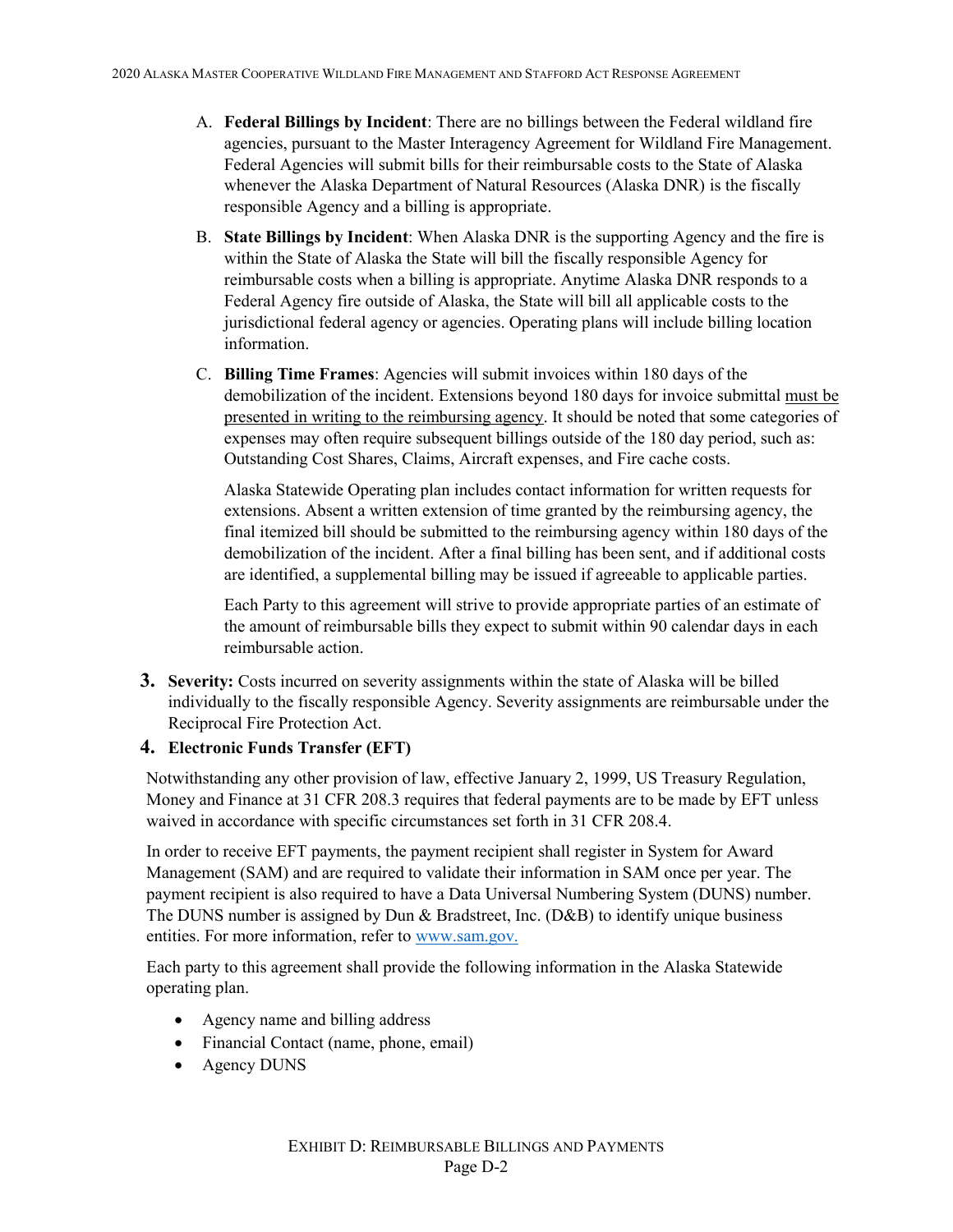A. **Federal Billings by Incident**: There are no billings between the Federal wildland fire agencies, pursuant to the Master Interagency Agreement for Wildland Fire Management. Federal Agencies will submit bills for their reimbursable costs to the State of Alaska whenever the Alaska Department of Natural Resources (Alaska DNR) is the fiscally responsible Agency and a billing is appropriate.

B. **State Billings by Incident**: When Alaska DNR is the supporting Agency and the fire is within the State of Alaska the State will bill the fiscally responsible Agency for reimbursable costs when a billing is appropriate. Anytime Alaska DNR responds to a Federal Agency fire outside of Alaska, the State will bill all applicable costs to the jurisdictional federal agency or agencies. Operating plans will include billing location information.

C. **Billing Time Frames**: Agencies will submit invoices within 180 days of the demobilization of the incident. Extensions beyond 180 days for invoice submittal must be presented in writing to the reimbursing agency. It should be noted that some categories of expenses may often require subsequent billings outside of the 180 day period, such as: Outstanding Cost Shares, Claims, Aircraft expenses, and Fire cache costs.

   Alaska Statewide Operating plan includes contact information for written requests for extensions. Absent a written extension of time granted by the reimbursing agency, the final itemized bill should be submitted to the reimbursing agency within 180 days of the demobilization of the incident. After a final billing has been sent, and if additional costs are identified, a supplemental billing may be issued if agreeable to applicable parties.

   Each Party to this agreement will strive to provide appropriate parties of an estimate of the amount of reimbursable bills they expect to submit within 90 calendar days in each reimbursable action.

**3. Severity:** Costs incurred on severity assignments within the state of Alaska will be billed individually to the fiscally responsible Agency. Severity assignments are reimbursable under the Reciprocal Fire Protection Act.

**4. Electronic Funds Transfer (EFT)**

Notwithstanding any other provision of law, effective January 2, 1999, US Treasury Regulation, Money and Finance at 31 CFR 208.3 requires that federal payments are to be made by EFT unless waived in accordance with specific circumstances set forth in 31 CFR 208.4.

In order to receive EFT payments, the payment recipient shall register in System for Award Management (SAM) and are required to validate their information in SAM once per year. The payment recipient is also required to have a Data Universal Numbering System (DUNS) number. The DUNS number is assigned by Dun & Bradstreet, Inc. (D&B) to identify unique business entities. For more information, refer to www.sam.gov.

Each party to this agreement shall provide the following information in the Alaska Statewide operating plan.

- Agency name and billing address
- Financial Contact (name, phone, email)
- Agency DUNS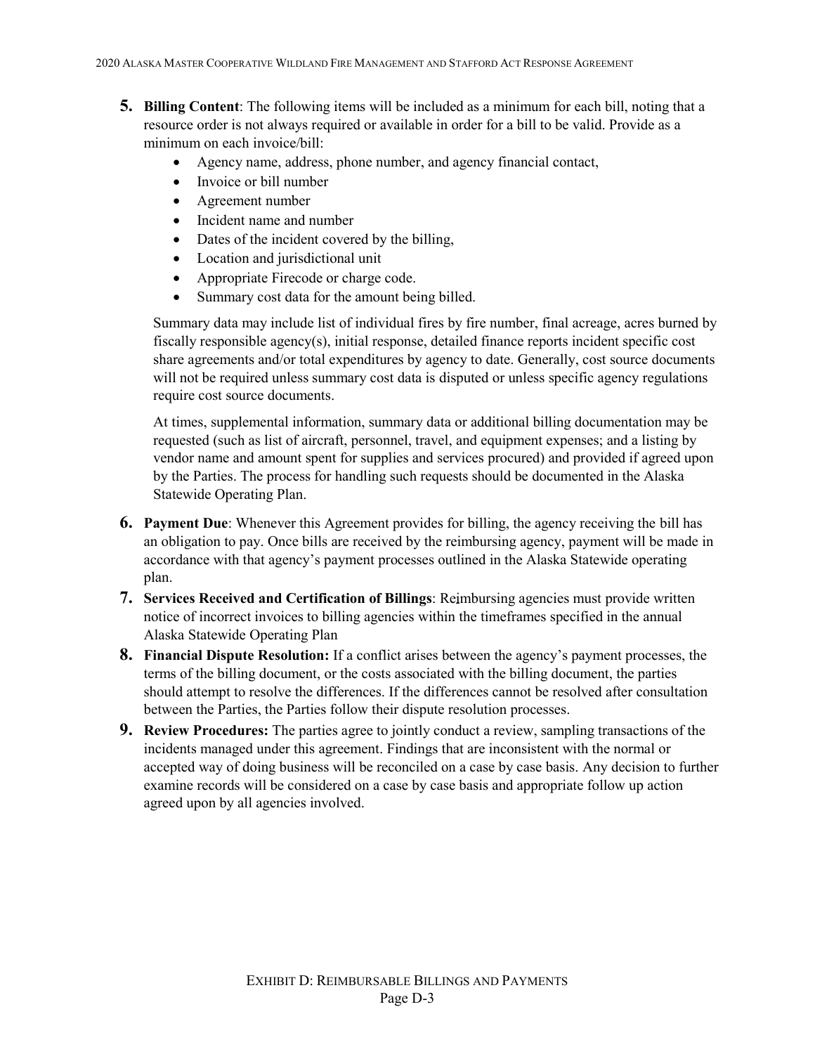5. **Billing Content**: The following items will be included as a minimum for each bill, noting that a resource order is not always required or available in order for a bill to be valid. Provide as a minimum on each invoice/bill:
   - Agency name, address, phone number, and agency financial contact,
   - Invoice or bill number
   - Agreement number
   - Incident name and number
   - Dates of the incident covered by the billing,
   - Location and jurisdictional unit
   - Appropriate Firecode or charge code.
   - Summary cost data for the amount being billed.

   Summary data may include list of individual fires by fire number, final acreage, acres burned by fiscally responsible agency(s), initial response, detailed finance reports incident specific cost share agreements and/or total expenditures by agency to date. Generally, cost source documents will not be required unless summary cost data is disputed or unless specific agency regulations require cost source documents.

   At times, supplemental information, summary data or additional billing documentation may be requested (such as list of aircraft, personnel, travel, and equipment expenses; and a listing by vendor name and amount spent for supplies and services procured) and provided if agreed upon by the Parties. The process for handling such requests should be documented in the Alaska Statewide Operating Plan.

6. **Payment Due**: Whenever this Agreement provides for billing, the agency receiving the bill has an obligation to pay. Once bills are received by the reimbursing agency, payment will be made in accordance with that agency's payment processes outlined in the Alaska Statewide operating plan.

7. **Services Received and Certification of Billings**: Reimbursing agencies must provide written notice of incorrect invoices to billing agencies within the timeframes specified in the annual Alaska Statewide Operating Plan

8. **Financial Dispute Resolution:** If a conflict arises between the agency's payment processes, the terms of the billing document, or the costs associated with the billing document, the parties should attempt to resolve the differences. If the differences cannot be resolved after consultation between the Parties, the Parties follow their dispute resolution processes.

9. **Review Procedures:** The parties agree to jointly conduct a review, sampling transactions of the incidents managed under this agreement. Findings that are inconsistent with the normal or accepted way of doing business will be reconciled on a case by case basis. Any decision to further examine records will be considered on a case by case basis and appropriate follow up action agreed upon by all agencies involved.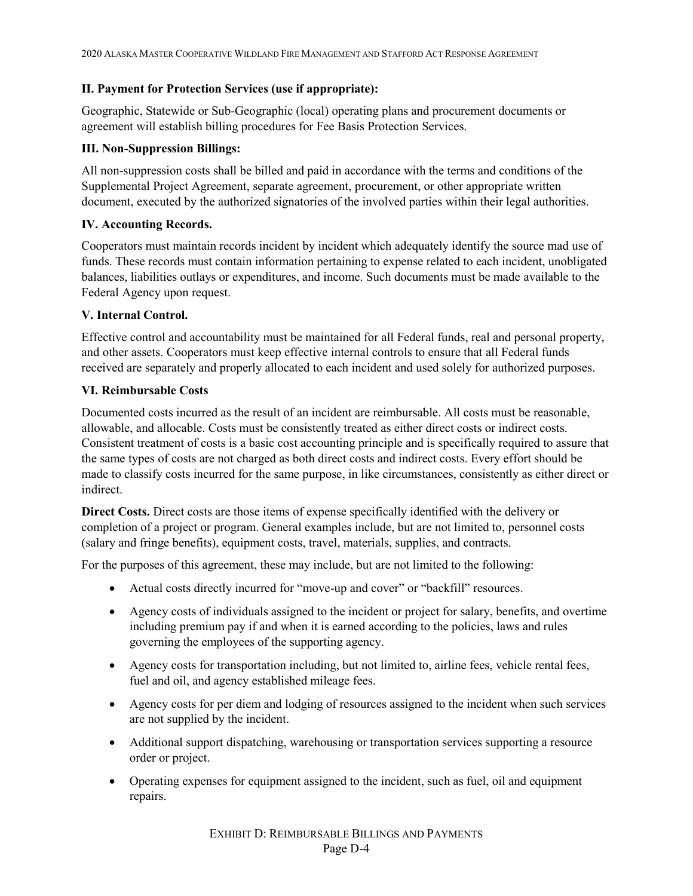**II. Payment for Protection Services (use if appropriate):**

Geographic, Statewide or Sub-Geographic (local) operating plans and procurement documents or agreement will establish billing procedures for Fee Basis Protection Services.

**III. Non-Suppression Billings:**

All non-suppression costs shall be billed and paid in accordance with the terms and conditions of the Supplemental Project Agreement, separate agreement, procurement, or other appropriate written document, executed by the authorized signatories of the involved parties within their legal authorities.

**IV. Accounting Records.**

Cooperators must maintain records incident by incident which adequately identify the source mad use of funds. These records must contain information pertaining to expense related to each incident, unobligated balances, liabilities outlays or expenditures, and income. Such documents must be made available to the Federal Agency upon request.

**V. Internal Control.**

Effective control and accountability must be maintained for all Federal funds, real and personal property, and other assets. Cooperators must keep effective internal controls to ensure that all Federal funds received are separately and properly allocated to each incident and used solely for authorized purposes.

**VI. Reimbursable Costs**

Documented costs incurred as the result of an incident are reimbursable. All costs must be reasonable, allowable, and allocable. Costs must be consistently treated as either direct costs or indirect costs. Consistent treatment of costs is a basic cost accounting principle and is specifically required to assure that the same types of costs are not charged as both direct costs and indirect costs. Every effort should be made to classify costs incurred for the same purpose, in like circumstances, consistently as either direct or indirect.

**Direct Costs.** Direct costs are those items of expense specifically identified with the delivery or completion of a project or program. General examples include, but are not limited to, personnel costs (salary and fringe benefits), equipment costs, travel, materials, supplies, and contracts.

For the purposes of this agreement, these may include, but are not limited to the following:

- Actual costs directly incurred for "move-up and cover" or "backfill" resources.
- Agency costs of individuals assigned to the incident or project for salary, benefits, and overtime including premium pay if and when it is earned according to the policies, laws and rules governing the employees of the supporting agency.
- Agency costs for transportation including, but not limited to, airline fees, vehicle rental fees, fuel and oil, and agency established mileage fees.
- Agency costs for per diem and lodging of resources assigned to the incident when such services are not supplied by the incident.
- Additional support dispatching, warehousing or transportation services supporting a resource order or project.
- Operating expenses for equipment assigned to the incident, such as fuel, oil and equipment repairs.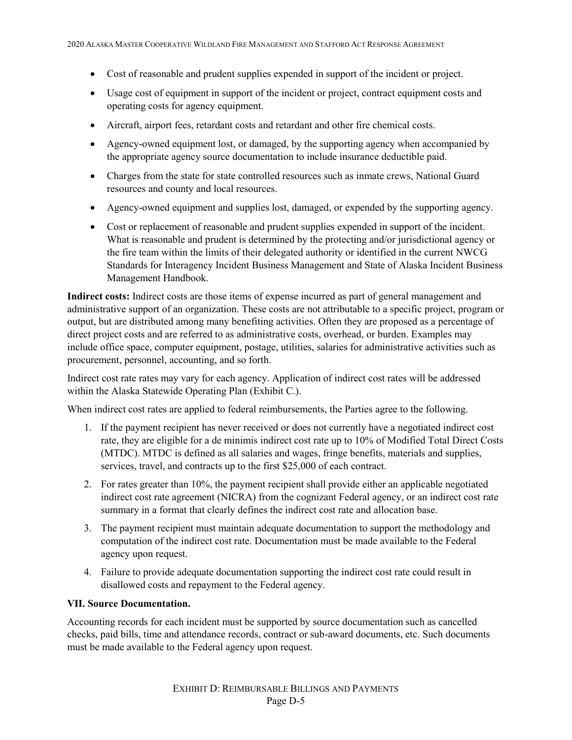- Cost of reasonable and prudent supplies expended in support of the incident or project.
- Usage cost of equipment in support of the incident or project, contract equipment costs and operating costs for agency equipment.
- Aircraft, airport fees, retardant costs and retardant and other fire chemical costs.
- Agency-owned equipment lost, or damaged, by the supporting agency when accompanied by the appropriate agency source documentation to include insurance deductible paid.
- Charges from the state for state controlled resources such as inmate crews, National Guard resources and county and local resources.
- Agency-owned equipment and supplies lost, damaged, or expended by the supporting agency.
- Cost or replacement of reasonable and prudent supplies expended in support of the incident. What is reasonable and prudent is determined by the protecting and/or jurisdictional agency or the fire team within the limits of their delegated authority or identified in the current NWCG Standards for Interagency Incident Business Management and State of Alaska Incident Business Management Handbook.

**Indirect costs:** Indirect costs are those items of expense incurred as part of general management and administrative support of an organization. These costs are not attributable to a specific project, program or output, but are distributed among many benefiting activities. Often they are proposed as a percentage of direct project costs and are referred to as administrative costs, overhead, or burden. Examples may include office space, computer equipment, postage, utilities, salaries for administrative activities such as procurement, personnel, accounting, and so forth.

Indirect cost rate rates may vary for each agency. Application of indirect cost rates will be addressed within the Alaska Statewide Operating Plan (Exhibit C.).

When indirect cost rates are applied to federal reimbursements, the Parties agree to the following.

1. If the payment recipient has never received or does not currently have a negotiated indirect cost rate, they are eligible for a de minimis indirect cost rate up to 10% of Modified Total Direct Costs (MTDC). MTDC is defined as all salaries and wages, fringe benefits, materials and supplies, services, travel, and contracts up to the first $25,000 of each contract.
2. For rates greater than 10%, the payment recipient shall provide either an applicable negotiated indirect cost rate agreement (NICRA) from the cognizant Federal agency, or an indirect cost rate summary in a format that clearly defines the indirect cost rate and allocation base.
3. The payment recipient must maintain adequate documentation to support the methodology and computation of the indirect cost rate. Documentation must be made available to the Federal agency upon request.
4. Failure to provide adequate documentation supporting the indirect cost rate could result in disallowed costs and repayment to the Federal agency.

**VII. Source Documentation.**

Accounting records for each incident must be supported by source documentation such as cancelled checks, paid bills, time and attendance records, contract or sub-award documents, etc. Such documents must be made available to the Federal agency upon request.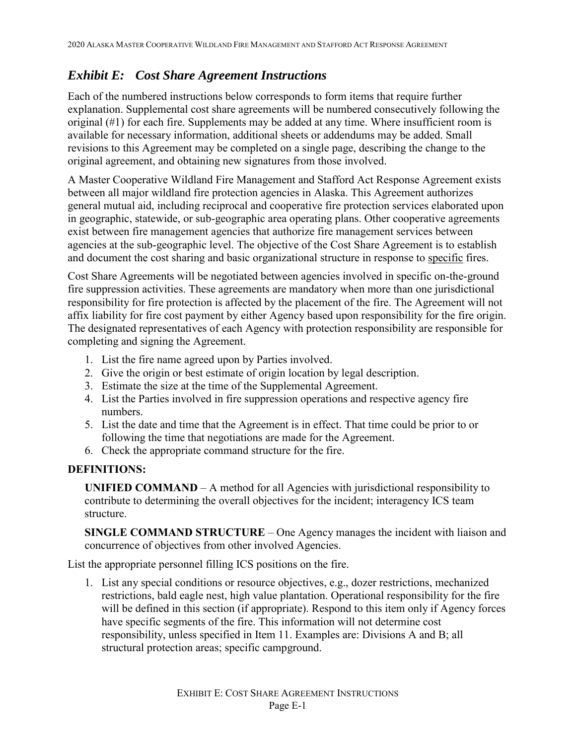## *Exhibit E: Cost Share Agreement Instructions*

Each of the numbered instructions below corresponds to form items that require further explanation. Supplemental cost share agreements will be numbered consecutively following the original (#1) for each fire. Supplements may be added at any time. Where insufficient room is available for necessary information, additional sheets or addendums may be added. Small revisions to this Agreement may be completed on a single page, describing the change to the original agreement, and obtaining new signatures from those involved.

A Master Cooperative Wildland Fire Management and Stafford Act Response Agreement exists between all major wildland fire protection agencies in Alaska. This Agreement authorizes general mutual aid, including reciprocal and cooperative fire protection services elaborated upon in geographic, statewide, or sub-geographic area operating plans. Other cooperative agreements exist between fire management agencies that authorize fire management services between agencies at the sub-geographic level. The objective of the Cost Share Agreement is to establish and document the cost sharing and basic organizational structure in response to <u>specific</u> fires.

Cost Share Agreements will be negotiated between agencies involved in specific on-the-ground fire suppression activities. These agreements are mandatory when more than one jurisdictional responsibility for fire protection is affected by the placement of the fire. The Agreement will not affix liability for fire cost payment by either Agency based upon responsibility for the fire origin. The designated representatives of each Agency with protection responsibility are responsible for completing and signing the Agreement.

1. List the fire name agreed upon by Parties involved.
2. Give the origin or best estimate of origin location by legal description.
3. Estimate the size at the time of the Supplemental Agreement.
4. List the Parties involved in fire suppression operations and respective agency fire numbers.
5. List the date and time that the Agreement is in effect. That time could be prior to or following the time that negotiations are made for the Agreement.
6. Check the appropriate command structure for the fire.

**DEFINITIONS:**

**UNIFIED COMMAND** – A method for all Agencies with jurisdictional responsibility to contribute to determining the overall objectives for the incident; interagency ICS team structure.

**SINGLE COMMAND STRUCTURE** – One Agency manages the incident with liaison and concurrence of objectives from other involved Agencies.

List the appropriate personnel filling ICS positions on the fire.

1. List any special conditions or resource objectives, e.g., dozer restrictions, mechanized restrictions, bald eagle nest, high value plantation. Operational responsibility for the fire will be defined in this section (if appropriate). Respond to this item only if Agency forces have specific segments of the fire. This information will not determine cost responsibility, unless specified in Item 11. Examples are: Divisions A and B; all structural protection areas; specific campground.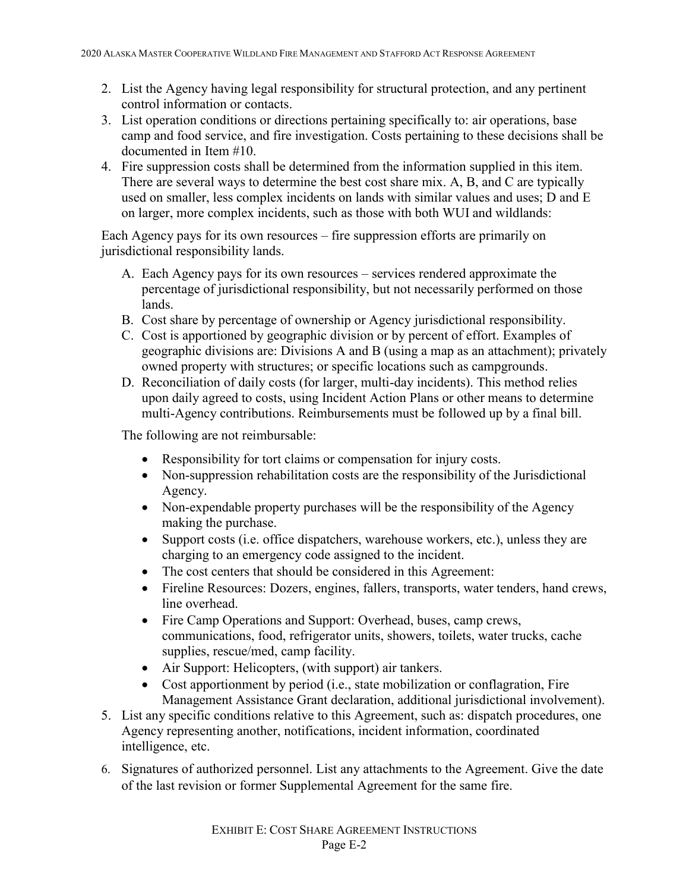2. List the Agency having legal responsibility for structural protection, and any pertinent control information or contacts.
3. List operation conditions or directions pertaining specifically to: air operations, base camp and food service, and fire investigation. Costs pertaining to these decisions shall be documented in Item #10.
4. Fire suppression costs shall be determined from the information supplied in this item. There are several ways to determine the best cost share mix. A, B, and C are typically used on smaller, less complex incidents on lands with similar values and uses; D and E on larger, more complex incidents, such as those with both WUI and wildlands:

Each Agency pays for its own resources – fire suppression efforts are primarily on jurisdictional responsibility lands.

   A. Each Agency pays for its own resources – services rendered approximate the percentage of jurisdictional responsibility, but not necessarily performed on those lands.
   B. Cost share by percentage of ownership or Agency jurisdictional responsibility.
   C. Cost is apportioned by geographic division or by percent of effort. Examples of geographic divisions are: Divisions A and B (using a map as an attachment); privately owned property with structures; or specific locations such as campgrounds.
   D. Reconciliation of daily costs (for larger, multi-day incidents). This method relies upon daily agreed to costs, using Incident Action Plans or other means to determine multi-Agency contributions. Reimbursements must be followed up by a final bill.

   The following are not reimbursable:

   - Responsibility for tort claims or compensation for injury costs.
   - Non-suppression rehabilitation costs are the responsibility of the Jurisdictional Agency.
   - Non-expendable property purchases will be the responsibility of the Agency making the purchase.
   - Support costs (i.e. office dispatchers, warehouse workers, etc.), unless they are charging to an emergency code assigned to the incident.
   - The cost centers that should be considered in this Agreement:
   - Fireline Resources: Dozers, engines, fallers, transports, water tenders, hand crews, line overhead.
   - Fire Camp Operations and Support: Overhead, buses, camp crews, communications, food, refrigerator units, showers, toilets, water trucks, cache supplies, rescue/med, camp facility.
   - Air Support: Helicopters, (with support) air tankers.
   - Cost apportionment by period (i.e., state mobilization or conflagration, Fire Management Assistance Grant declaration, additional jurisdictional involvement).
5. List any specific conditions relative to this Agreement, such as: dispatch procedures, one Agency representing another, notifications, incident information, coordinated intelligence, etc.
6. Signatures of authorized personnel. List any attachments to the Agreement. Give the date of the last revision or former Supplemental Agreement for the same fire.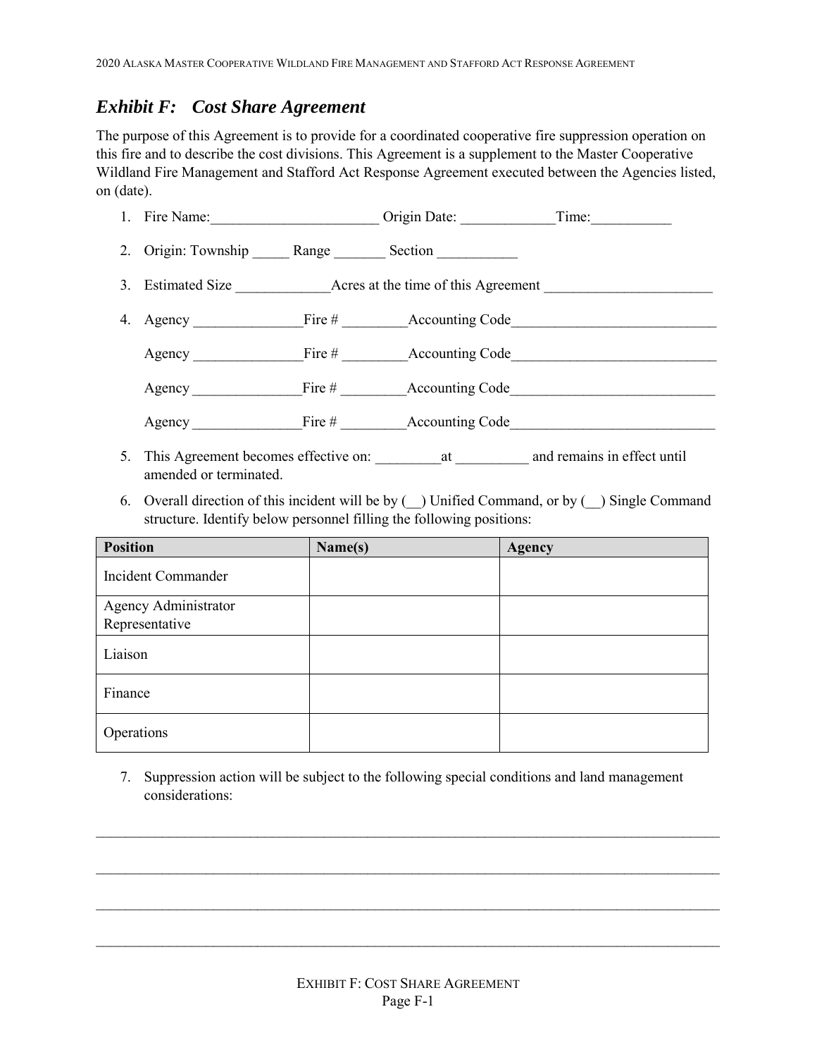## *Exhibit F: Cost Share Agreement*

The purpose of this Agreement is to provide for a coordinated cooperative fire suppression operation on this fire and to describe the cost divisions. This Agreement is a supplement to the Master Cooperative Wildland Fire Management and Stafford Act Response Agreement executed between the Agencies listed, on (date).

1. Fire Name:_______________________ Origin Date: _____________Time:___________
2. Origin: Township _____ Range _______ Section ___________
3. Estimated Size _____________Acres at the time of this Agreement _______________________
4. Agency _______________Fire # _________Accounting Code____________________________

   Agency _______________Fire # _________Accounting Code____________________________

   Agency _______________Fire # _________Accounting Code____________________________

   Agency _______________Fire # _________Accounting Code____________________________
5. This Agreement becomes effective on: _________at __________ and remains in effect until amended or terminated.
6. Overall direction of this incident will be by (__) Unified Command, or by (__) Single Command structure. Identify below personnel filling the following positions:

| Position | Name(s) | Agency |
|---|---|---|
| Incident Commander | | |
| Agency Administrator Representative | | |
| Liaison | | |
| Finance | | |
| Operations | | |

7. Suppression action will be subject to the following special conditions and land management considerations:

_____________________________________________________________________________________

_____________________________________________________________________________________

_____________________________________________________________________________________

_____________________________________________________________________________________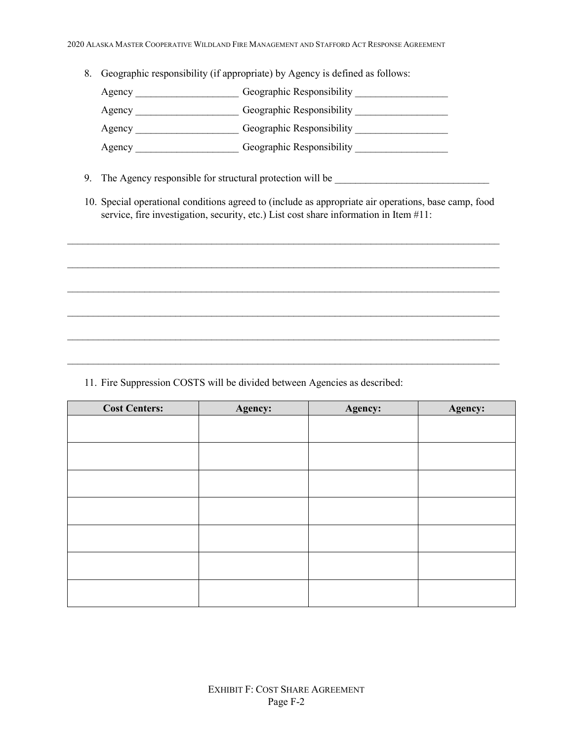8. Geographic responsibility (if appropriate) by Agency is defined as follows:

   Agency ____________________ Geographic Responsibility __________________

   Agency ____________________ Geographic Responsibility __________________

   Agency ____________________ Geographic Responsibility __________________

   Agency ____________________ Geographic Responsibility __________________

9. The Agency responsible for structural protection will be _______________________________

10. Special operational conditions agreed to (include as appropriate air operations, base camp, food service, fire investigation, security, etc.) List cost share information in Item #11:

_________________________________________________________________________________________

_________________________________________________________________________________________

_________________________________________________________________________________________

_________________________________________________________________________________________

_________________________________________________________________________________________

_________________________________________________________________________________________

11. Fire Suppression COSTS will be divided between Agencies as described:

| Cost Centers: | Agency: | Agency: | Agency: |
|---|---|---|---|
| | | | |
| | | | |
| | | | |
| | | | |
| | | | |
| | | | |
| | | | |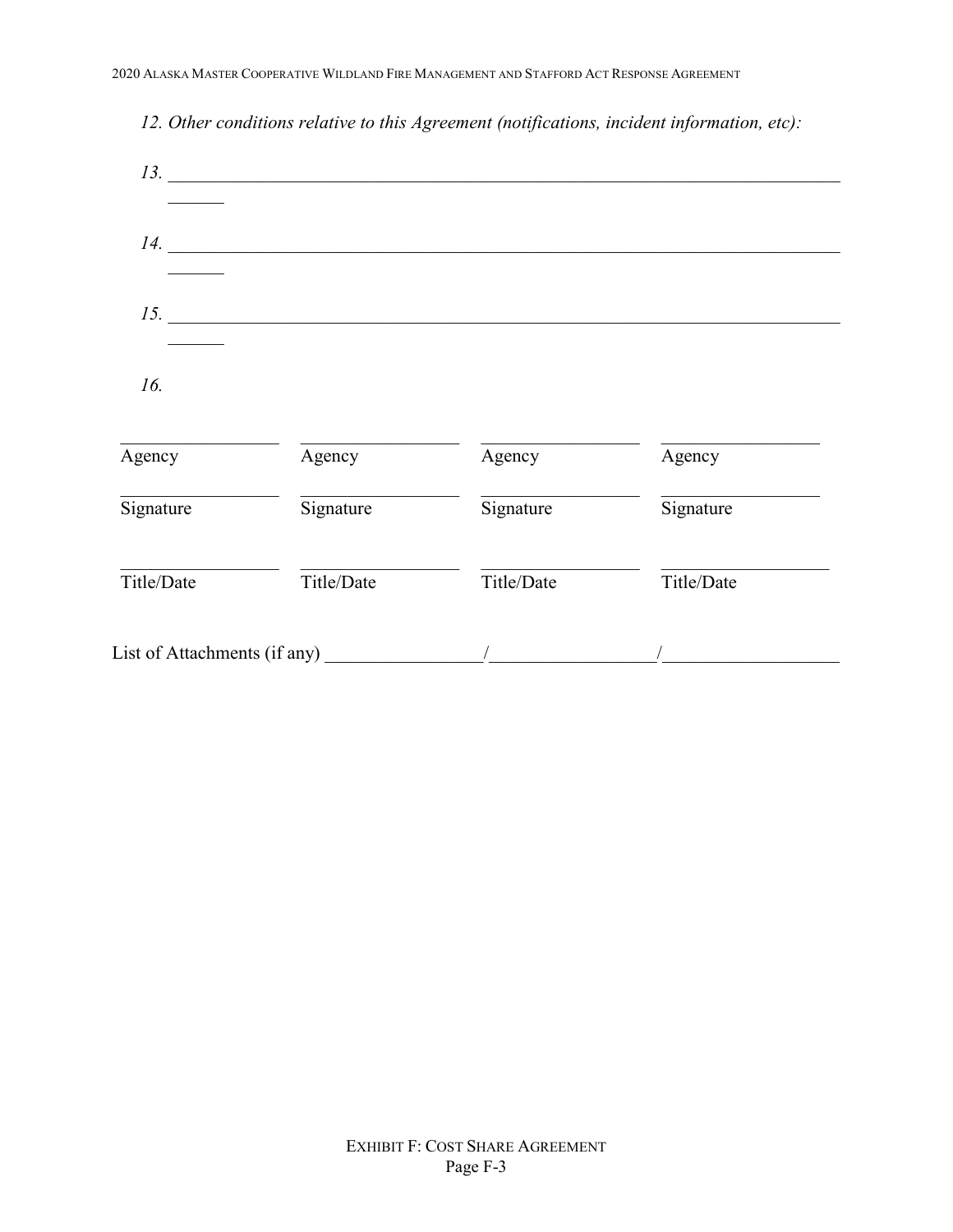*12. Other conditions relative to this Agreement (notifications, incident information, etc):*

*13.* ______________________________________________________________________________

*14.* ______________________________________________________________________________

*15.* ______________________________________________________________________________

*16.*

| | | | |
|---|---|---|---|
| Agency | Agency | Agency | Agency |
| Signature | Signature | Signature | Signature |
| Title/Date | Title/Date | Title/Date | Title/Date |

List of Attachments (if any) _________________/__________________/___________________

EXHIBIT F: COST SHARE AGREEMENT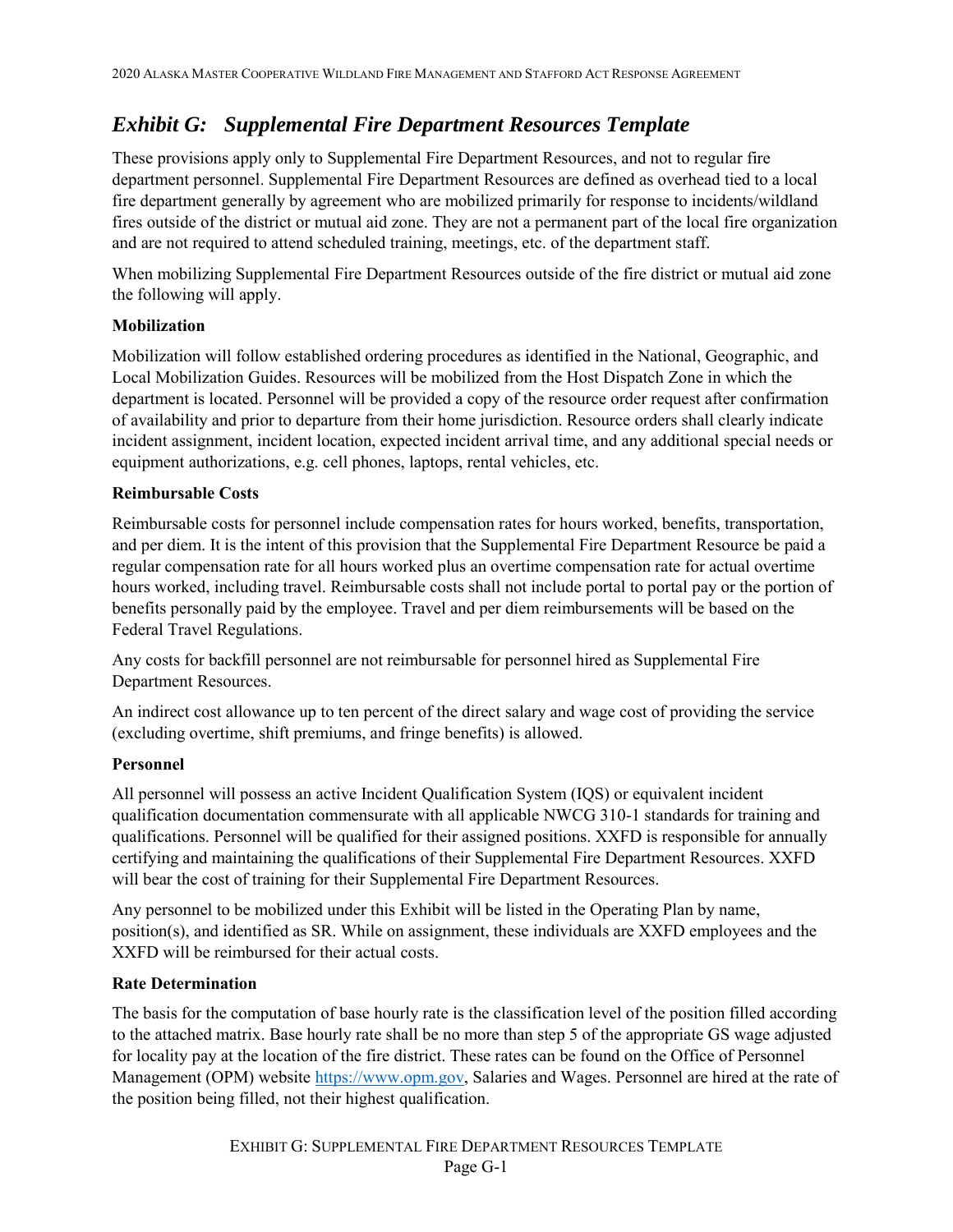## *Exhibit G: Supplemental Fire Department Resources Template*

These provisions apply only to Supplemental Fire Department Resources, and not to regular fire department personnel. Supplemental Fire Department Resources are defined as overhead tied to a local fire department generally by agreement who are mobilized primarily for response to incidents/wildland fires outside of the district or mutual aid zone. They are not a permanent part of the local fire organization and are not required to attend scheduled training, meetings, etc. of the department staff.

When mobilizing Supplemental Fire Department Resources outside of the fire district or mutual aid zone the following will apply.

**Mobilization**

Mobilization will follow established ordering procedures as identified in the National, Geographic, and Local Mobilization Guides. Resources will be mobilized from the Host Dispatch Zone in which the department is located. Personnel will be provided a copy of the resource order request after confirmation of availability and prior to departure from their home jurisdiction. Resource orders shall clearly indicate incident assignment, incident location, expected incident arrival time, and any additional special needs or equipment authorizations, e.g. cell phones, laptops, rental vehicles, etc.

**Reimbursable Costs**

Reimbursable costs for personnel include compensation rates for hours worked, benefits, transportation, and per diem. It is the intent of this provision that the Supplemental Fire Department Resource be paid a regular compensation rate for all hours worked plus an overtime compensation rate for actual overtime hours worked, including travel. Reimbursable costs shall not include portal to portal pay or the portion of benefits personally paid by the employee. Travel and per diem reimbursements will be based on the Federal Travel Regulations.

Any costs for backfill personnel are not reimbursable for personnel hired as Supplemental Fire Department Resources.

An indirect cost allowance up to ten percent of the direct salary and wage cost of providing the service (excluding overtime, shift premiums, and fringe benefits) is allowed.

**Personnel**

All personnel will possess an active Incident Qualification System (IQS) or equivalent incident qualification documentation commensurate with all applicable NWCG 310-1 standards for training and qualifications. Personnel will be qualified for their assigned positions. XXFD is responsible for annually certifying and maintaining the qualifications of their Supplemental Fire Department Resources. XXFD will bear the cost of training for their Supplemental Fire Department Resources.

Any personnel to be mobilized under this Exhibit will be listed in the Operating Plan by name, position(s), and identified as SR. While on assignment, these individuals are XXFD employees and the XXFD will be reimbursed for their actual costs.

**Rate Determination**

The basis for the computation of base hourly rate is the classification level of the position filled according to the attached matrix. Base hourly rate shall be no more than step 5 of the appropriate GS wage adjusted for locality pay at the location of the fire district. These rates can be found on the Office of Personnel Management (OPM) website [https://www.opm.gov](https://www.opm.gov), Salaries and Wages. Personnel are hired at the rate of the position being filled, not their highest qualification.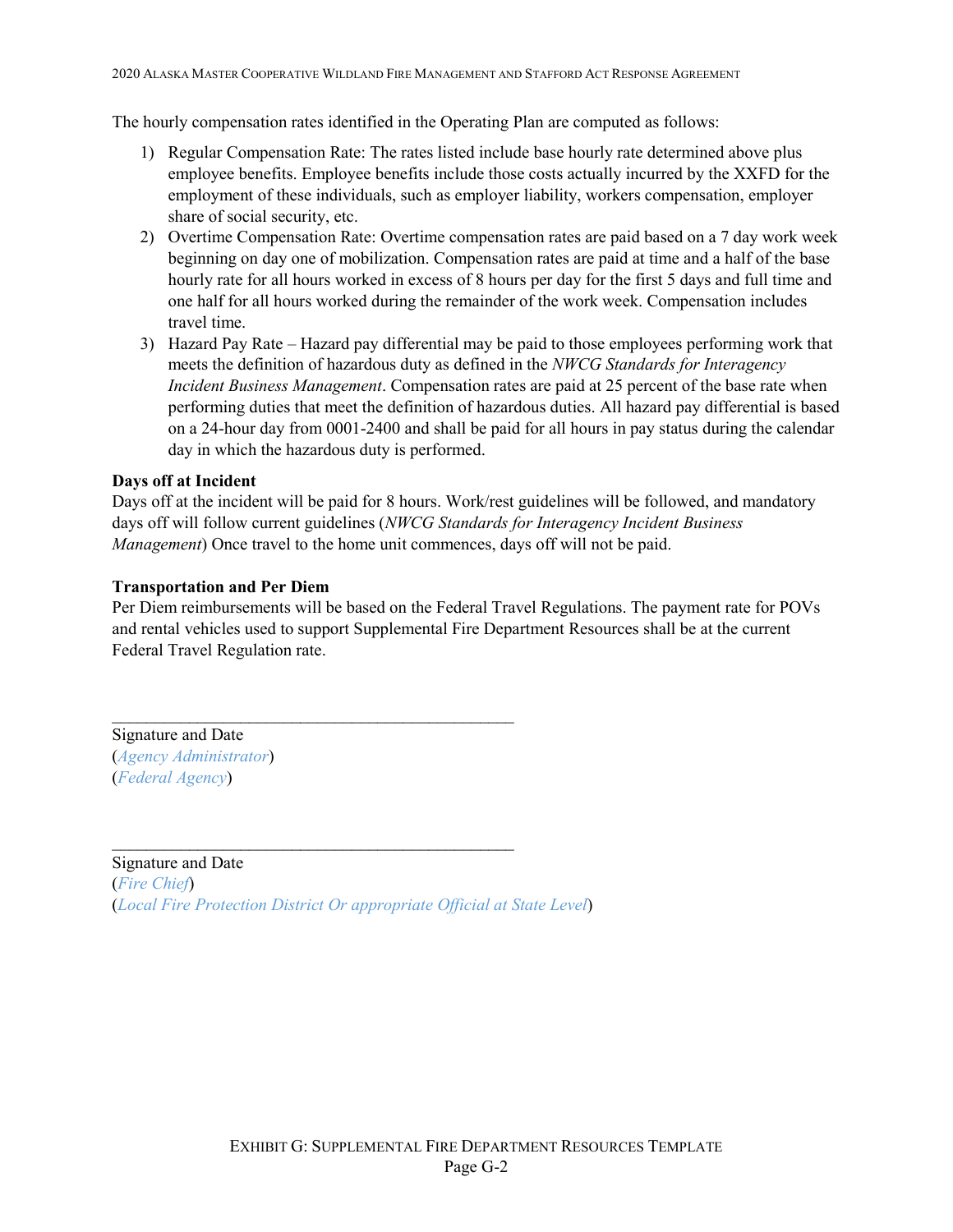The hourly compensation rates identified in the Operating Plan are computed as follows:

1) Regular Compensation Rate: The rates listed include base hourly rate determined above plus employee benefits. Employee benefits include those costs actually incurred by the XXFD for the employment of these individuals, such as employer liability, workers compensation, employer share of social security, etc.
2) Overtime Compensation Rate: Overtime compensation rates are paid based on a 7 day work week beginning on day one of mobilization. Compensation rates are paid at time and a half of the base hourly rate for all hours worked in excess of 8 hours per day for the first 5 days and full time and one half for all hours worked during the remainder of the work week. Compensation includes travel time.
3) Hazard Pay Rate – Hazard pay differential may be paid to those employees performing work that meets the definition of hazardous duty as defined in the *NWCG Standards for Interagency Incident Business Management*. Compensation rates are paid at 25 percent of the base rate when performing duties that meet the definition of hazardous duties. All hazard pay differential is based on a 24-hour day from 0001-2400 and shall be paid for all hours in pay status during the calendar day in which the hazardous duty is performed.

**Days off at Incident**

Days off at the incident will be paid for 8 hours. Work/rest guidelines will be followed, and mandatory days off will follow current guidelines (*NWCG Standards for Interagency Incident Business Management*) Once travel to the home unit commences, days off will not be paid.

**Transportation and Per Diem**

Per Diem reimbursements will be based on the Federal Travel Regulations. The payment rate for POVs and rental vehicles used to support Supplemental Fire Department Resources shall be at the current Federal Travel Regulation rate.

\_\_\_\_\_\_\_\_\_\_\_\_\_\_\_\_\_\_\_\_\_\_\_\_\_\_\_\_\_\_\_\_\_\_\_\_\_\_\_\_\_\_\_\_\_\_\_\_

Signature and Date  
(*Agency Administrator*)  
(*Federal Agency*)

\_\_\_\_\_\_\_\_\_\_\_\_\_\_\_\_\_\_\_\_\_\_\_\_\_\_\_\_\_\_\_\_\_\_\_\_\_\_\_\_\_\_\_\_\_\_\_\_

Signature and Date  
(*Fire Chief*)  
(*Local Fire Protection District Or appropriate Official at State Level*)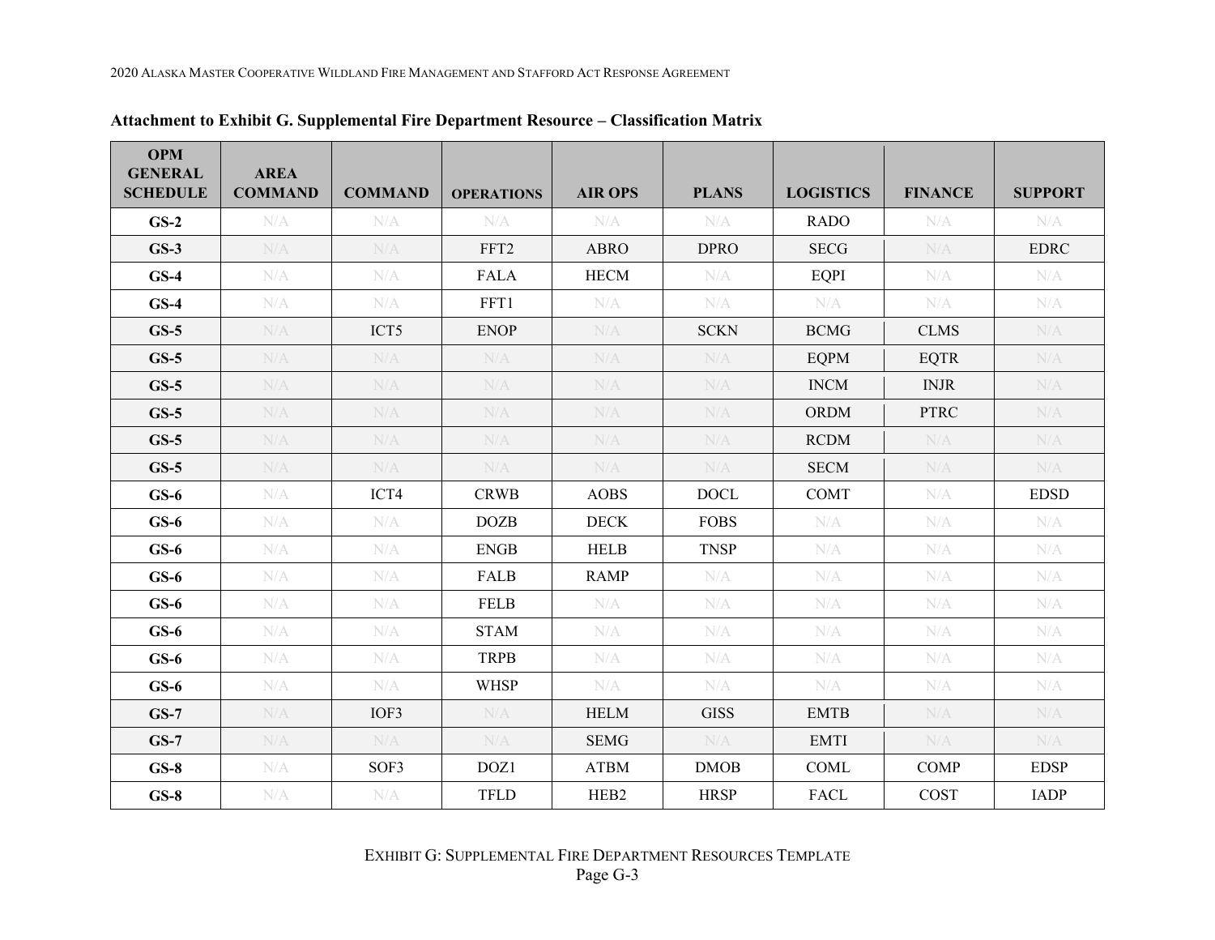**Attachment to Exhibit G. Supplemental Fire Department Resource – Classification Matrix**

| OPM GENERAL SCHEDULE | AREA COMMAND | COMMAND | OPERATIONS | AIR OPS | PLANS | LOGISTICS | FINANCE | SUPPORT |
|---|---|---|---|---|---|---|---|---|
| GS-2 | N/A | N/A | N/A | N/A | N/A | RADO | N/A | N/A |
| GS-3 | N/A | N/A | FFT2 | ABRO | DPRO | SECG | N/A | EDRC |
| GS-4 | N/A | N/A | FALA | HECM | N/A | EQPI | N/A | N/A |
| GS-4 | N/A | N/A | FFT1 | N/A | N/A | N/A | N/A | N/A |
| GS-5 | N/A | ICT5 | ENOP | N/A | SCKN | BCMG | CLMS | N/A |
| GS-5 | N/A | N/A | N/A | N/A | N/A | EQPM | EQTR | N/A |
| GS-5 | N/A | N/A | N/A | N/A | N/A | INCM | INJR | N/A |
| GS-5 | N/A | N/A | N/A | N/A | N/A | ORDM | PTRC | N/A |
| GS-5 | N/A | N/A | N/A | N/A | N/A | RCDM | N/A | N/A |
| GS-5 | N/A | N/A | N/A | N/A | N/A | SECM | N/A | N/A |
| GS-6 | N/A | ICT4 | CRWB | AOBS | DOCL | COMT | N/A | EDSD |
| GS-6 | N/A | N/A | DOZB | DECK | FOBS | N/A | N/A | N/A |
| GS-6 | N/A | N/A | ENGB | HELB | TNSP | N/A | N/A | N/A |
| GS-6 | N/A | N/A | FALB | RAMP | N/A | N/A | N/A | N/A |
| GS-6 | N/A | N/A | FELB | N/A | N/A | N/A | N/A | N/A |
| GS-6 | N/A | N/A | STAM | N/A | N/A | N/A | N/A | N/A |
| GS-6 | N/A | N/A | TRPB | N/A | N/A | N/A | N/A | N/A |
| GS-6 | N/A | N/A | WHSP | N/A | N/A | N/A | N/A | N/A |
| GS-7 | N/A | IOF3 | N/A | HELM | GISS | EMTB | N/A | N/A |
| GS-7 | N/A | N/A | N/A | SEMG | N/A | EMTI | N/A | N/A |
| GS-8 | N/A | SOF3 | DOZ1 | ATBM | DMOB | COML | COMP | EDSP |
| GS-8 | N/A | N/A | TFLD | HEB2 | HRSP | FACL | COST | IADP |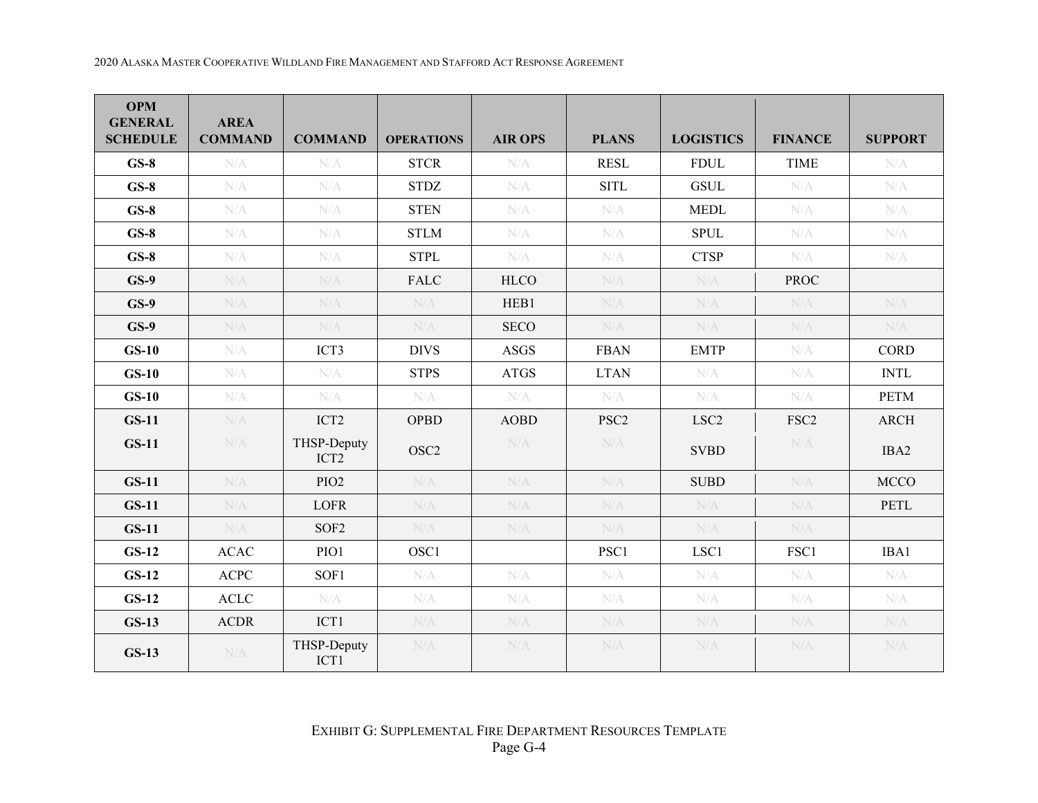| OPM GENERAL SCHEDULE | AREA COMMAND | COMMAND | OPERATIONS | AIR OPS | PLANS | LOGISTICS | FINANCE | SUPPORT |
|---|---|---|---|---|---|---|---|---|
| **GS-8** | N/A | N/A | STCR | N/A | RESL | FDUL | TIME | N/A |
| **GS-8** | N/A | N/A | STDZ | N/A | SITL | GSUL | N/A | N/A |
| **GS-8** | N/A | N/A | STEN | N/A | N/A | MEDL | N/A | N/A |
| **GS-8** | N/A | N/A | STLM | N/A | N/A | SPUL | N/A | N/A |
| **GS-8** | N/A | N/A | STPL | N/A | N/A | CTSP | N/A | N/A |
| **GS-9** | N/A | N/A | FALC | HLCO | N/A | N/A | PROC | |
| **GS-9** | N/A | N/A | N/A | HEB1 | N/A | N/A | N/A | N/A |
| **GS-9** | N/A | N/A | N/A | SECO | N/A | N/A | N/A | N/A |
| **GS-10** | N/A | ICT3 | DIVS | ASGS | FBAN | EMTP | N/A | CORD |
| **GS-10** | N/A | N/A | STPS | ATGS | LTAN | N/A | N/A | INTL |
| **GS-10** | N/A | N/A | N/A | N/A | N/A | N/A | N/A | PETM |
| **GS-11** | N/A | ICT2 | OPBD | AOBD | PSC2 | LSC2 | FSC2 | ARCH |
| **GS-11** | N/A | THSP-Deputy ICT2 | OSC2 | N/A | N/A | SVBD | N/A | IBA2 |
| **GS-11** | N/A | PIO2 | N/A | N/A | N/A | SUBD | N/A | MCCO |
| **GS-11** | N/A | LOFR | N/A | N/A | N/A | N/A | N/A | PETL |
| **GS-11** | N/A | SOF2 | N/A | N/A | N/A | N/A | N/A | |
| **GS-12** | ACAC | PIO1 | OSC1 | | PSC1 | LSC1 | FSC1 | IBA1 |
| **GS-12** | ACPC | SOF1 | N/A | N/A | N/A | N/A | N/A | N/A |
| **GS-12** | ACLC | N/A | N/A | N/A | N/A | N/A | N/A | N/A |
| **GS-13** | ACDR | ICT1 | N/A | N/A | N/A | N/A | N/A | N/A |
| **GS-13** | N/A | THSP-Deputy ICT1 | N/A | N/A | N/A | N/A | N/A | N/A |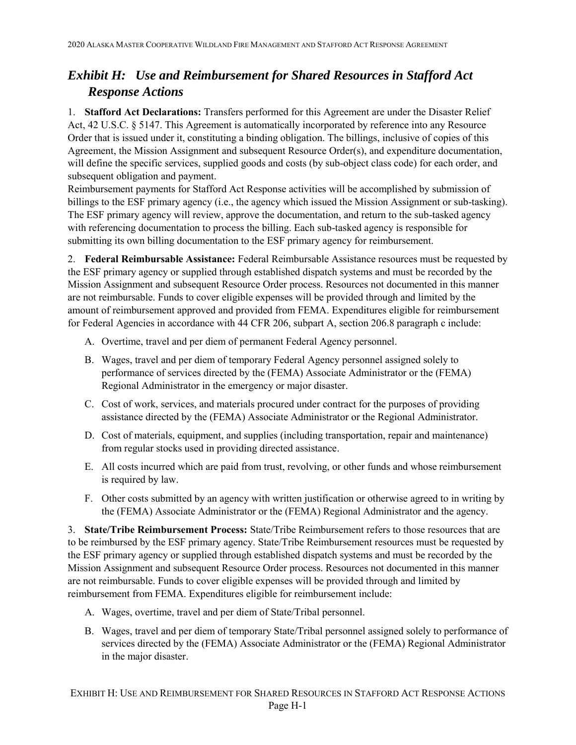## *Exhibit H: Use and Reimbursement for Shared Resources in Stafford Act Response Actions*

1. **Stafford Act Declarations:** Transfers performed for this Agreement are under the Disaster Relief Act, 42 U.S.C. § 5147. This Agreement is automatically incorporated by reference into any Resource Order that is issued under it, constituting a binding obligation. The billings, inclusive of copies of this Agreement, the Mission Assignment and subsequent Resource Order(s), and expenditure documentation, will define the specific services, supplied goods and costs (by sub-object class code) for each order, and subsequent obligation and payment.

Reimbursement payments for Stafford Act Response activities will be accomplished by submission of billings to the ESF primary agency (i.e., the agency which issued the Mission Assignment or sub-tasking). The ESF primary agency will review, approve the documentation, and return to the sub-tasked agency with referencing documentation to process the billing. Each sub-tasked agency is responsible for submitting its own billing documentation to the ESF primary agency for reimbursement.

2. **Federal Reimbursable Assistance:** Federal Reimbursable Assistance resources must be requested by the ESF primary agency or supplied through established dispatch systems and must be recorded by the Mission Assignment and subsequent Resource Order process. Resources not documented in this manner are not reimbursable. Funds to cover eligible expenses will be provided through and limited by the amount of reimbursement approved and provided from FEMA. Expenditures eligible for reimbursement for Federal Agencies in accordance with 44 CFR 206, subpart A, section 206.8 paragraph c include:

   A. Overtime, travel and per diem of permanent Federal Agency personnel.

   B. Wages, travel and per diem of temporary Federal Agency personnel assigned solely to performance of services directed by the (FEMA) Associate Administrator or the (FEMA) Regional Administrator in the emergency or major disaster.

   C. Cost of work, services, and materials procured under contract for the purposes of providing assistance directed by the (FEMA) Associate Administrator or the Regional Administrator.

   D. Cost of materials, equipment, and supplies (including transportation, repair and maintenance) from regular stocks used in providing directed assistance.

   E. All costs incurred which are paid from trust, revolving, or other funds and whose reimbursement is required by law.

   F. Other costs submitted by an agency with written justification or otherwise agreed to in writing by the (FEMA) Associate Administrator or the (FEMA) Regional Administrator and the agency.

3. **State/Tribe Reimbursement Process:** State/Tribe Reimbursement refers to those resources that are to be reimbursed by the ESF primary agency. State/Tribe Reimbursement resources must be requested by the ESF primary agency or supplied through established dispatch systems and must be recorded by the Mission Assignment and subsequent Resource Order process. Resources not documented in this manner are not reimbursable. Funds to cover eligible expenses will be provided through and limited by reimbursement from FEMA. Expenditures eligible for reimbursement include:

   A. Wages, overtime, travel and per diem of State/Tribal personnel.

   B. Wages, travel and per diem of temporary State/Tribal personnel assigned solely to performance of services directed by the (FEMA) Associate Administrator or the (FEMA) Regional Administrator in the major disaster.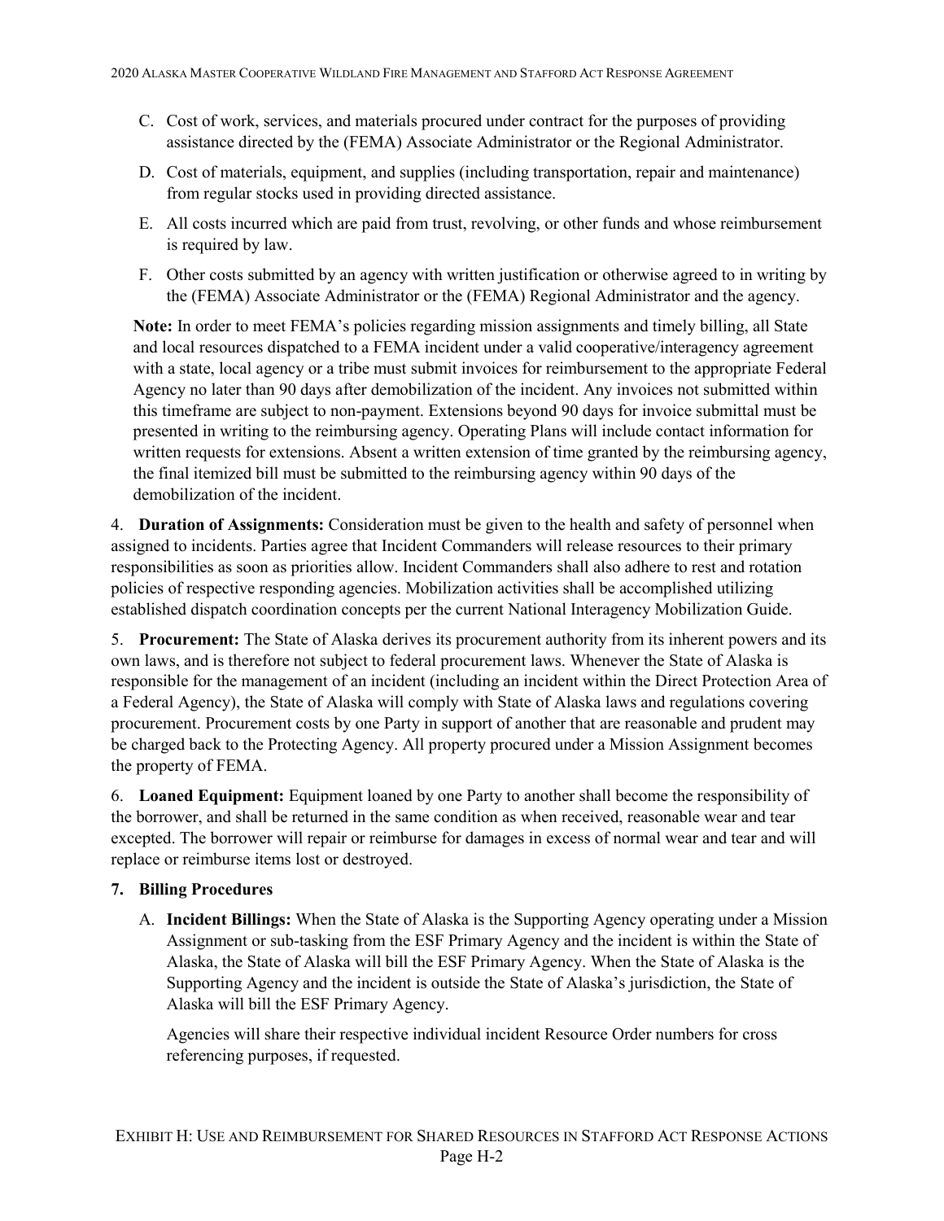C. Cost of work, services, and materials procured under contract for the purposes of providing assistance directed by the (FEMA) Associate Administrator or the Regional Administrator.

D. Cost of materials, equipment, and supplies (including transportation, repair and maintenance) from regular stocks used in providing directed assistance.

E. All costs incurred which are paid from trust, revolving, or other funds and whose reimbursement is required by law.

F. Other costs submitted by an agency with written justification or otherwise agreed to in writing by the (FEMA) Associate Administrator or the (FEMA) Regional Administrator and the agency.

**Note:** In order to meet FEMA's policies regarding mission assignments and timely billing, all State and local resources dispatched to a FEMA incident under a valid cooperative/interagency agreement with a state, local agency or a tribe must submit invoices for reimbursement to the appropriate Federal Agency no later than 90 days after demobilization of the incident. Any invoices not submitted within this timeframe are subject to non-payment. Extensions beyond 90 days for invoice submittal must be presented in writing to the reimbursing agency. Operating Plans will include contact information for written requests for extensions. Absent a written extension of time granted by the reimbursing agency, the final itemized bill must be submitted to the reimbursing agency within 90 days of the demobilization of the incident.

4. **Duration of Assignments:** Consideration must be given to the health and safety of personnel when assigned to incidents. Parties agree that Incident Commanders will release resources to their primary responsibilities as soon as priorities allow. Incident Commanders shall also adhere to rest and rotation policies of respective responding agencies. Mobilization activities shall be accomplished utilizing established dispatch coordination concepts per the current National Interagency Mobilization Guide.

5. **Procurement:** The State of Alaska derives its procurement authority from its inherent powers and its own laws, and is therefore not subject to federal procurement laws. Whenever the State of Alaska is responsible for the management of an incident (including an incident within the Direct Protection Area of a Federal Agency), the State of Alaska will comply with State of Alaska laws and regulations covering procurement. Procurement costs by one Party in support of another that are reasonable and prudent may be charged back to the Protecting Agency. All property procured under a Mission Assignment becomes the property of FEMA.

6. **Loaned Equipment:** Equipment loaned by one Party to another shall become the responsibility of the borrower, and shall be returned in the same condition as when received, reasonable wear and tear excepted. The borrower will repair or reimburse for damages in excess of normal wear and tear and will replace or reimburse items lost or destroyed.

**7. Billing Procedures**

A. **Incident Billings:** When the State of Alaska is the Supporting Agency operating under a Mission Assignment or sub-tasking from the ESF Primary Agency and the incident is within the State of Alaska, the State of Alaska will bill the ESF Primary Agency. When the State of Alaska is the Supporting Agency and the incident is outside the State of Alaska's jurisdiction, the State of Alaska will bill the ESF Primary Agency.

Agencies will share their respective individual incident Resource Order numbers for cross referencing purposes, if requested.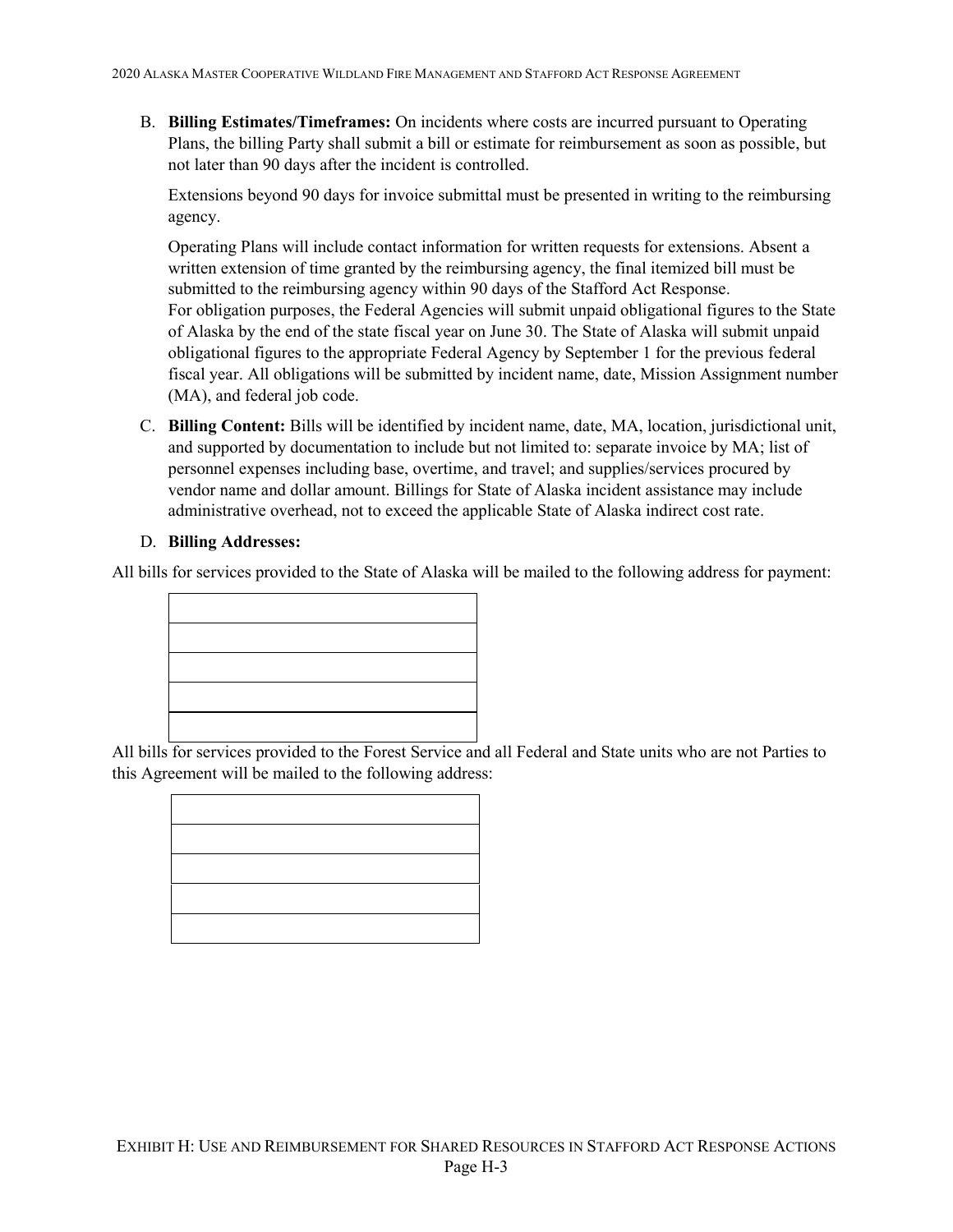B. **Billing Estimates/Timeframes:** On incidents where costs are incurred pursuant to Operating Plans, the billing Party shall submit a bill or estimate for reimbursement as soon as possible, but not later than 90 days after the incident is controlled.

   Extensions beyond 90 days for invoice submittal must be presented in writing to the reimbursing agency.

   Operating Plans will include contact information for written requests for extensions. Absent a written extension of time granted by the reimbursing agency, the final itemized bill must be submitted to the reimbursing agency within 90 days of the Stafford Act Response.
   For obligation purposes, the Federal Agencies will submit unpaid obligational figures to the State of Alaska by the end of the state fiscal year on June 30. The State of Alaska will submit unpaid obligational figures to the appropriate Federal Agency by September 1 for the previous federal fiscal year. All obligations will be submitted by incident name, date, Mission Assignment number (MA), and federal job code.

C. **Billing Content:** Bills will be identified by incident name, date, MA, location, jurisdictional unit, and supported by documentation to include but not limited to: separate invoice by MA; list of personnel expenses including base, overtime, and travel; and supplies/services procured by vendor name and dollar amount. Billings for State of Alaska incident assistance may include administrative overhead, not to exceed the applicable State of Alaska indirect cost rate.

D. **Billing Addresses:**

All bills for services provided to the State of Alaska will be mailed to the following address for payment:

| |
|---|
| |
| |
| |
| |

All bills for services provided to the Forest Service and all Federal and State units who are not Parties to this Agreement will be mailed to the following address:

| |
|---|
| |
| |
| |
| |

EXHIBIT H: USE AND REIMBURSEMENT FOR SHARED RESOURCES IN STAFFORD ACT RESPONSE ACTIONS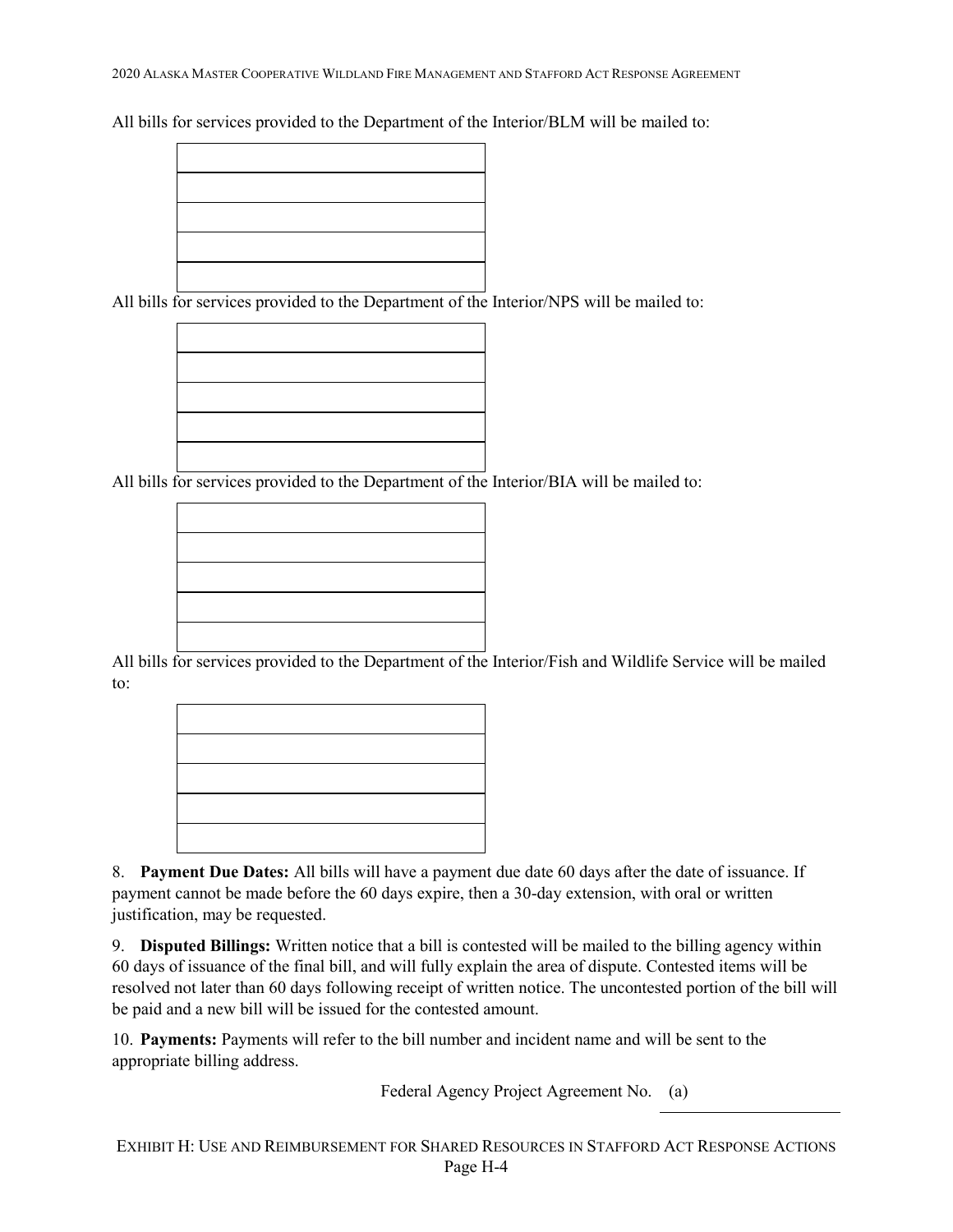All bills for services provided to the Department of the Interior/BLM will be mailed to:

| |
|---|
| |
| |
| |
| |

All bills for services provided to the Department of the Interior/NPS will be mailed to:

| |
|---|
| |
| |
| |
| |

All bills for services provided to the Department of the Interior/BIA will be mailed to:

| |
|---|
| |
| |
| |
| |

All bills for services provided to the Department of the Interior/Fish and Wildlife Service will be mailed to:

| |
|---|
| |
| |
| |
| |

8. **Payment Due Dates:** All bills will have a payment due date 60 days after the date of issuance. If payment cannot be made before the 60 days expire, then a 30-day extension, with oral or written justification, may be requested.

9. **Disputed Billings:** Written notice that a bill is contested will be mailed to the billing agency within 60 days of issuance of the final bill, and will fully explain the area of dispute. Contested items will be resolved not later than 60 days following receipt of written notice. The uncontested portion of the bill will be paid and a new bill will be issued for the contested amount.

10. **Payments:** Payments will refer to the bill number and incident name and will be sent to the appropriate billing address.

Federal Agency Project Agreement No. (a) \_\_\_\_\_\_\_\_\_\_\_\_\_\_\_\_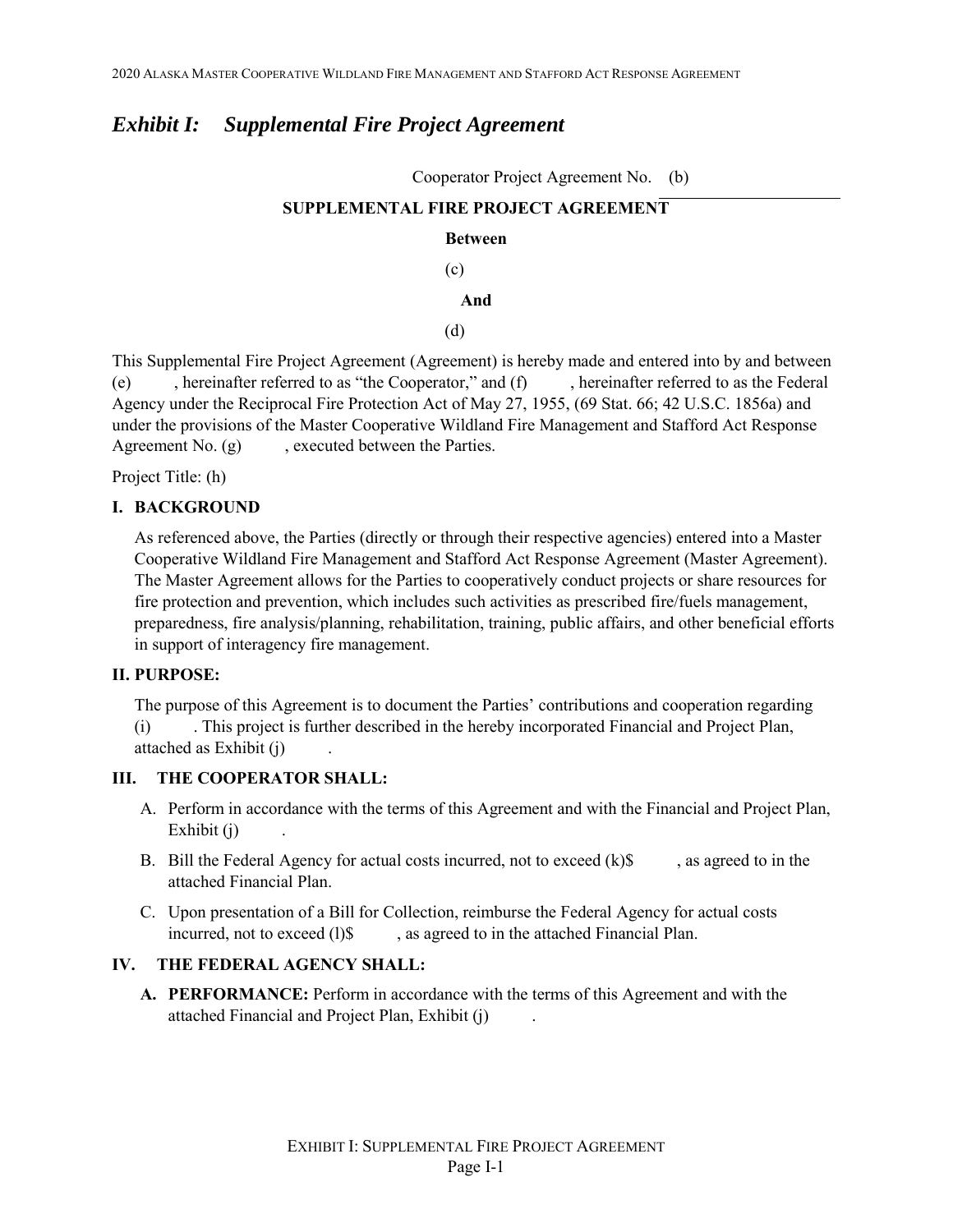# *Exhibit I: Supplemental Fire Project Agreement*

Cooperator Project Agreement No. (b) \_\_\_\_\_\_\_\_\_\_\_\_\_\_\_\_\_\_\_\_

**SUPPLEMENTAL FIRE PROJECT AGREEMENT**

**Between**

(c)

**And**

(d)

This Supplemental Fire Project Agreement (Agreement) is hereby made and entered into by and between (e) , hereinafter referred to as "the Cooperator," and (f) , hereinafter referred to as the Federal Agency under the Reciprocal Fire Protection Act of May 27, 1955, (69 Stat. 66; 42 U.S.C. 1856a) and under the provisions of the Master Cooperative Wildland Fire Management and Stafford Act Response Agreement No. (g) , executed between the Parties.

Project Title: (h)

## I. BACKGROUND

As referenced above, the Parties (directly or through their respective agencies) entered into a Master Cooperative Wildland Fire Management and Stafford Act Response Agreement (Master Agreement). The Master Agreement allows for the Parties to cooperatively conduct projects or share resources for fire protection and prevention, which includes such activities as prescribed fire/fuels management, preparedness, fire analysis/planning, rehabilitation, training, public affairs, and other beneficial efforts in support of interagency fire management.

## II. PURPOSE:

The purpose of this Agreement is to document the Parties' contributions and cooperation regarding (i) . This project is further described in the hereby incorporated Financial and Project Plan, attached as Exhibit (j) .

## III. THE COOPERATOR SHALL:

A. Perform in accordance with the terms of this Agreement and with the Financial and Project Plan, Exhibit (j) .

B. Bill the Federal Agency for actual costs incurred, not to exceed (k)$ , as agreed to in the attached Financial Plan.

C. Upon presentation of a Bill for Collection, reimburse the Federal Agency for actual costs incurred, not to exceed (l)$ , as agreed to in the attached Financial Plan.

## IV. THE FEDERAL AGENCY SHALL:

**A. PERFORMANCE:** Perform in accordance with the terms of this Agreement and with the attached Financial and Project Plan, Exhibit (j) .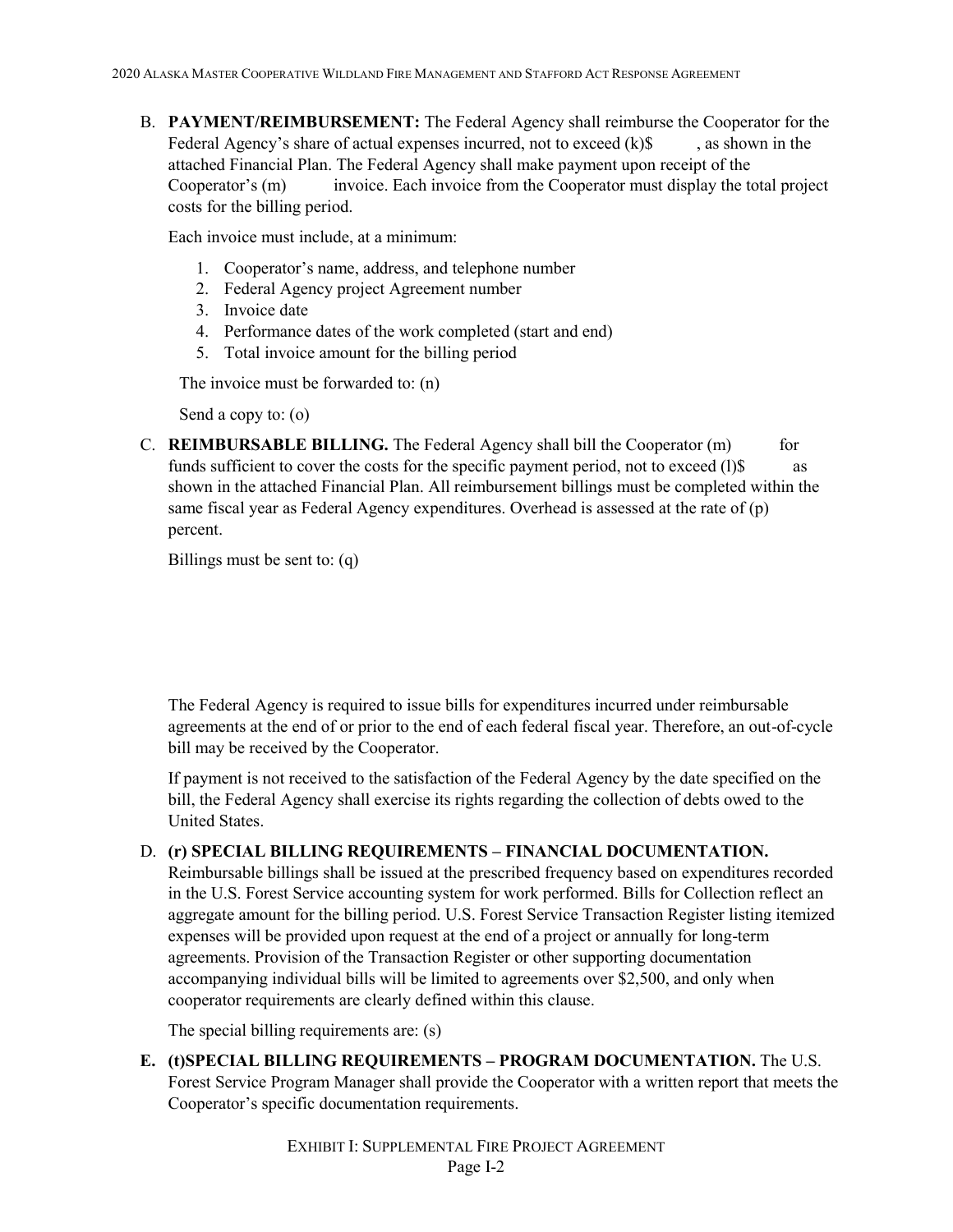B. **PAYMENT/REIMBURSEMENT:** The Federal Agency shall reimburse the Cooperator for the Federal Agency's share of actual expenses incurred, not to exceed (k)$ , as shown in the attached Financial Plan. The Federal Agency shall make payment upon receipt of the Cooperator's (m) invoice. Each invoice from the Cooperator must display the total project costs for the billing period.

   Each invoice must include, at a minimum:

   1. Cooperator's name, address, and telephone number
   2. Federal Agency project Agreement number
   3. Invoice date
   4. Performance dates of the work completed (start and end)
   5. Total invoice amount for the billing period

   The invoice must be forwarded to: (n)

   Send a copy to: (o)

C. **REIMBURSABLE BILLING.** The Federal Agency shall bill the Cooperator (m) for funds sufficient to cover the costs for the specific payment period, not to exceed (l)$ as shown in the attached Financial Plan. All reimbursement billings must be completed within the same fiscal year as Federal Agency expenditures. Overhead is assessed at the rate of (p) percent.

   Billings must be sent to: (q)

   The Federal Agency is required to issue bills for expenditures incurred under reimbursable agreements at the end of or prior to the end of each federal fiscal year. Therefore, an out-of-cycle bill may be received by the Cooperator.

   If payment is not received to the satisfaction of the Federal Agency by the date specified on the bill, the Federal Agency shall exercise its rights regarding the collection of debts owed to the United States.

D. **(r) SPECIAL BILLING REQUIREMENTS – FINANCIAL DOCUMENTATION.** Reimbursable billings shall be issued at the prescribed frequency based on expenditures recorded in the U.S. Forest Service accounting system for work performed. Bills for Collection reflect an aggregate amount for the billing period. U.S. Forest Service Transaction Register listing itemized expenses will be provided upon request at the end of a project or annually for long-term agreements. Provision of the Transaction Register or other supporting documentation accompanying individual bills will be limited to agreements over $2,500, and only when cooperator requirements are clearly defined within this clause.

   The special billing requirements are: (s)

E. **(t)SPECIAL BILLING REQUIREMENTS – PROGRAM DOCUMENTATION.** The U.S. Forest Service Program Manager shall provide the Cooperator with a written report that meets the Cooperator's specific documentation requirements.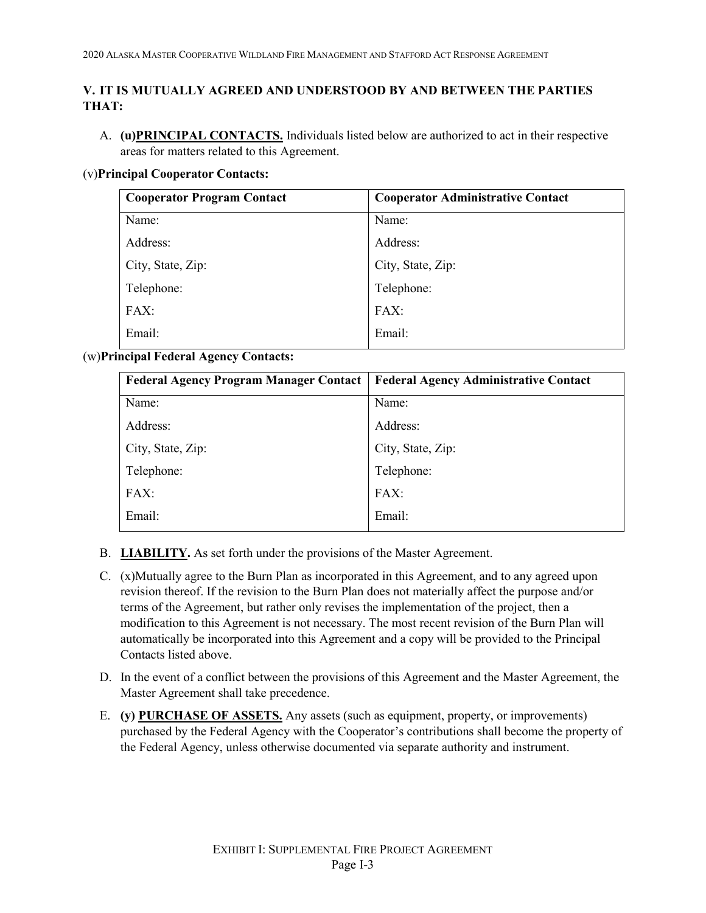## V. IT IS MUTUALLY AGREED AND UNDERSTOOD BY AND BETWEEN THE PARTIES THAT:

A. **(u)PRINCIPAL CONTACTS.** Individuals listed below are authorized to act in their respective areas for matters related to this Agreement.

(v)**Principal Cooperator Contacts:**

| Cooperator Program Contact | Cooperator Administrative Contact |
|---|---|
| Name: | Name: |
| Address: | Address: |
| City, State, Zip: | City, State, Zip: |
| Telephone: | Telephone: |
| FAX: | FAX: |
| Email: | Email: |

(w)**Principal Federal Agency Contacts:**

| Federal Agency Program Manager Contact | Federal Agency Administrative Contact |
|---|---|
| Name: | Name: |
| Address: | Address: |
| City, State, Zip: | City, State, Zip: |
| Telephone: | Telephone: |
| FAX: | FAX: |
| Email: | Email: |

B. **LIABILITY.** As set forth under the provisions of the Master Agreement.

C. (x)Mutually agree to the Burn Plan as incorporated in this Agreement, and to any agreed upon revision thereof. If the revision to the Burn Plan does not materially affect the purpose and/or terms of the Agreement, but rather only revises the implementation of the project, then a modification to this Agreement is not necessary. The most recent revision of the Burn Plan will automatically be incorporated into this Agreement and a copy will be provided to the Principal Contacts listed above.

D. In the event of a conflict between the provisions of this Agreement and the Master Agreement, the Master Agreement shall take precedence.

E. **(y) PURCHASE OF ASSETS.** Any assets (such as equipment, property, or improvements) purchased by the Federal Agency with the Cooperator's contributions shall become the property of the Federal Agency, unless otherwise documented via separate authority and instrument.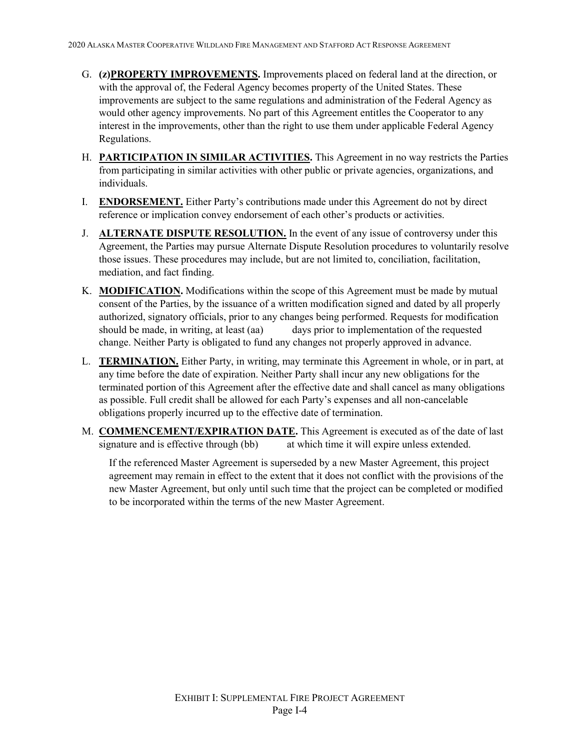G. **(z)PROPERTY IMPROVEMENTS.** Improvements placed on federal land at the direction, or with the approval of, the Federal Agency becomes property of the United States. These improvements are subject to the same regulations and administration of the Federal Agency as would other agency improvements. No part of this Agreement entitles the Cooperator to any interest in the improvements, other than the right to use them under applicable Federal Agency Regulations.

H. **PARTICIPATION IN SIMILAR ACTIVITIES.** This Agreement in no way restricts the Parties from participating in similar activities with other public or private agencies, organizations, and individuals.

I. **ENDORSEMENT.** Either Party's contributions made under this Agreement do not by direct reference or implication convey endorsement of each other's products or activities.

J. **ALTERNATE DISPUTE RESOLUTION.** In the event of any issue of controversy under this Agreement, the Parties may pursue Alternate Dispute Resolution procedures to voluntarily resolve those issues. These procedures may include, but are not limited to, conciliation, facilitation, mediation, and fact finding.

K. **MODIFICATION.** Modifications within the scope of this Agreement must be made by mutual consent of the Parties, by the issuance of a written modification signed and dated by all properly authorized, signatory officials, prior to any changes being performed. Requests for modification should be made, in writing, at least (aa) days prior to implementation of the requested change. Neither Party is obligated to fund any changes not properly approved in advance.

L. **TERMINATION.** Either Party, in writing, may terminate this Agreement in whole, or in part, at any time before the date of expiration. Neither Party shall incur any new obligations for the terminated portion of this Agreement after the effective date and shall cancel as many obligations as possible. Full credit shall be allowed for each Party's expenses and all non-cancelable obligations properly incurred up to the effective date of termination.

M. **COMMENCEMENT/EXPIRATION DATE.** This Agreement is executed as of the date of last signature and is effective through (bb) at which time it will expire unless extended.

   If the referenced Master Agreement is superseded by a new Master Agreement, this project agreement may remain in effect to the extent that it does not conflict with the provisions of the new Master Agreement, but only until such time that the project can be completed or modified to be incorporated within the terms of the new Master Agreement.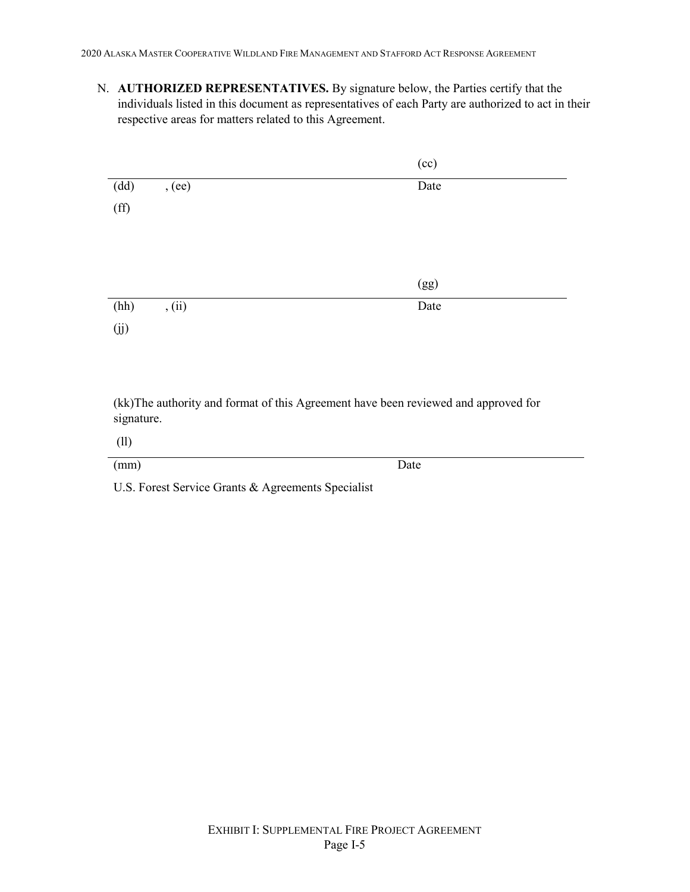N. **AUTHORIZED REPRESENTATIVES.** By signature below, the Parties certify that the individuals listed in this document as representatives of each Party are authorized to act in their respective areas for matters related to this Agreement.

(cc)

(dd) , (ee) Date

(ff)

(gg)

(hh) , (ii) Date

(jj)

(kk)The authority and format of this Agreement have been reviewed and approved for signature.

(ll)

(mm) Date

U.S. Forest Service Grants & Agreements Specialist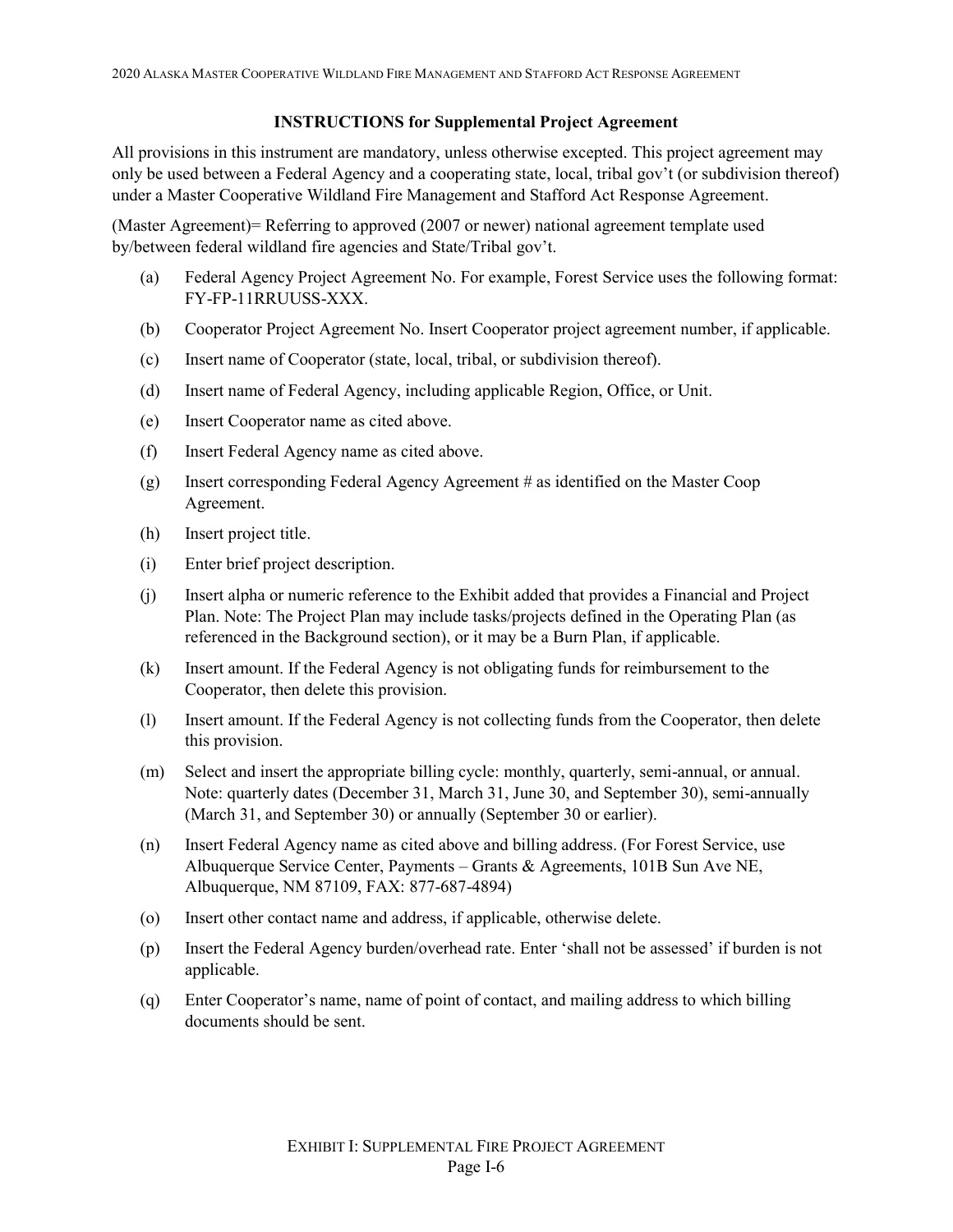## INSTRUCTIONS for Supplemental Project Agreement

All provisions in this instrument are mandatory, unless otherwise excepted. This project agreement may only be used between a Federal Agency and a cooperating state, local, tribal gov't (or subdivision thereof) under a Master Cooperative Wildland Fire Management and Stafford Act Response Agreement.

(Master Agreement)= Referring to approved (2007 or newer) national agreement template used by/between federal wildland fire agencies and State/Tribal gov't.

(a) Federal Agency Project Agreement No. For example, Forest Service uses the following format: FY-FP-11RRUUSS-XXX.

(b) Cooperator Project Agreement No. Insert Cooperator project agreement number, if applicable.

(c) Insert name of Cooperator (state, local, tribal, or subdivision thereof).

(d) Insert name of Federal Agency, including applicable Region, Office, or Unit.

(e) Insert Cooperator name as cited above.

(f) Insert Federal Agency name as cited above.

(g) Insert corresponding Federal Agency Agreement # as identified on the Master Coop Agreement.

(h) Insert project title.

(i) Enter brief project description.

(j) Insert alpha or numeric reference to the Exhibit added that provides a Financial and Project Plan. Note: The Project Plan may include tasks/projects defined in the Operating Plan (as referenced in the Background section), or it may be a Burn Plan, if applicable.

(k) Insert amount. If the Federal Agency is not obligating funds for reimbursement to the Cooperator, then delete this provision.

(l) Insert amount. If the Federal Agency is not collecting funds from the Cooperator, then delete this provision.

(m) Select and insert the appropriate billing cycle: monthly, quarterly, semi-annual, or annual. Note: quarterly dates (December 31, March 31, June 30, and September 30), semi-annually (March 31, and September 30) or annually (September 30 or earlier).

(n) Insert Federal Agency name as cited above and billing address. (For Forest Service, use Albuquerque Service Center, Payments – Grants & Agreements, 101B Sun Ave NE, Albuquerque, NM 87109, FAX: 877-687-4894)

(o) Insert other contact name and address, if applicable, otherwise delete.

(p) Insert the Federal Agency burden/overhead rate. Enter 'shall not be assessed' if burden is not applicable.

(q) Enter Cooperator's name, name of point of contact, and mailing address to which billing documents should be sent.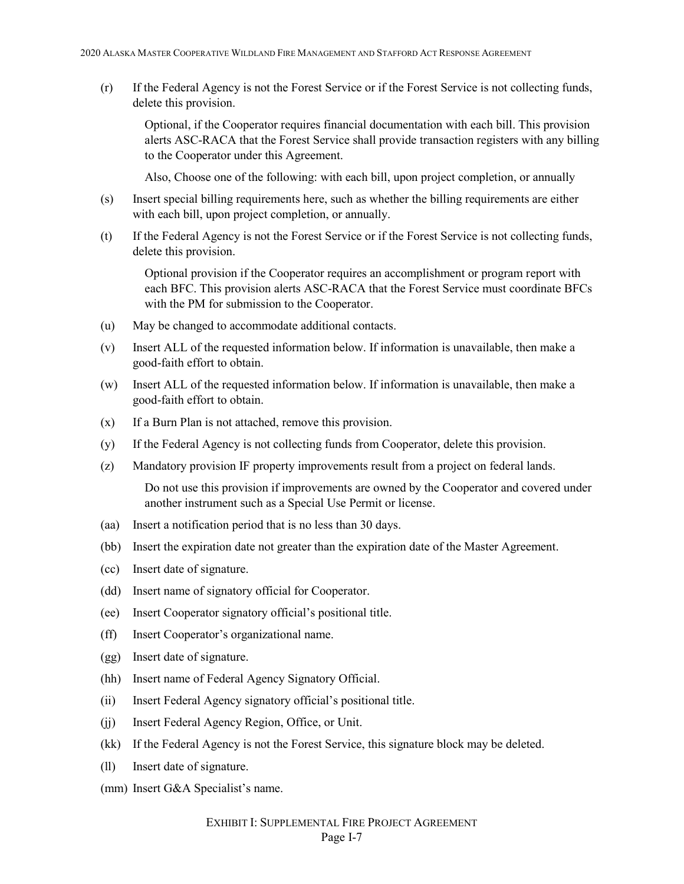(r) If the Federal Agency is not the Forest Service or if the Forest Service is not collecting funds, delete this provision.

Optional, if the Cooperator requires financial documentation with each bill. This provision alerts ASC-RACA that the Forest Service shall provide transaction registers with any billing to the Cooperator under this Agreement.

Also, Choose one of the following: with each bill, upon project completion, or annually

(s) Insert special billing requirements here, such as whether the billing requirements are either with each bill, upon project completion, or annually.

(t) If the Federal Agency is not the Forest Service or if the Forest Service is not collecting funds, delete this provision.

Optional provision if the Cooperator requires an accomplishment or program report with each BFC. This provision alerts ASC-RACA that the Forest Service must coordinate BFCs with the PM for submission to the Cooperator.

(u) May be changed to accommodate additional contacts.

(v) Insert ALL of the requested information below. If information is unavailable, then make a good-faith effort to obtain.

(w) Insert ALL of the requested information below. If information is unavailable, then make a good-faith effort to obtain.

(x) If a Burn Plan is not attached, remove this provision.

(y) If the Federal Agency is not collecting funds from Cooperator, delete this provision.

(z) Mandatory provision IF property improvements result from a project on federal lands.

Do not use this provision if improvements are owned by the Cooperator and covered under another instrument such as a Special Use Permit or license.

(aa) Insert a notification period that is no less than 30 days.

(bb) Insert the expiration date not greater than the expiration date of the Master Agreement.

(cc) Insert date of signature.

(dd) Insert name of signatory official for Cooperator.

(ee) Insert Cooperator signatory official's positional title.

(ff) Insert Cooperator's organizational name.

(gg) Insert date of signature.

(hh) Insert name of Federal Agency Signatory Official.

(ii) Insert Federal Agency signatory official's positional title.

(jj) Insert Federal Agency Region, Office, or Unit.

(kk) If the Federal Agency is not the Forest Service, this signature block may be deleted.

(ll) Insert date of signature.

(mm) Insert G&A Specialist's name.